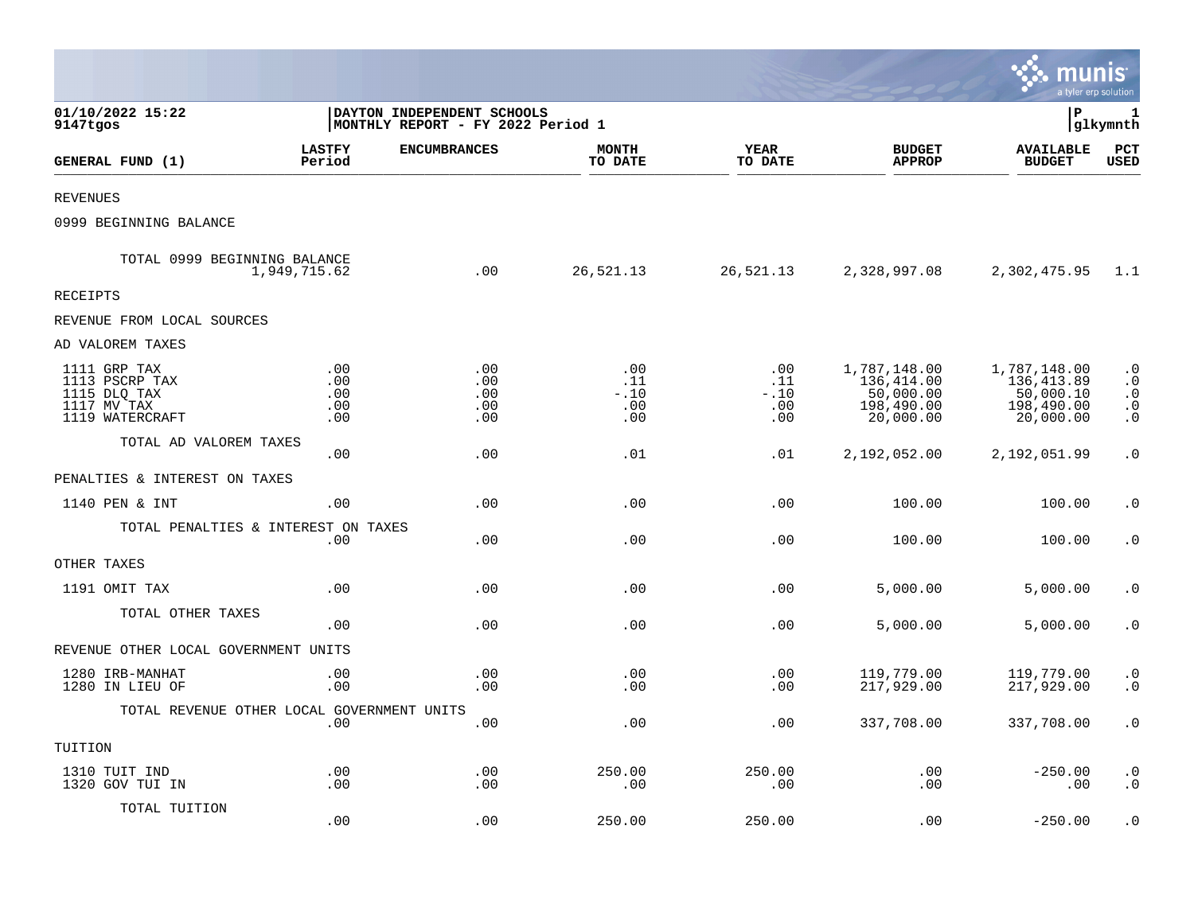01/10/2022 15:22
9147tgos

DAYTON INDEPENDENT SCHOOLS
MONTHLY REPORT - FY 2022 Period 1

P 1
glkymnth

| GENERAL FUND (1) | LASTFY Period | ENCUMBRANCES | MONTH TO DATE | YEAR TO DATE | BUDGET APPROP | AVAILABLE BUDGET | PCT USED |
|---|---|---|---|---|---|---|---|
| REVENUES | | | | | | | |
| 0999 BEGINNING BALANCE | | | | | | | |
| TOTAL 0999 BEGINNING BALANCE | 1,949,715.62 | .00 | 26,521.13 | 26,521.13 | 2,328,997.08 | 2,302,475.95 | 1.1 |
| RECEIPTS | | | | | | | |
| REVENUE FROM LOCAL SOURCES | | | | | | | |
| AD VALOREM TAXES | | | | | | | |
| 1111 GRP TAX | .00 | .00 | .00 | .00 | 1,787,148.00 | 1,787,148.00 | .0 |
| 1113 PSCRP TAX | .00 | .00 | .11 | .11 | 136,414.00 | 136,413.89 | .0 |
| 1115 DLQ TAX | .00 | .00 | -.10 | -.10 | 50,000.00 | 50,000.10 | .0 |
| 1117 MV TAX | .00 | .00 | .00 | .00 | 198,490.00 | 198,490.00 | .0 |
| 1119 WATERCRAFT | .00 | .00 | .00 | .00 | 20,000.00 | 20,000.00 | .0 |
| TOTAL AD VALOREM TAXES | .00 | .00 | .01 | .01 | 2,192,052.00 | 2,192,051.99 | .0 |
| PENALTIES & INTEREST ON TAXES | | | | | | | |
| 1140 PEN & INT | .00 | .00 | .00 | .00 | 100.00 | 100.00 | .0 |
| TOTAL PENALTIES & INTEREST ON TAXES | .00 | .00 | .00 | .00 | 100.00 | 100.00 | .0 |
| OTHER TAXES | | | | | | | |
| 1191 OMIT TAX | .00 | .00 | .00 | .00 | 5,000.00 | 5,000.00 | .0 |
| TOTAL OTHER TAXES | .00 | .00 | .00 | .00 | 5,000.00 | 5,000.00 | .0 |
| REVENUE OTHER LOCAL GOVERNMENT UNITS | | | | | | | |
| 1280 IRB-MANHAT | .00 | .00 | .00 | .00 | 119,779.00 | 119,779.00 | .0 |
| 1280 IN LIEU OF | .00 | .00 | .00 | .00 | 217,929.00 | 217,929.00 | .0 |
| TOTAL REVENUE OTHER LOCAL GOVERNMENT UNITS | .00 | .00 | .00 | .00 | 337,708.00 | 337,708.00 | .0 |
| TUITION | | | | | | | |
| 1310 TUIT IND | .00 | .00 | 250.00 | 250.00 | .00 | -250.00 | .0 |
| 1320 GOV TUI IN | .00 | .00 | .00 | .00 | .00 | .00 | .0 |
| TOTAL TUITION | .00 | .00 | 250.00 | 250.00 | .00 | -250.00 | .0 |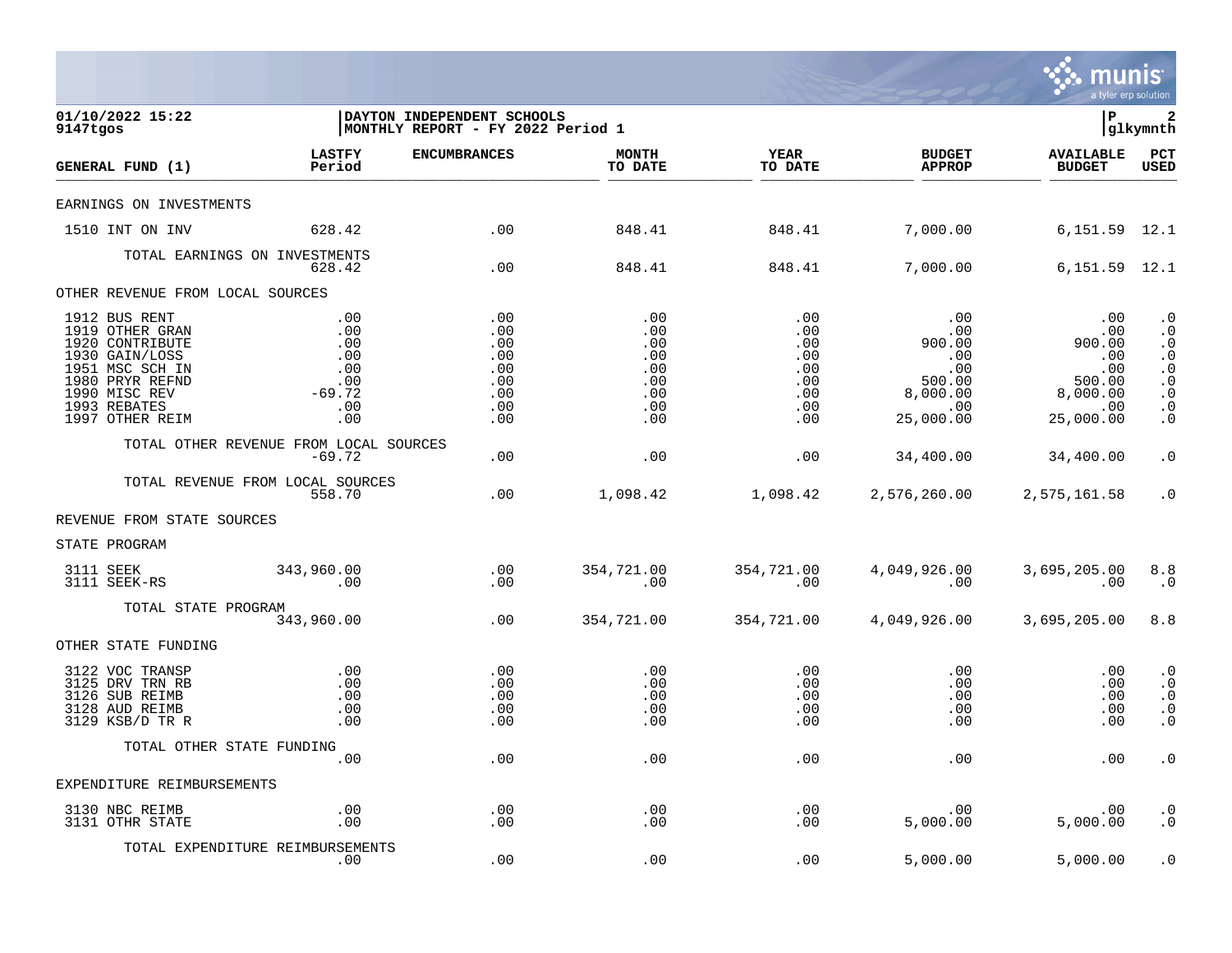01/10/2022 15:22 | DAYTON INDEPENDENT SCHOOLS | P 2
9147tgos | MONTHLY REPORT - FY 2022 Period 1 | glkymnth

| GENERAL FUND (1) | LASTFY Period | ENCUMBRANCES | MONTH TO DATE | YEAR TO DATE | BUDGET APPROP | AVAILABLE BUDGET | PCT USED |
|---|---|---|---|---|---|---|---|
| EARNINGS ON INVESTMENTS | | | | | | | |
| 1510 INT ON INV | 628.42 | .00 | 848.41 | 848.41 | 7,000.00 | 6,151.59 | 12.1 |
| TOTAL EARNINGS ON INVESTMENTS | 628.42 | .00 | 848.41 | 848.41 | 7,000.00 | 6,151.59 | 12.1 |
| OTHER REVENUE FROM LOCAL SOURCES | | | | | | | |
| 1912 BUS RENT | .00 | .00 | .00 | .00 | .00 | .00 | .0 |
| 1919 OTHER GRAN | .00 | .00 | .00 | .00 | .00 | .00 | .0 |
| 1920 CONTRIBUTE | .00 | .00 | .00 | .00 | 900.00 | 900.00 | .0 |
| 1930 GAIN/LOSS | .00 | .00 | .00 | .00 | .00 | .00 | .0 |
| 1951 MSC SCH IN | .00 | .00 | .00 | .00 | .00 | .00 | .0 |
| 1980 PRYR REFND | .00 | .00 | .00 | .00 | 500.00 | 500.00 | .0 |
| 1990 MISC REV | -69.72 | .00 | .00 | .00 | 8,000.00 | 8,000.00 | .0 |
| 1993 REBATES | .00 | .00 | .00 | .00 | .00 | .00 | .0 |
| 1997 OTHER REIM | .00 | .00 | .00 | .00 | 25,000.00 | 25,000.00 | .0 |
| TOTAL OTHER REVENUE FROM LOCAL SOURCES | -69.72 | .00 | .00 | .00 | 34,400.00 | 34,400.00 | .0 |
| TOTAL REVENUE FROM LOCAL SOURCES | 558.70 | .00 | 1,098.42 | 1,098.42 | 2,576,260.00 | 2,575,161.58 | .0 |
| REVENUE FROM STATE SOURCES | | | | | | | |
| STATE PROGRAM | | | | | | | |
| 3111 SEEK | 343,960.00 | .00 | 354,721.00 | 354,721.00 | 4,049,926.00 | 3,695,205.00 | 8.8 |
| 3111 SEEK-RS | .00 | .00 | .00 | .00 | .00 | .00 | .0 |
| TOTAL STATE PROGRAM | 343,960.00 | .00 | 354,721.00 | 354,721.00 | 4,049,926.00 | 3,695,205.00 | 8.8 |
| OTHER STATE FUNDING | | | | | | | |
| 3122 VOC TRANSP | .00 | .00 | .00 | .00 | .00 | .00 | .0 |
| 3125 DRV TRN RB | .00 | .00 | .00 | .00 | .00 | .00 | .0 |
| 3126 SUB REIMB | .00 | .00 | .00 | .00 | .00 | .00 | .0 |
| 3128 AUD REIMB | .00 | .00 | .00 | .00 | .00 | .00 | .0 |
| 3129 KSB/D TR R | .00 | .00 | .00 | .00 | .00 | .00 | .0 |
| TOTAL OTHER STATE FUNDING | .00 | .00 | .00 | .00 | .00 | .00 | .0 |
| EXPENDITURE REIMBURSEMENTS | | | | | | | |
| 3130 NBC REIMB | .00 | .00 | .00 | .00 | .00 | .00 | .0 |
| 3131 OTHR STATE | .00 | .00 | .00 | .00 | 5,000.00 | 5,000.00 | .0 |
| TOTAL EXPENDITURE REIMBURSEMENTS | .00 | .00 | .00 | .00 | 5,000.00 | 5,000.00 | .0 |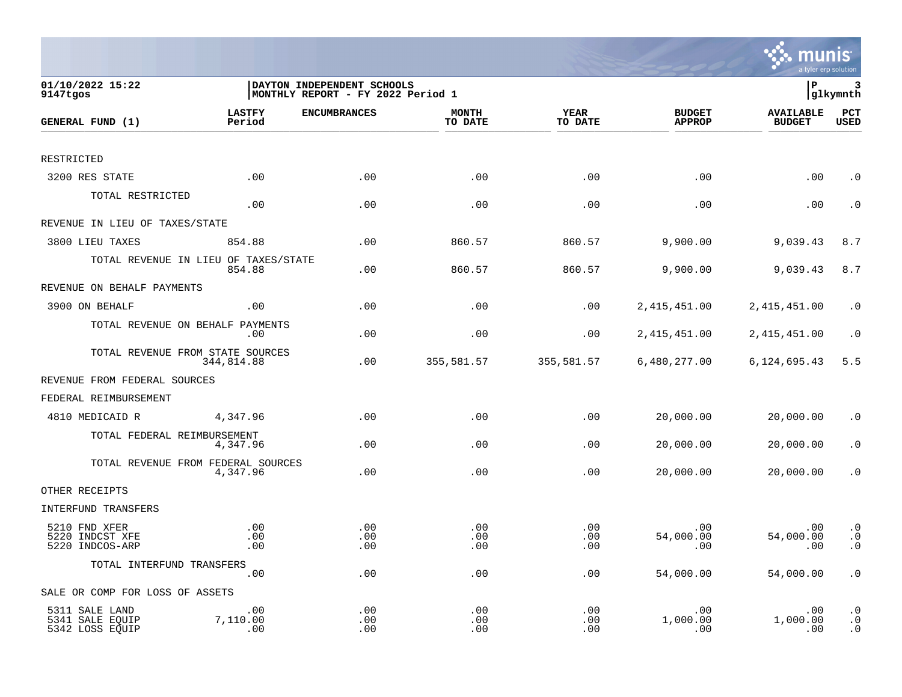01/10/2022 15:22
9147tgos

DAYTON INDEPENDENT SCHOOLS
MONTHLY REPORT - FY 2022 Period 1

P 3
glkymnth

| GENERAL FUND (1) | LASTFY Period | ENCUMBRANCES | MONTH TO DATE | YEAR TO DATE | BUDGET APPROP | AVAILABLE BUDGET | PCT USED |
|---|---|---|---|---|---|---|---|
| RESTRICTED | | | | | | | |
| 3200 RES STATE | .00 | .00 | .00 | .00 | .00 | .00 | .0 |
| TOTAL RESTRICTED | .00 | .00 | .00 | .00 | .00 | .00 | .0 |
| REVENUE IN LIEU OF TAXES/STATE | | | | | | | |
| 3800 LIEU TAXES | 854.88 | .00 | 860.57 | 860.57 | 9,900.00 | 9,039.43 | 8.7 |
| TOTAL REVENUE IN LIEU OF TAXES/STATE | 854.88 | .00 | 860.57 | 860.57 | 9,900.00 | 9,039.43 | 8.7 |
| REVENUE ON BEHALF PAYMENTS | | | | | | | |
| 3900 ON BEHALF | .00 | .00 | .00 | .00 | 2,415,451.00 | 2,415,451.00 | .0 |
| TOTAL REVENUE ON BEHALF PAYMENTS | .00 | .00 | .00 | .00 | 2,415,451.00 | 2,415,451.00 | .0 |
| TOTAL REVENUE FROM STATE SOURCES | 344,814.88 | .00 | 355,581.57 | 355,581.57 | 6,480,277.00 | 6,124,695.43 | 5.5 |
| REVENUE FROM FEDERAL SOURCES | | | | | | | |
| FEDERAL REIMBURSEMENT | | | | | | | |
| 4810 MEDICAID R | 4,347.96 | .00 | .00 | .00 | 20,000.00 | 20,000.00 | .0 |
| TOTAL FEDERAL REIMBURSEMENT | 4,347.96 | .00 | .00 | .00 | 20,000.00 | 20,000.00 | .0 |
| TOTAL REVENUE FROM FEDERAL SOURCES | 4,347.96 | .00 | .00 | .00 | 20,000.00 | 20,000.00 | .0 |
| OTHER RECEIPTS | | | | | | | |
| INTERFUND TRANSFERS | | | | | | | |
| 5210 FND XFER | .00 | .00 | .00 | .00 | .00 | .00 | .0 |
| 5220 INDCST XFE | .00 | .00 | .00 | .00 | 54,000.00 | 54,000.00 | .0 |
| 5220 INDCOS-ARP | .00 | .00 | .00 | .00 | .00 | .00 | .0 |
| TOTAL INTERFUND TRANSFERS | .00 | .00 | .00 | .00 | 54,000.00 | 54,000.00 | .0 |
| SALE OR COMP FOR LOSS OF ASSETS | | | | | | | |
| 5311 SALE LAND | .00 | .00 | .00 | .00 | .00 | .00 | .0 |
| 5341 SALE EQUIP | 7,110.00 | .00 | .00 | .00 | 1,000.00 | 1,000.00 | .0 |
| 5342 LOSS EQUIP | .00 | .00 | .00 | .00 | .00 | .00 | .0 |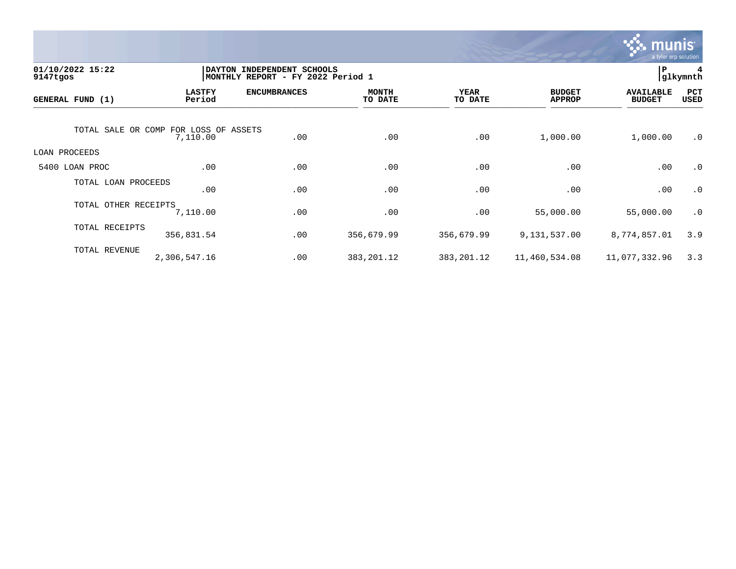01/10/2022 15:22 | DAYTON INDEPENDENT SCHOOLS | P 4
9147tgos | MONTHLY REPORT - FY 2022 Period 1 | glkymnth

| GENERAL FUND (1) | LASTFY Period | ENCUMBRANCES | MONTH TO DATE | YEAR TO DATE | BUDGET APPROP | AVAILABLE BUDGET | PCT USED |
|---|---|---|---|---|---|---|---|
| TOTAL SALE OR COMP FOR LOSS OF ASSETS | 7,110.00 | .00 | .00 | .00 | 1,000.00 | 1,000.00 | .0 |
| LOAN PROCEEDS | | | | | | | |
| 5400 LOAN PROC | .00 | .00 | .00 | .00 | .00 | .00 | .0 |
| TOTAL LOAN PROCEEDS | .00 | .00 | .00 | .00 | .00 | .00 | .0 |
| TOTAL OTHER RECEIPTS | 7,110.00 | .00 | .00 | .00 | 55,000.00 | 55,000.00 | .0 |
| TOTAL RECEIPTS | 356,831.54 | .00 | 356,679.99 | 356,679.99 | 9,131,537.00 | 8,774,857.01 | 3.9 |
| TOTAL REVENUE | 2,306,547.16 | .00 | 383,201.12 | 383,201.12 | 11,460,534.08 | 11,077,332.96 | 3.3 |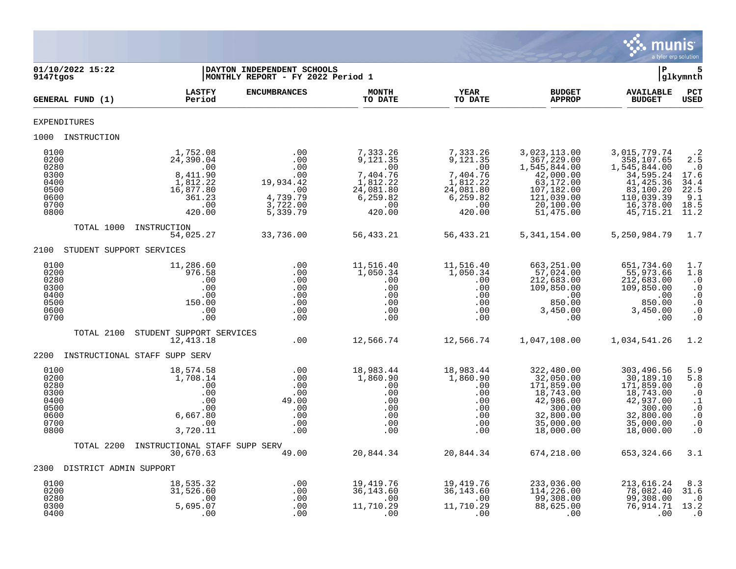01/10/2022 15:22
9147tgos

DAYTON INDEPENDENT SCHOOLS
MONTHLY REPORT - FY 2022 Period 1

P 5
glkymnth

| GENERAL FUND (1) | LASTFY Period | ENCUMBRANCES | MONTH TO DATE | YEAR TO DATE | BUDGET APPROP | AVAILABLE BUDGET | PCT USED |
|---|---|---|---|---|---|---|---|
| EXPENDITURES | | | | | | | |
| 1000 INSTRUCTION | | | | | | | |
| 0100 | 1,752.08 | .00 | 7,333.26 | 7,333.26 | 3,023,113.00 | 3,015,779.74 | .2 |
| 0200 | 24,390.04 | .00 | 9,121.35 | 9,121.35 | 367,229.00 | 358,107.65 | 2.5 |
| 0280 | .00 | .00 | .00 | .00 | 1,545,844.00 | 1,545,844.00 | .0 |
| 0300 | 8,411.90 | .00 | 7,404.76 | 7,404.76 | 42,000.00 | 34,595.24 | 17.6 |
| 0400 | 1,812.22 | 19,934.42 | 1,812.22 | 1,812.22 | 63,172.00 | 41,425.36 | 34.4 |
| 0500 | 16,877.80 | .00 | 24,081.80 | 24,081.80 | 107,182.00 | 83,100.20 | 22.5 |
| 0600 | 361.23 | 4,739.79 | 6,259.82 | 6,259.82 | 121,039.00 | 110,039.39 | 9.1 |
| 0700 | .00 | 3,722.00 | .00 | .00 | 20,100.00 | 16,378.00 | 18.5 |
| 0800 | 420.00 | 5,339.79 | 420.00 | 420.00 | 51,475.00 | 45,715.21 | 11.2 |
| TOTAL 1000 INSTRUCTION | 54,025.27 | 33,736.00 | 56,433.21 | 56,433.21 | 5,341,154.00 | 5,250,984.79 | 1.7 |
| 2100 STUDENT SUPPORT SERVICES | | | | | | | |
| 0100 | 11,286.60 | .00 | 11,516.40 | 11,516.40 | 663,251.00 | 651,734.60 | 1.7 |
| 0200 | 976.58 | .00 | 1,050.34 | 1,050.34 | 57,024.00 | 55,973.66 | 1.8 |
| 0280 | .00 | .00 | .00 | .00 | 212,683.00 | 212,683.00 | .0 |
| 0300 | .00 | .00 | .00 | .00 | 109,850.00 | 109,850.00 | .0 |
| 0400 | .00 | .00 | .00 | .00 | .00 | .00 | .0 |
| 0500 | 150.00 | .00 | .00 | .00 | 850.00 | 850.00 | .0 |
| 0600 | .00 | .00 | .00 | .00 | 3,450.00 | 3,450.00 | .0 |
| 0700 | .00 | .00 | .00 | .00 | .00 | .00 | .0 |
| TOTAL 2100 STUDENT SUPPORT SERVICES | 12,413.18 | .00 | 12,566.74 | 12,566.74 | 1,047,108.00 | 1,034,541.26 | 1.2 |
| 2200 INSTRUCTIONAL STAFF SUPP SERV | | | | | | | |
| 0100 | 18,574.58 | .00 | 18,983.44 | 18,983.44 | 322,480.00 | 303,496.56 | 5.9 |
| 0200 | 1,708.14 | .00 | 1,860.90 | 1,860.90 | 32,050.00 | 30,189.10 | 5.8 |
| 0280 | .00 | .00 | .00 | .00 | 171,859.00 | 171,859.00 | .0 |
| 0300 | .00 | .00 | .00 | .00 | 18,743.00 | 18,743.00 | .0 |
| 0400 | .00 | 49.00 | .00 | .00 | 42,986.00 | 42,937.00 | .1 |
| 0500 | .00 | .00 | .00 | .00 | 300.00 | 300.00 | .0 |
| 0600 | 6,667.80 | .00 | .00 | .00 | 32,800.00 | 32,800.00 | .0 |
| 0700 | .00 | .00 | .00 | .00 | 35,000.00 | 35,000.00 | .0 |
| 0800 | 3,720.11 | .00 | .00 | .00 | 18,000.00 | 18,000.00 | .0 |
| TOTAL 2200 INSTRUCTIONAL STAFF SUPP SERV | 30,670.63 | 49.00 | 20,844.34 | 20,844.34 | 674,218.00 | 653,324.66 | 3.1 |
| 2300 DISTRICT ADMIN SUPPORT | | | | | | | |
| 0100 | 18,535.32 | .00 | 19,419.76 | 19,419.76 | 233,036.00 | 213,616.24 | 8.3 |
| 0200 | 31,526.60 | .00 | 36,143.60 | 36,143.60 | 114,226.00 | 78,082.40 | 31.6 |
| 0280 | .00 | .00 | .00 | .00 | 99,308.00 | 99,308.00 | .0 |
| 0300 | 5,695.07 | .00 | 11,710.29 | 11,710.29 | 88,625.00 | 76,914.71 | 13.2 |
| 0400 | .00 | .00 | .00 | .00 | .00 | .00 | .0 |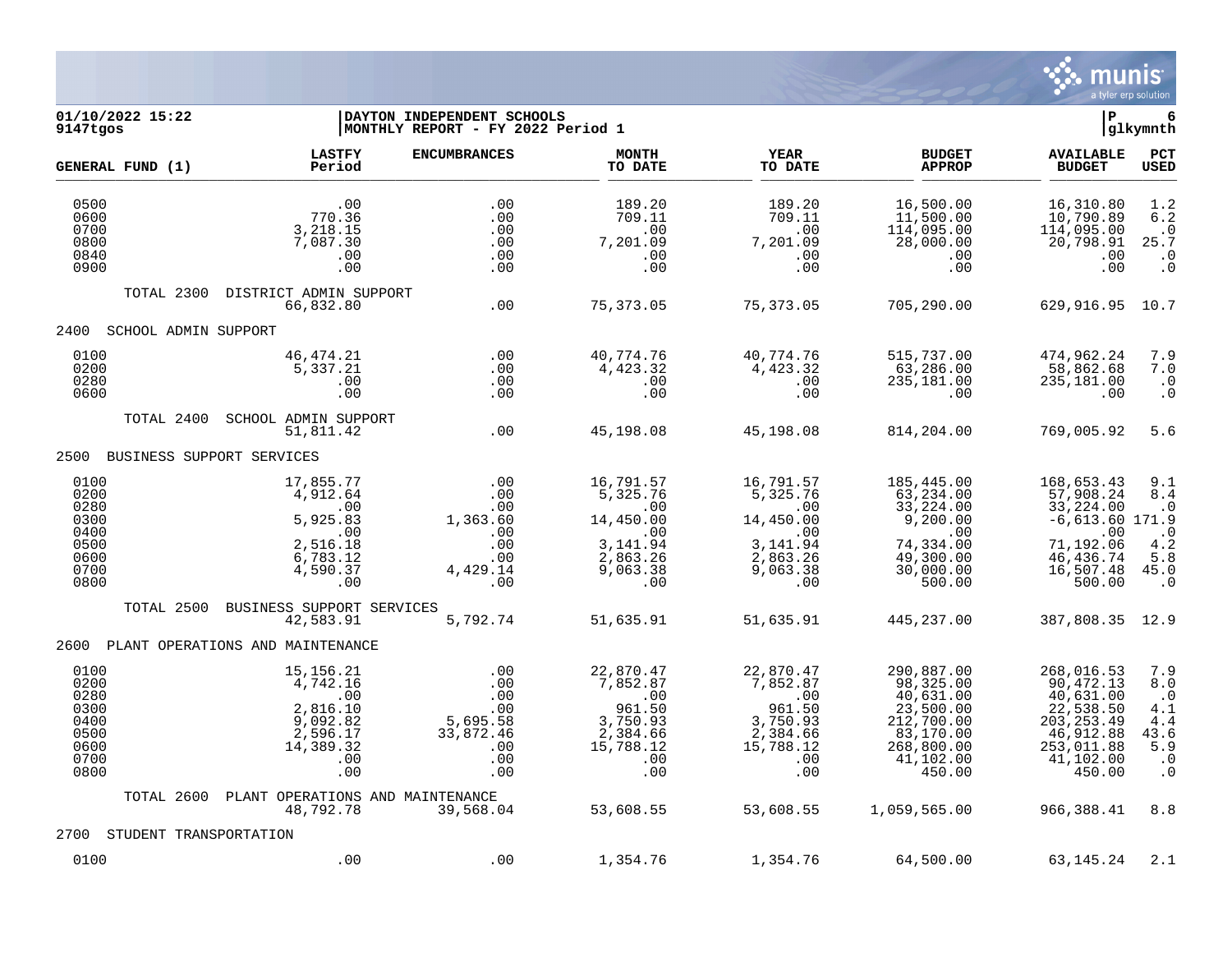01/10/2022 15:22 | DAYTON INDEPENDENT SCHOOLS
9147tgos | MONTHLY REPORT - FY 2022 Period 1

| GENERAL FUND (1) | LASTFY Period | ENCUMBRANCES | MONTH TO DATE | YEAR TO DATE | BUDGET APPROP | AVAILABLE BUDGET | PCT USED |
|---|---|---|---|---|---|---|---|
| 0500 | .00 | .00 | 189.20 | 189.20 | 16,500.00 | 16,310.80 | 1.2 |
| 0600 | 770.36 | .00 | 709.11 | 709.11 | 11,500.00 | 10,790.89 | 6.2 |
| 0700 | 3,218.15 | .00 | .00 | .00 | 114,095.00 | 114,095.00 | .0 |
| 0800 | 7,087.30 | .00 | 7,201.09 | 7,201.09 | 28,000.00 | 20,798.91 | 25.7 |
| 0840 | .00 | .00 | .00 | .00 | .00 | .00 | .0 |
| 0900 | .00 | .00 | .00 | .00 | .00 | .00 | .0 |
| TOTAL 2300 DISTRICT ADMIN SUPPORT | 66,832.80 | .00 | 75,373.05 | 75,373.05 | 705,290.00 | 629,916.95 | 10.7 |
| **2400 SCHOOL ADMIN SUPPORT** | | | | | | | |
| 0100 | 46,474.21 | .00 | 40,774.76 | 40,774.76 | 515,737.00 | 474,962.24 | 7.9 |
| 0200 | 5,337.21 | .00 | 4,423.32 | 4,423.32 | 63,286.00 | 58,862.68 | 7.0 |
| 0280 | .00 | .00 | .00 | .00 | 235,181.00 | 235,181.00 | .0 |
| 0600 | .00 | .00 | .00 | .00 | .00 | .00 | .0 |
| TOTAL 2400 SCHOOL ADMIN SUPPORT | 51,811.42 | .00 | 45,198.08 | 45,198.08 | 814,204.00 | 769,005.92 | 5.6 |
| **2500 BUSINESS SUPPORT SERVICES** | | | | | | | |
| 0100 | 17,855.77 | .00 | 16,791.57 | 16,791.57 | 185,445.00 | 168,653.43 | 9.1 |
| 0200 | 4,912.64 | .00 | 5,325.76 | 5,325.76 | 63,234.00 | 57,908.24 | 8.4 |
| 0280 | .00 | .00 | .00 | .00 | 33,224.00 | 33,224.00 | .0 |
| 0300 | 5,925.83 | 1,363.60 | 14,450.00 | 14,450.00 | 9,200.00 | -6,613.60 | 171.9 |
| 0400 | .00 | .00 | .00 | .00 | .00 | .00 | .0 |
| 0500 | 2,516.18 | .00 | 3,141.94 | 3,141.94 | 74,334.00 | 71,192.06 | 4.2 |
| 0600 | 6,783.12 | .00 | 2,863.26 | 2,863.26 | 49,300.00 | 46,436.74 | 5.8 |
| 0700 | 4,590.37 | 4,429.14 | 9,063.38 | 9,063.38 | 30,000.00 | 16,507.48 | 45.0 |
| 0800 | .00 | .00 | .00 | .00 | 500.00 | 500.00 | .0 |
| TOTAL 2500 BUSINESS SUPPORT SERVICES | 42,583.91 | 5,792.74 | 51,635.91 | 51,635.91 | 445,237.00 | 387,808.35 | 12.9 |
| **2600 PLANT OPERATIONS AND MAINTENANCE** | | | | | | | |
| 0100 | 15,156.21 | .00 | 22,870.47 | 22,870.47 | 290,887.00 | 268,016.53 | 7.9 |
| 0200 | 4,742.16 | .00 | 7,852.87 | 7,852.87 | 98,325.00 | 90,472.13 | 8.0 |
| 0280 | .00 | .00 | .00 | .00 | 40,631.00 | 40,631.00 | .0 |
| 0300 | 2,816.10 | .00 | 961.50 | 961.50 | 23,500.00 | 22,538.50 | 4.1 |
| 0400 | 9,092.82 | 5,695.58 | 3,750.93 | 3,750.93 | 212,700.00 | 203,253.49 | 4.4 |
| 0500 | 2,596.17 | 33,872.46 | 2,384.66 | 2,384.66 | 83,170.00 | 46,912.88 | 43.6 |
| 0600 | 14,389.32 | .00 | 15,788.12 | 15,788.12 | 268,800.00 | 253,011.88 | 5.9 |
| 0700 | .00 | .00 | .00 | .00 | 41,102.00 | 41,102.00 | .0 |
| 0800 | .00 | .00 | .00 | .00 | 450.00 | 450.00 | .0 |
| TOTAL 2600 PLANT OPERATIONS AND MAINTENANCE | 48,792.78 | 39,568.04 | 53,608.55 | 53,608.55 | 1,059,565.00 | 966,388.41 | 8.8 |
| **2700 STUDENT TRANSPORTATION** | | | | | | | |
| 0100 | .00 | .00 | 1,354.76 | 1,354.76 | 64,500.00 | 63,145.24 | 2.1 |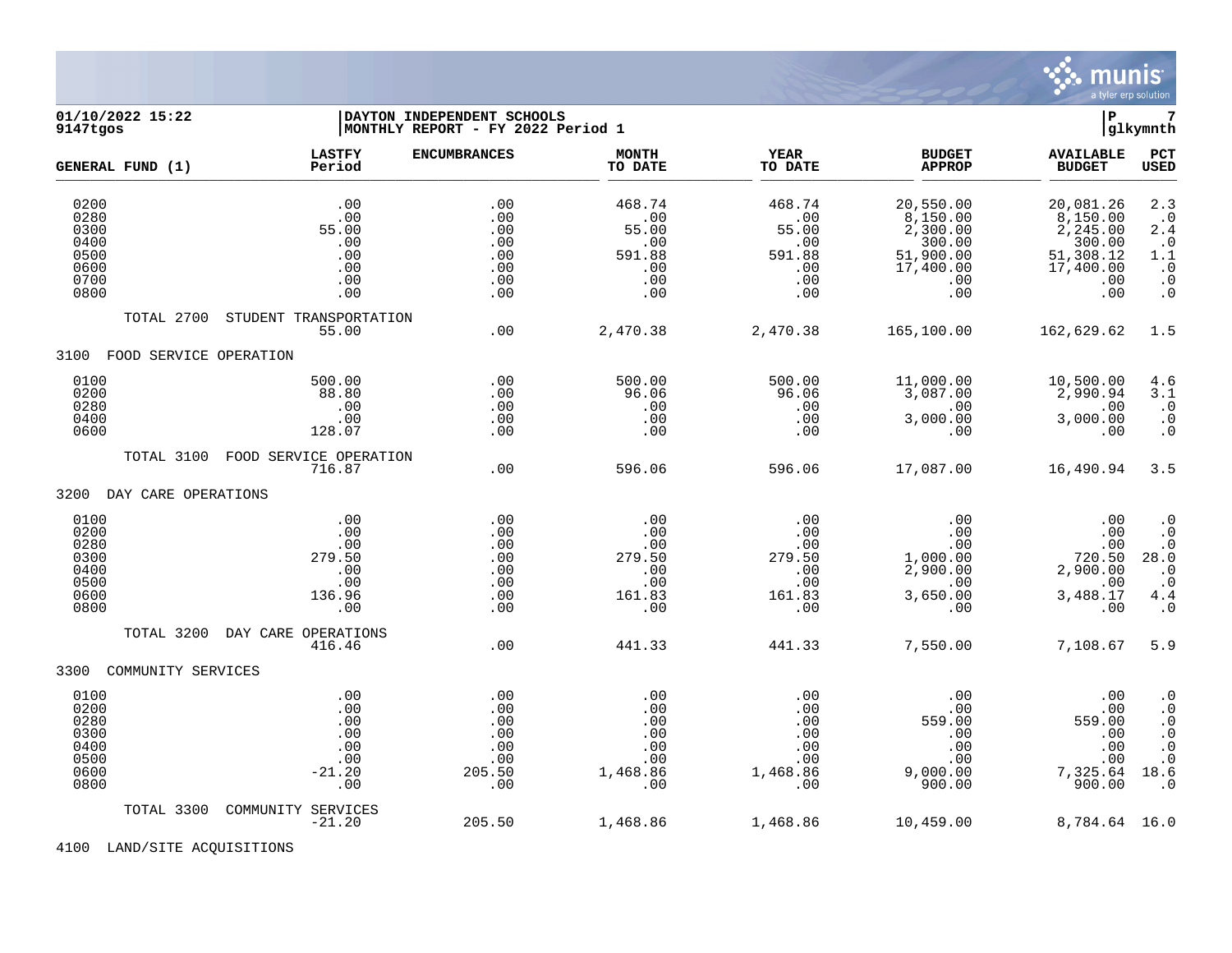01/10/2022 15:22 | DAYTON INDEPENDENT SCHOOLS
9147tgos | MONTHLY REPORT - FY 2022 Period 1

| GENERAL FUND (1) | LASTFY Period | ENCUMBRANCES | MONTH TO DATE | YEAR TO DATE | BUDGET APPROP | AVAILABLE BUDGET | PCT USED |
|---|---|---|---|---|---|---|---|
| 0200 | .00 | .00 | 468.74 | 468.74 | 20,550.00 | 20,081.26 | 2.3 |
| 0280 | .00 | .00 | .00 | .00 | 8,150.00 | 8,150.00 | .0 |
| 0300 | 55.00 | .00 | 55.00 | 55.00 | 2,300.00 | 2,245.00 | 2.4 |
| 0400 | .00 | .00 | .00 | .00 | 300.00 | 300.00 | .0 |
| 0500 | .00 | .00 | 591.88 | 591.88 | 51,900.00 | 51,308.12 | 1.1 |
| 0600 | .00 | .00 | .00 | .00 | 17,400.00 | 17,400.00 | .0 |
| 0700 | .00 | .00 | .00 | .00 | .00 | .00 | .0 |
| 0800 | .00 | .00 | .00 | .00 | .00 | .00 | .0 |
| TOTAL 2700 STUDENT TRANSPORTATION | 55.00 | .00 | 2,470.38 | 2,470.38 | 165,100.00 | 162,629.62 | 1.5 |
| 3100 FOOD SERVICE OPERATION | | | | | | | |
| 0100 | 500.00 | .00 | 500.00 | 500.00 | 11,000.00 | 10,500.00 | 4.6 |
| 0200 | 88.80 | .00 | 96.06 | 96.06 | 3,087.00 | 2,990.94 | 3.1 |
| 0280 | .00 | .00 | .00 | .00 | .00 | .00 | .0 |
| 0400 | .00 | .00 | .00 | .00 | 3,000.00 | 3,000.00 | .0 |
| 0600 | 128.07 | .00 | .00 | .00 | .00 | .00 | .0 |
| TOTAL 3100 FOOD SERVICE OPERATION | 716.87 | .00 | 596.06 | 596.06 | 17,087.00 | 16,490.94 | 3.5 |
| 3200 DAY CARE OPERATIONS | | | | | | | |
| 0100 | .00 | .00 | .00 | .00 | .00 | .00 | .0 |
| 0200 | .00 | .00 | .00 | .00 | .00 | .00 | .0 |
| 0280 | .00 | .00 | .00 | .00 | .00 | .00 | .0 |
| 0300 | 279.50 | .00 | 279.50 | 279.50 | 1,000.00 | 720.50 | 28.0 |
| 0400 | .00 | .00 | .00 | .00 | 2,900.00 | 2,900.00 | .0 |
| 0500 | .00 | .00 | .00 | .00 | .00 | .00 | .0 |
| 0600 | 136.96 | .00 | 161.83 | 161.83 | 3,650.00 | 3,488.17 | 4.4 |
| 0800 | .00 | .00 | .00 | .00 | .00 | .00 | .0 |
| TOTAL 3200 DAY CARE OPERATIONS | 416.46 | .00 | 441.33 | 441.33 | 7,550.00 | 7,108.67 | 5.9 |
| 3300 COMMUNITY SERVICES | | | | | | | |
| 0100 | .00 | .00 | .00 | .00 | .00 | .00 | .0 |
| 0200 | .00 | .00 | .00 | .00 | .00 | .00 | .0 |
| 0280 | .00 | .00 | .00 | .00 | 559.00 | 559.00 | .0 |
| 0300 | .00 | .00 | .00 | .00 | .00 | .00 | .0 |
| 0400 | .00 | .00 | .00 | .00 | .00 | .00 | .0 |
| 0500 | .00 | .00 | .00 | .00 | .00 | .00 | .0 |
| 0600 | -21.20 | 205.50 | 1,468.86 | 1,468.86 | 9,000.00 | 7,325.64 | 18.6 |
| 0800 | .00 | .00 | .00 | .00 | 900.00 | 900.00 | .0 |
| TOTAL 3300 COMMUNITY SERVICES | -21.20 | 205.50 | 1,468.86 | 1,468.86 | 10,459.00 | 8,784.64 | 16.0 |

4100 LAND/SITE ACQUISITIONS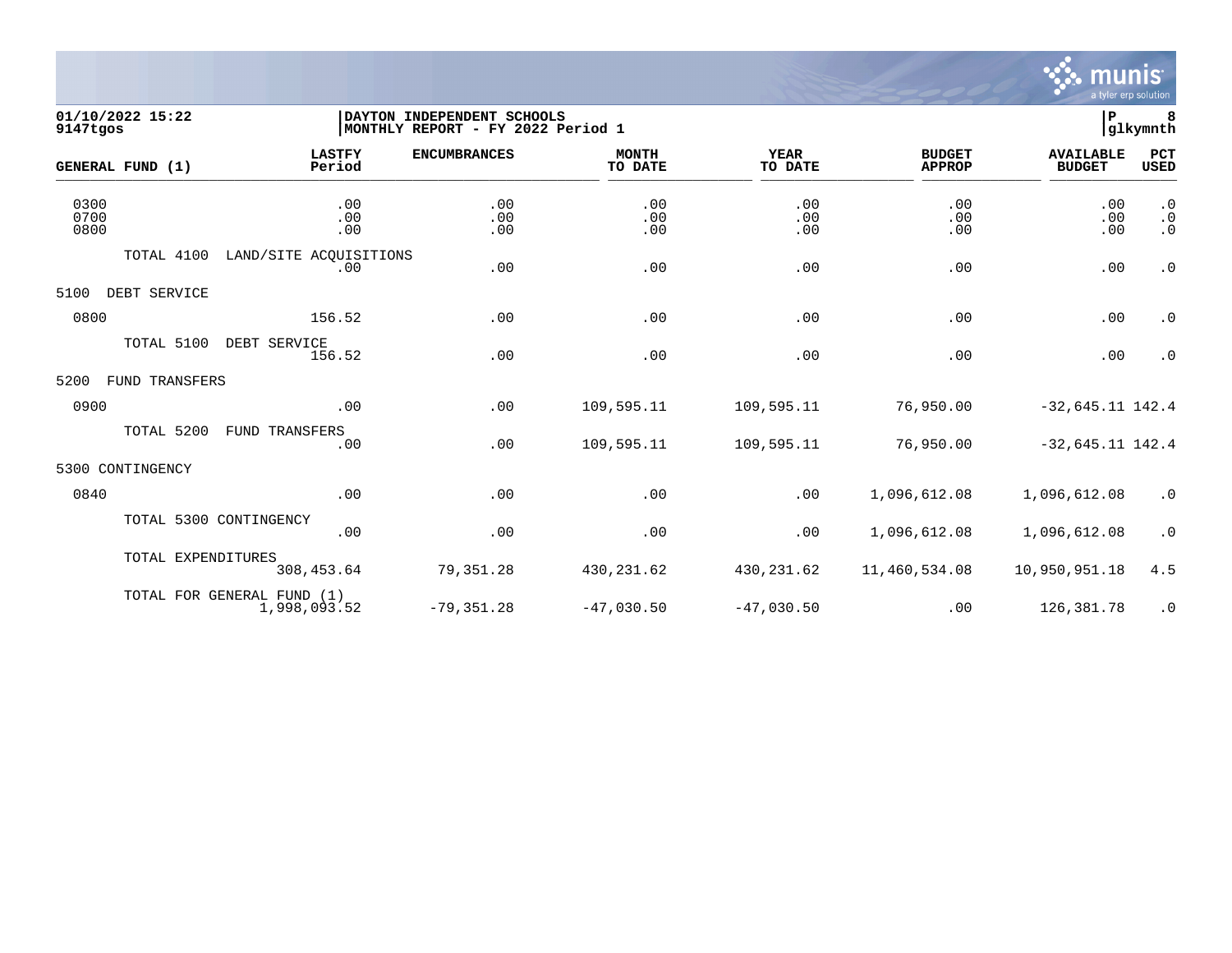01/10/2022 15:22
9147tgos

DAYTON INDEPENDENT SCHOOLS
MONTHLY REPORT - FY 2022 Period 1

P 8
glkymnth

| GENERAL FUND (1) | LASTFY Period | ENCUMBRANCES | MONTH TO DATE | YEAR TO DATE | BUDGET APPROP | AVAILABLE BUDGET | PCT USED |
|---|---|---|---|---|---|---|---|
| 0300 | .00 | .00 | .00 | .00 | .00 | .00 | .0 |
| 0700 | .00 | .00 | .00 | .00 | .00 | .00 | .0 |
| 0800 | .00 | .00 | .00 | .00 | .00 | .00 | .0 |
| TOTAL 4100 LAND/SITE ACQUISITIONS | .00 | .00 | .00 | .00 | .00 | .00 | .0 |
| 5100 DEBT SERVICE | | | | | | | |
| 0800 | 156.52 | .00 | .00 | .00 | .00 | .00 | .0 |
| TOTAL 5100 DEBT SERVICE | 156.52 | .00 | .00 | .00 | .00 | .00 | .0 |
| 5200 FUND TRANSFERS | | | | | | | |
| 0900 | .00 | .00 | 109,595.11 | 109,595.11 | 76,950.00 | -32,645.11 | 142.4 |
| TOTAL 5200 FUND TRANSFERS | .00 | .00 | 109,595.11 | 109,595.11 | 76,950.00 | -32,645.11 | 142.4 |
| 5300 CONTINGENCY | | | | | | | |
| 0840 | .00 | .00 | .00 | .00 | 1,096,612.08 | 1,096,612.08 | .0 |
| TOTAL 5300 CONTINGENCY | .00 | .00 | .00 | .00 | 1,096,612.08 | 1,096,612.08 | .0 |
| TOTAL EXPENDITURES | 308,453.64 | 79,351.28 | 430,231.62 | 430,231.62 | 11,460,534.08 | 10,950,951.18 | 4.5 |
| TOTAL FOR GENERAL FUND (1) | 1,998,093.52 | -79,351.28 | -47,030.50 | -47,030.50 | .00 | 126,381.78 | .0 |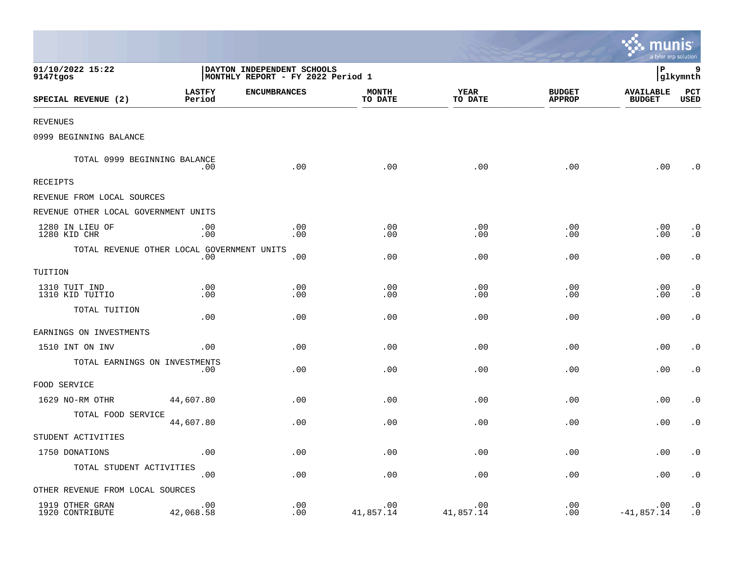01/10/2022 15:22
9147tgos

DAYTON INDEPENDENT SCHOOLS
MONTHLY REPORT - FY 2022 Period 1

P 9
glkymnth

| SPECIAL REVENUE (2) | LASTFY Period | ENCUMBRANCES | MONTH TO DATE | YEAR TO DATE | BUDGET APPROP | AVAILABLE BUDGET | PCT USED |
|---|---|---|---|---|---|---|---|
| REVENUES | | | | | | | |
| 0999 BEGINNING BALANCE | | | | | | | |
| TOTAL 0999 BEGINNING BALANCE | .00 | .00 | .00 | .00 | .00 | .00 | .0 |
| RECEIPTS | | | | | | | |
| REVENUE FROM LOCAL SOURCES | | | | | | | |
| REVENUE OTHER LOCAL GOVERNMENT UNITS | | | | | | | |
| 1280 IN LIEU OF | .00 | .00 | .00 | .00 | .00 | .00 | .0 |
| 1280 KID CHR | .00 | .00 | .00 | .00 | .00 | .00 | .0 |
| TOTAL REVENUE OTHER LOCAL GOVERNMENT UNITS | .00 | .00 | .00 | .00 | .00 | .00 | .0 |
| TUITION | | | | | | | |
| 1310 TUIT IND | .00 | .00 | .00 | .00 | .00 | .00 | .0 |
| 1310 KID TUITIO | .00 | .00 | .00 | .00 | .00 | .00 | .0 |
| TOTAL TUITION | .00 | .00 | .00 | .00 | .00 | .00 | .0 |
| EARNINGS ON INVESTMENTS | | | | | | | |
| 1510 INT ON INV | .00 | .00 | .00 | .00 | .00 | .00 | .0 |
| TOTAL EARNINGS ON INVESTMENTS | .00 | .00 | .00 | .00 | .00 | .00 | .0 |
| FOOD SERVICE | | | | | | | |
| 1629 NO-RM OTHR | 44,607.80 | .00 | .00 | .00 | .00 | .00 | .0 |
| TOTAL FOOD SERVICE | 44,607.80 | .00 | .00 | .00 | .00 | .00 | .0 |
| STUDENT ACTIVITIES | | | | | | | |
| 1750 DONATIONS | .00 | .00 | .00 | .00 | .00 | .00 | .0 |
| TOTAL STUDENT ACTIVITIES | .00 | .00 | .00 | .00 | .00 | .00 | .0 |
| OTHER REVENUE FROM LOCAL SOURCES | | | | | | | |
| 1919 OTHER GRAN | .00 | .00 | .00 | .00 | .00 | .00 | .0 |
| 1920 CONTRIBUTE | 42,068.58 | .00 | 41,857.14 | 41,857.14 | .00 | -41,857.14 | .0 |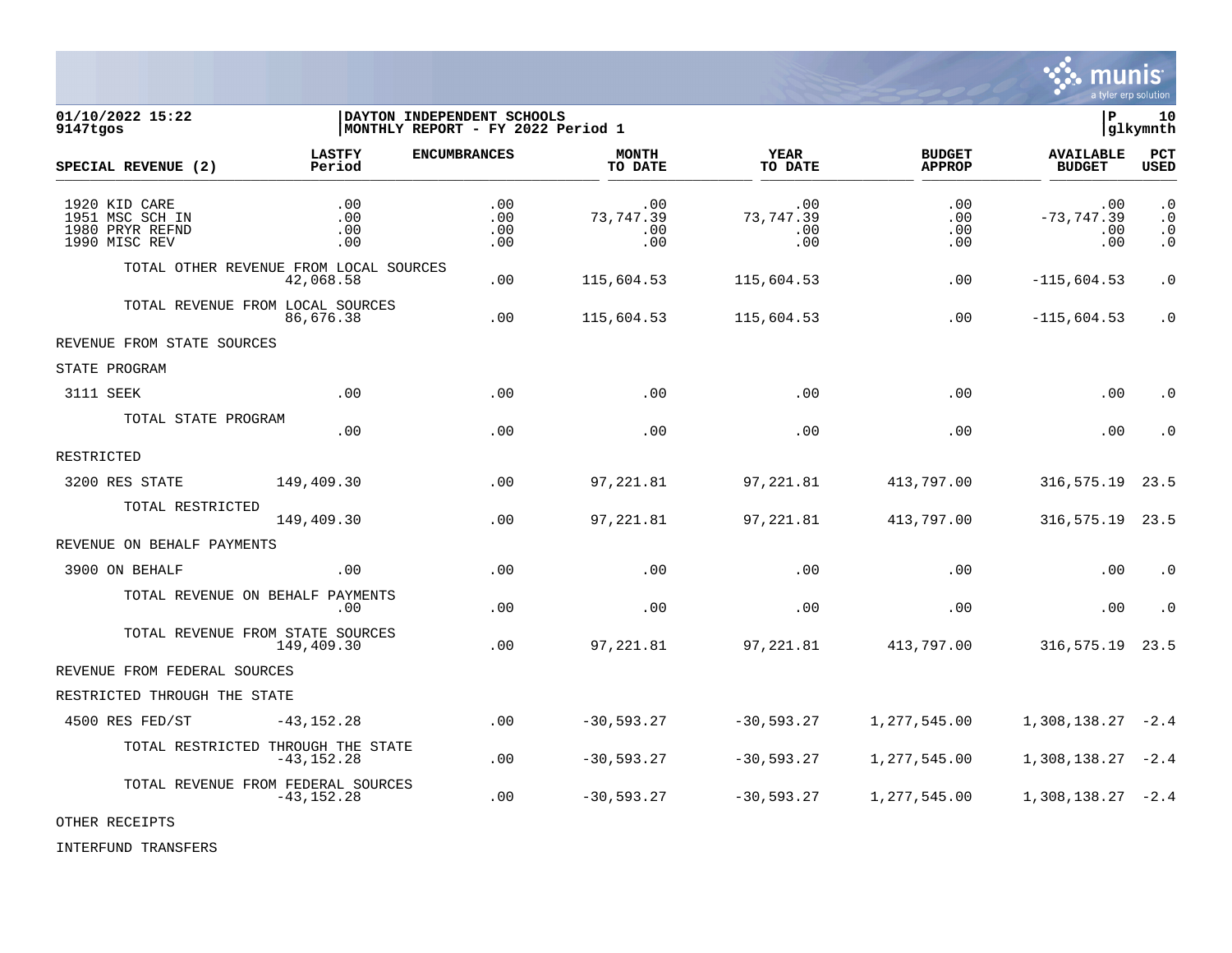**01/10/2022 15:22**
**9147tgos**

**DAYTON INDEPENDENT SCHOOLS**
**MONTHLY REPORT - FY 2022 Period 1**

| SPECIAL REVENUE (2) | LASTFY Period | ENCUMBRANCES | MONTH TO DATE | YEAR TO DATE | BUDGET APPROP | AVAILABLE BUDGET | PCT USED |
|---|---|---|---|---|---|---|---|
| 1920 KID CARE | .00 | .00 | .00 | .00 | .00 | .00 | .0 |
| 1951 MSC SCH IN | .00 | .00 | 73,747.39 | 73,747.39 | .00 | -73,747.39 | .0 |
| 1980 PRYR REFND | .00 | .00 | .00 | .00 | .00 | .00 | .0 |
| 1990 MISC REV | .00 | .00 | .00 | .00 | .00 | .00 | .0 |
| TOTAL OTHER REVENUE FROM LOCAL SOURCES | 42,068.58 | .00 | 115,604.53 | 115,604.53 | .00 | -115,604.53 | .0 |
| TOTAL REVENUE FROM LOCAL SOURCES | 86,676.38 | .00 | 115,604.53 | 115,604.53 | .00 | -115,604.53 | .0 |
| REVENUE FROM STATE SOURCES | | | | | | | |
| STATE PROGRAM | | | | | | | |
| 3111 SEEK | .00 | .00 | .00 | .00 | .00 | .00 | .0 |
| TOTAL STATE PROGRAM | .00 | .00 | .00 | .00 | .00 | .00 | .0 |
| RESTRICTED | | | | | | | |
| 3200 RES STATE | 149,409.30 | .00 | 97,221.81 | 97,221.81 | 413,797.00 | 316,575.19 | 23.5 |
| TOTAL RESTRICTED | 149,409.30 | .00 | 97,221.81 | 97,221.81 | 413,797.00 | 316,575.19 | 23.5 |
| REVENUE ON BEHALF PAYMENTS | | | | | | | |
| 3900 ON BEHALF | .00 | .00 | .00 | .00 | .00 | .00 | .0 |
| TOTAL REVENUE ON BEHALF PAYMENTS | .00 | .00 | .00 | .00 | .00 | .00 | .0 |
| TOTAL REVENUE FROM STATE SOURCES | 149,409.30 | .00 | 97,221.81 | 97,221.81 | 413,797.00 | 316,575.19 | 23.5 |
| REVENUE FROM FEDERAL SOURCES | | | | | | | |
| RESTRICTED THROUGH THE STATE | | | | | | | |
| 4500 RES FED/ST | -43,152.28 | .00 | -30,593.27 | -30,593.27 | 1,277,545.00 | 1,308,138.27 | -2.4 |
| TOTAL RESTRICTED THROUGH THE STATE | -43,152.28 | .00 | -30,593.27 | -30,593.27 | 1,277,545.00 | 1,308,138.27 | -2.4 |
| TOTAL REVENUE FROM FEDERAL SOURCES | -43,152.28 | .00 | -30,593.27 | -30,593.27 | 1,277,545.00 | 1,308,138.27 | -2.4 |
| OTHER RECEIPTS | | | | | | | |
| INTERFUND TRANSFERS | | | | | | | |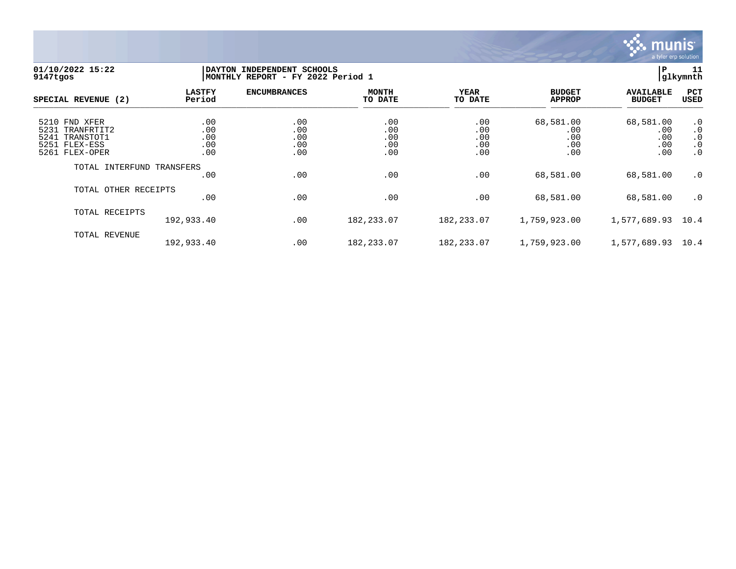01/10/2022 15:22 | DAYTON INDEPENDENT SCHOOLS | P 11
9147tgos | MONTHLY REPORT - FY 2022 Period 1 | glkymnth

| SPECIAL REVENUE (2) | LASTFY Period | ENCUMBRANCES | MONTH TO DATE | YEAR TO DATE | BUDGET APPROP | AVAILABLE BUDGET | PCT USED |
|---|---|---|---|---|---|---|---|
| 5210 FND XFER | .00 | .00 | .00 | .00 | 68,581.00 | 68,581.00 | .0 |
| 5231 TRANFRTIT2 | .00 | .00 | .00 | .00 | .00 | .00 | .0 |
| 5241 TRANSTOT1 | .00 | .00 | .00 | .00 | .00 | .00 | .0 |
| 5251 FLEX-ESS | .00 | .00 | .00 | .00 | .00 | .00 | .0 |
| 5261 FLEX-OPER | .00 | .00 | .00 | .00 | .00 | .00 | .0 |
| TOTAL INTERFUND TRANSFERS | .00 | .00 | .00 | .00 | 68,581.00 | 68,581.00 | .0 |
| TOTAL OTHER RECEIPTS | .00 | .00 | .00 | .00 | 68,581.00 | 68,581.00 | .0 |
| TOTAL RECEIPTS | 192,933.40 | .00 | 182,233.07 | 182,233.07 | 1,759,923.00 | 1,577,689.93 | 10.4 |
| TOTAL REVENUE | 192,933.40 | .00 | 182,233.07 | 182,233.07 | 1,759,923.00 | 1,577,689.93 | 10.4 |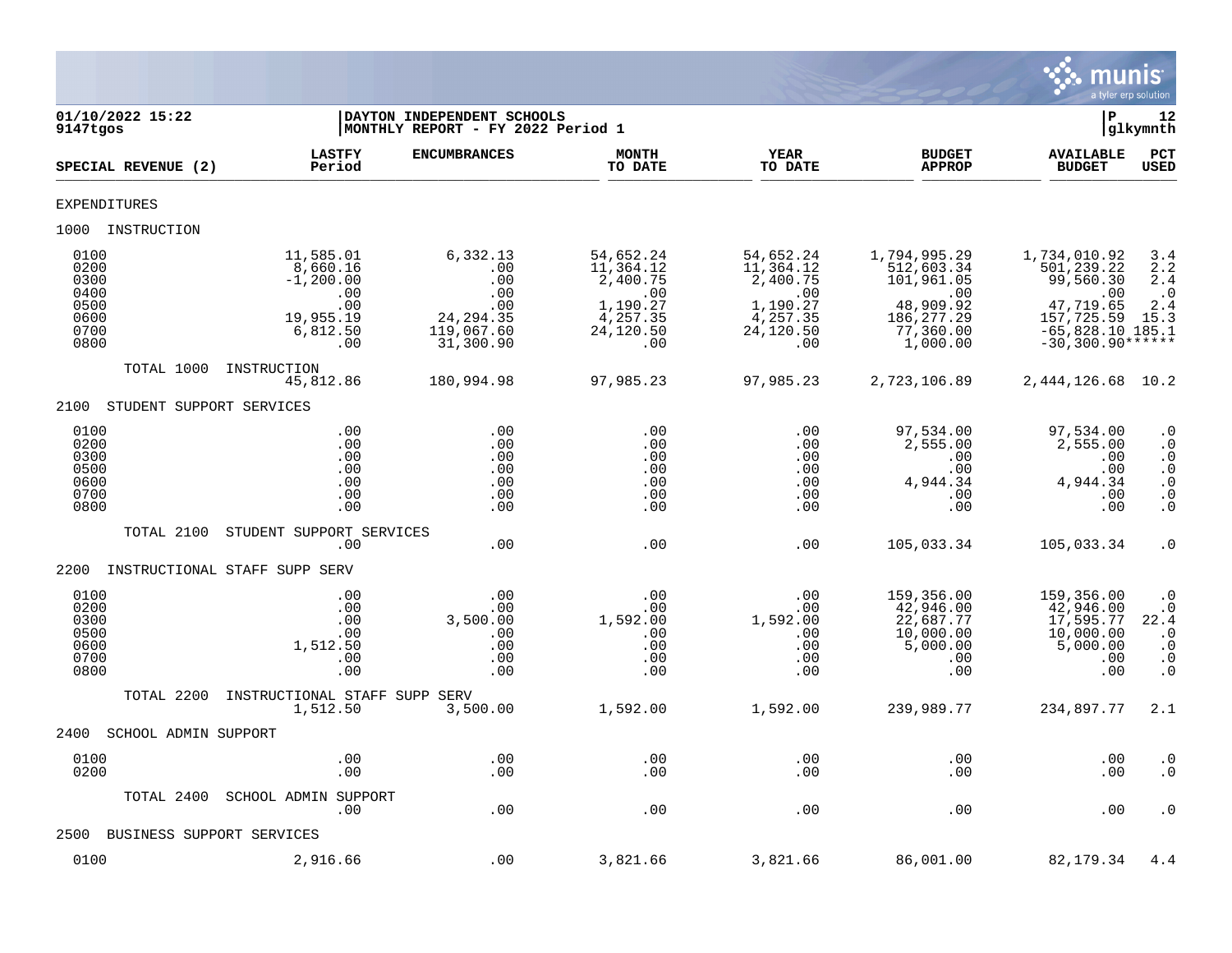**01/10/2022 15:22**
**9147tgos**

**DAYTON INDEPENDENT SCHOOLS**
**MONTHLY REPORT - FY 2022 Period 1**

**P 12**
**glkymnth**

| SPECIAL REVENUE (2) | LASTFY Period | ENCUMBRANCES | MONTH TO DATE | YEAR TO DATE | BUDGET APPROP | AVAILABLE BUDGET | PCT USED |
|---|---|---|---|---|---|---|---|
| EXPENDITURES | | | | | | | |
| 1000 INSTRUCTION | | | | | | | |
| 0100 | 11,585.01 | 6,332.13 | 54,652.24 | 54,652.24 | 1,794,995.29 | 1,734,010.92 | 3.4 |
| 0200 | 8,660.16 | .00 | 11,364.12 | 11,364.12 | 512,603.34 | 501,239.22 | 2.2 |
| 0300 | -1,200.00 | .00 | 2,400.75 | 2,400.75 | 101,961.05 | 99,560.30 | 2.4 |
| 0400 | .00 | .00 | .00 | .00 | .00 | .00 | .0 |
| 0500 | .00 | .00 | 1,190.27 | 1,190.27 | 48,909.92 | 47,719.65 | 2.4 |
| 0600 | 19,955.19 | 24,294.35 | 4,257.35 | 4,257.35 | 186,277.29 | 157,725.59 | 15.3 |
| 0700 | 6,812.50 | 119,067.60 | 24,120.50 | 24,120.50 | 77,360.00 | -65,828.10 | 185.1 |
| 0800 | .00 | 31,300.90 | .00 | .00 | 1,000.00 | -30,300.90 | ****** |
| TOTAL 1000 INSTRUCTION | 45,812.86 | 180,994.98 | 97,985.23 | 97,985.23 | 2,723,106.89 | 2,444,126.68 | 10.2 |
| 2100 STUDENT SUPPORT SERVICES | | | | | | | |
| 0100 | .00 | .00 | .00 | .00 | 97,534.00 | 97,534.00 | .0 |
| 0200 | .00 | .00 | .00 | .00 | 2,555.00 | 2,555.00 | .0 |
| 0300 | .00 | .00 | .00 | .00 | .00 | .00 | .0 |
| 0500 | .00 | .00 | .00 | .00 | .00 | .00 | .0 |
| 0600 | .00 | .00 | .00 | .00 | 4,944.34 | 4,944.34 | .0 |
| 0700 | .00 | .00 | .00 | .00 | .00 | .00 | .0 |
| 0800 | .00 | .00 | .00 | .00 | .00 | .00 | .0 |
| TOTAL 2100 STUDENT SUPPORT SERVICES | .00 | .00 | .00 | .00 | 105,033.34 | 105,033.34 | .0 |
| 2200 INSTRUCTIONAL STAFF SUPP SERV | | | | | | | |
| 0100 | .00 | .00 | .00 | .00 | 159,356.00 | 159,356.00 | .0 |
| 0200 | .00 | .00 | .00 | .00 | 42,946.00 | 42,946.00 | .0 |
| 0300 | .00 | 3,500.00 | 1,592.00 | 1,592.00 | 22,687.77 | 17,595.77 | 22.4 |
| 0500 | .00 | .00 | .00 | .00 | 10,000.00 | 10,000.00 | .0 |
| 0600 | 1,512.50 | .00 | .00 | .00 | 5,000.00 | 5,000.00 | .0 |
| 0700 | .00 | .00 | .00 | .00 | .00 | .00 | .0 |
| 0800 | .00 | .00 | .00 | .00 | .00 | .00 | .0 |
| TOTAL 2200 INSTRUCTIONAL STAFF SUPP SERV | 1,512.50 | 3,500.00 | 1,592.00 | 1,592.00 | 239,989.77 | 234,897.77 | 2.1 |
| 2400 SCHOOL ADMIN SUPPORT | | | | | | | |
| 0100 | .00 | .00 | .00 | .00 | .00 | .00 | .0 |
| 0200 | .00 | .00 | .00 | .00 | .00 | .00 | .0 |
| TOTAL 2400 SCHOOL ADMIN SUPPORT | .00 | .00 | .00 | .00 | .00 | .00 | .0 |
| 2500 BUSINESS SUPPORT SERVICES | | | | | | | |
| 0100 | 2,916.66 | .00 | 3,821.66 | 3,821.66 | 86,001.00 | 82,179.34 | 4.4 |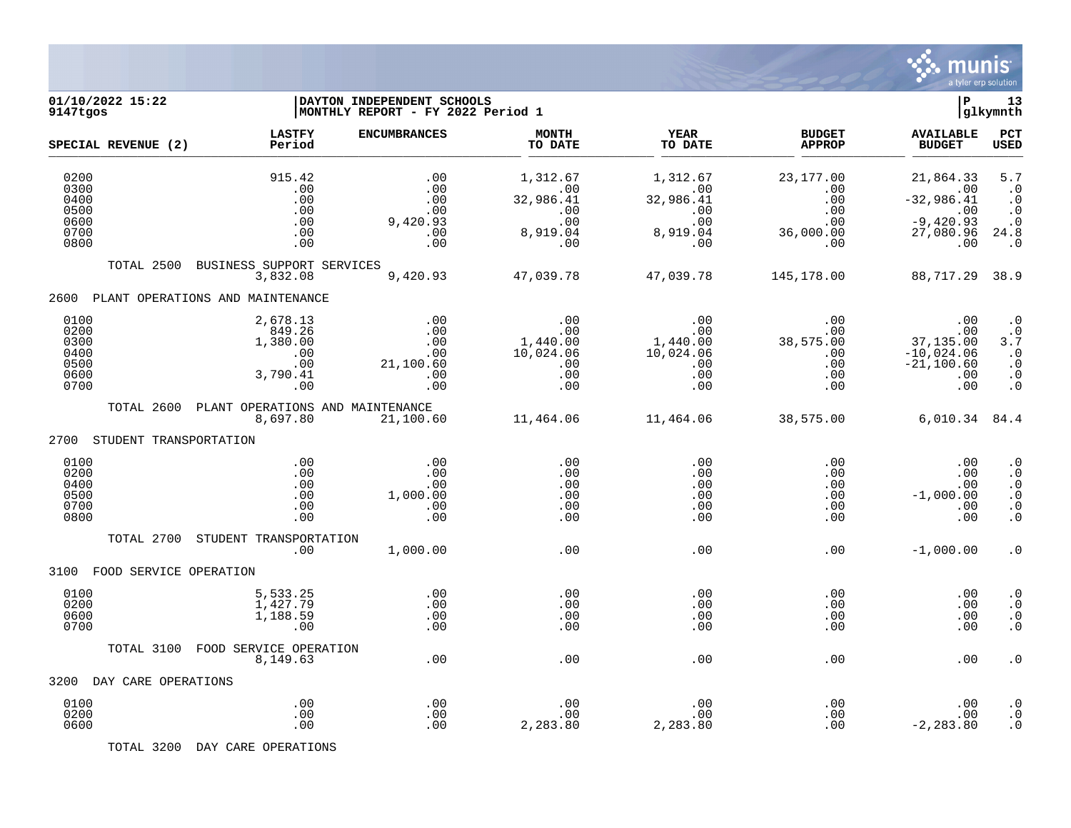**01/10/2022 15:22** | **DAYTON INDEPENDENT SCHOOLS** | **P 13**
**9147tgos** | **MONTHLY REPORT - FY 2022 Period 1** | **glkymnth**

| SPECIAL REVENUE (2) | LASTFY Period | ENCUMBRANCES | MONTH TO DATE | YEAR TO DATE | BUDGET APPROP | AVAILABLE BUDGET | PCT USED |
|---|---|---|---|---|---|---|---|
| 0200 | 915.42 | .00 | 1,312.67 | 1,312.67 | 23,177.00 | 21,864.33 | 5.7 |
| 0300 | .00 | .00 | .00 | .00 | .00 | .00 | .0 |
| 0400 | .00 | .00 | 32,986.41 | 32,986.41 | .00 | -32,986.41 | .0 |
| 0500 | .00 | .00 | .00 | .00 | .00 | .00 | .0 |
| 0600 | .00 | 9,420.93 | .00 | .00 | .00 | -9,420.93 | .0 |
| 0700 | .00 | .00 | 8,919.04 | 8,919.04 | 36,000.00 | 27,080.96 | 24.8 |
| 0800 | .00 | .00 | .00 | .00 | .00 | .00 | .0 |
| TOTAL 2500 BUSINESS SUPPORT SERVICES | 3,832.08 | 9,420.93 | 47,039.78 | 47,039.78 | 145,178.00 | 88,717.29 | 38.9 |
| **2600 PLANT OPERATIONS AND MAINTENANCE** | | | | | | | |
| 0100 | 2,678.13 | .00 | .00 | .00 | .00 | .00 | .0 |
| 0200 | 849.26 | .00 | .00 | .00 | .00 | .00 | .0 |
| 0300 | 1,380.00 | .00 | 1,440.00 | 1,440.00 | 38,575.00 | 37,135.00 | 3.7 |
| 0400 | .00 | .00 | 10,024.06 | 10,024.06 | .00 | -10,024.06 | .0 |
| 0500 | .00 | 21,100.60 | .00 | .00 | .00 | -21,100.60 | .0 |
| 0600 | 3,790.41 | .00 | .00 | .00 | .00 | .00 | .0 |
| 0700 | .00 | .00 | .00 | .00 | .00 | .00 | .0 |
| TOTAL 2600 PLANT OPERATIONS AND MAINTENANCE | 8,697.80 | 21,100.60 | 11,464.06 | 11,464.06 | 38,575.00 | 6,010.34 | 84.4 |
| **2700 STUDENT TRANSPORTATION** | | | | | | | |
| 0100 | .00 | .00 | .00 | .00 | .00 | .00 | .0 |
| 0200 | .00 | .00 | .00 | .00 | .00 | .00 | .0 |
| 0400 | .00 | .00 | .00 | .00 | .00 | .00 | .0 |
| 0500 | .00 | 1,000.00 | .00 | .00 | .00 | -1,000.00 | .0 |
| 0700 | .00 | .00 | .00 | .00 | .00 | .00 | .0 |
| 0800 | .00 | .00 | .00 | .00 | .00 | .00 | .0 |
| TOTAL 2700 STUDENT TRANSPORTATION | .00 | 1,000.00 | .00 | .00 | .00 | -1,000.00 | .0 |
| **3100 FOOD SERVICE OPERATION** | | | | | | | |
| 0100 | 5,533.25 | .00 | .00 | .00 | .00 | .00 | .0 |
| 0200 | 1,427.79 | .00 | .00 | .00 | .00 | .00 | .0 |
| 0600 | 1,188.59 | .00 | .00 | .00 | .00 | .00 | .0 |
| 0700 | .00 | .00 | .00 | .00 | .00 | .00 | .0 |
| TOTAL 3100 FOOD SERVICE OPERATION | 8,149.63 | .00 | .00 | .00 | .00 | .00 | .0 |
| **3200 DAY CARE OPERATIONS** | | | | | | | |
| 0100 | .00 | .00 | .00 | .00 | .00 | .00 | .0 |
| 0200 | .00 | .00 | .00 | .00 | .00 | .00 | .0 |
| 0600 | .00 | .00 | 2,283.80 | 2,283.80 | .00 | -2,283.80 | .0 |
| TOTAL 3200 DAY CARE OPERATIONS | | | | | | | |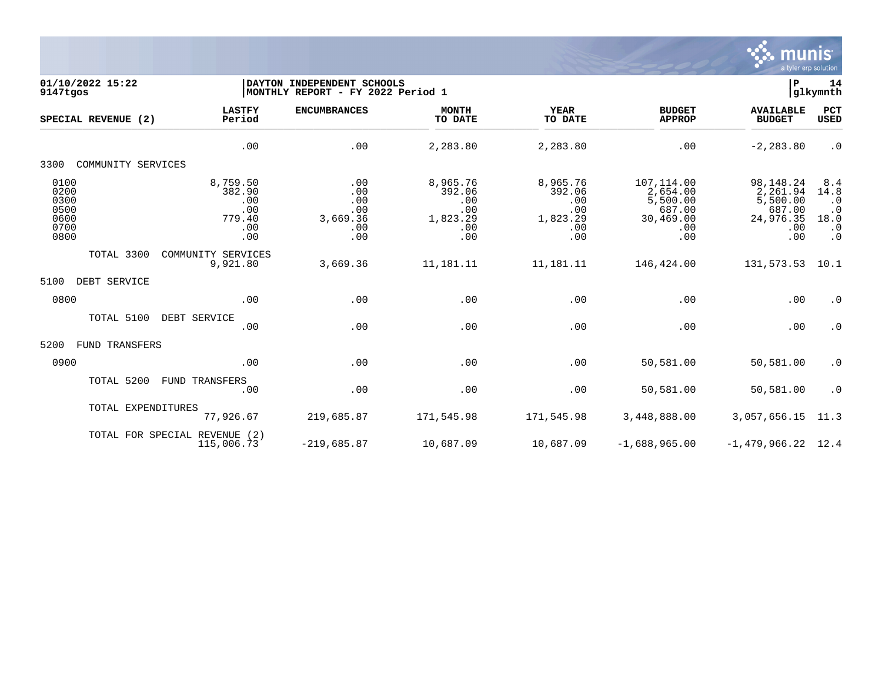01/10/2022 15:22
9147tgos

DAYTON INDEPENDENT SCHOOLS
MONTHLY REPORT - FY 2022 Period 1

P 14
glkymnth

| SPECIAL REVENUE (2) | LASTFY Period | ENCUMBRANCES | MONTH TO DATE | YEAR TO DATE | BUDGET APPROP | AVAILABLE BUDGET | PCT USED |
|---|---|---|---|---|---|---|---|
| | .00 | .00 | 2,283.80 | 2,283.80 | .00 | -2,283.80 | .0 |
| 3300 COMMUNITY SERVICES | | | | | | | |
| 0100 | 8,759.50 | .00 | 8,965.76 | 8,965.76 | 107,114.00 | 98,148.24 | 8.4 |
| 0200 | 382.90 | .00 | 392.06 | 392.06 | 2,654.00 | 2,261.94 | 14.8 |
| 0300 | .00 | .00 | .00 | .00 | 5,500.00 | 5,500.00 | .0 |
| 0500 | .00 | .00 | .00 | .00 | 687.00 | 687.00 | .0 |
| 0600 | 779.40 | 3,669.36 | 1,823.29 | 1,823.29 | 30,469.00 | 24,976.35 | 18.0 |
| 0700 | .00 | .00 | .00 | .00 | .00 | .00 | .0 |
| 0800 | .00 | .00 | .00 | .00 | .00 | .00 | .0 |
| TOTAL 3300 COMMUNITY SERVICES | 9,921.80 | 3,669.36 | 11,181.11 | 11,181.11 | 146,424.00 | 131,573.53 | 10.1 |
| 5100 DEBT SERVICE | | | | | | | |
| 0800 | .00 | .00 | .00 | .00 | .00 | .00 | .0 |
| TOTAL 5100 DEBT SERVICE | .00 | .00 | .00 | .00 | .00 | .00 | .0 |
| 5200 FUND TRANSFERS | | | | | | | |
| 0900 | .00 | .00 | .00 | .00 | 50,581.00 | 50,581.00 | .0 |
| TOTAL 5200 FUND TRANSFERS | .00 | .00 | .00 | .00 | 50,581.00 | 50,581.00 | .0 |
| TOTAL EXPENDITURES | 77,926.67 | 219,685.87 | 171,545.98 | 171,545.98 | 3,448,888.00 | 3,057,656.15 | 11.3 |
| TOTAL FOR SPECIAL REVENUE (2) | 115,006.73 | -219,685.87 | 10,687.09 | 10,687.09 | -1,688,965.00 | -1,479,966.22 | 12.4 |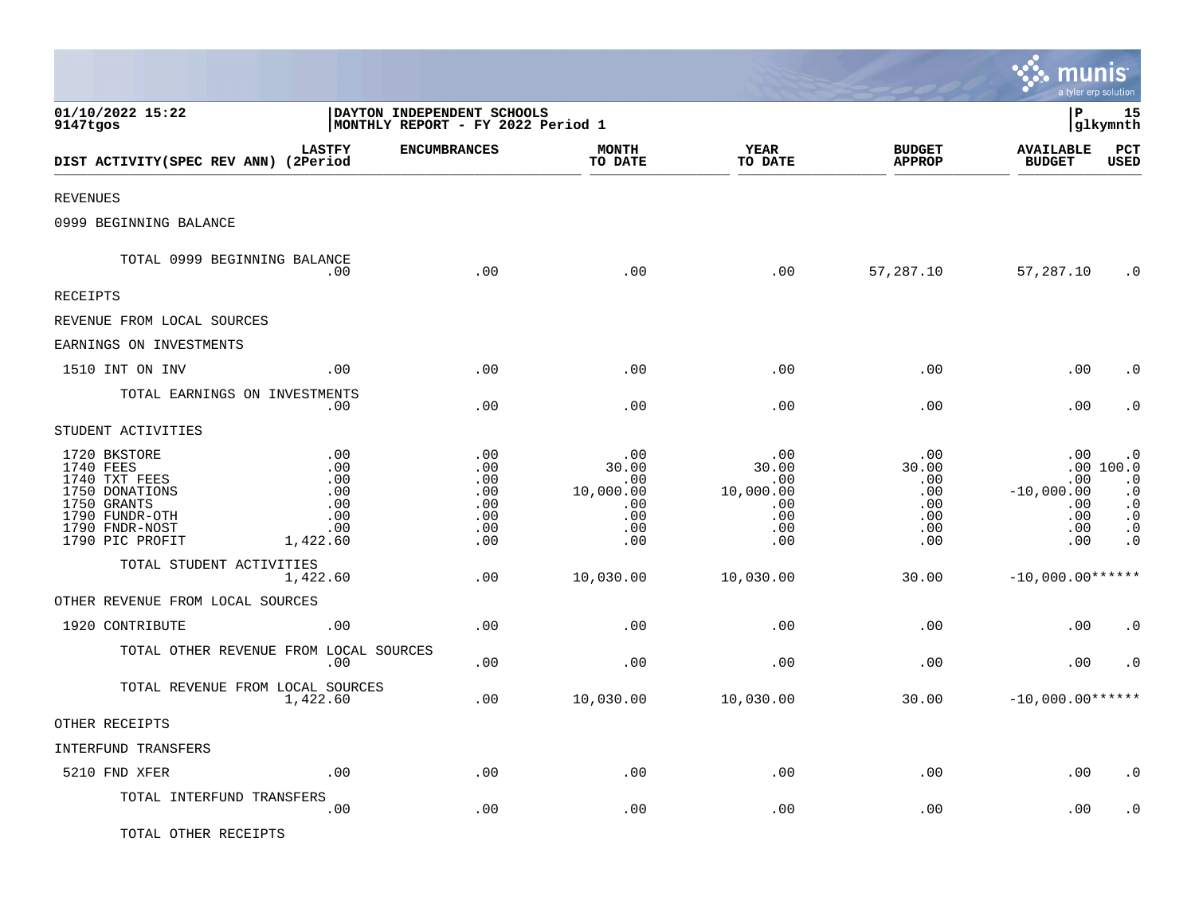01/10/2022 15:22 | DAYTON INDEPENDENT SCHOOLS | P 15
9147tgos | MONTHLY REPORT - FY 2022 Period 1 | glkymnth

| DIST ACTIVITY(SPEC REV ANN) | LASTFY (2Period | ENCUMBRANCES | MONTH TO DATE | YEAR TO DATE | BUDGET APPROP | AVAILABLE BUDGET | PCT USED |
|---|---|---|---|---|---|---|---|
| REVENUES | | | | | | | |
| 0999 BEGINNING BALANCE | | | | | | | |
| TOTAL 0999 BEGINNING BALANCE | .00 | .00 | .00 | .00 | 57,287.10 | 57,287.10 | .0 |
| RECEIPTS | | | | | | | |
| REVENUE FROM LOCAL SOURCES | | | | | | | |
| EARNINGS ON INVESTMENTS | | | | | | | |
| 1510 INT ON INV | .00 | .00 | .00 | .00 | .00 | .00 | .0 |
| TOTAL EARNINGS ON INVESTMENTS | .00 | .00 | .00 | .00 | .00 | .00 | .0 |
| STUDENT ACTIVITIES | | | | | | | |
| 1720 BKSTORE | .00 | .00 | .00 | .00 | .00 | .00 | .0 |
| 1740 FEES | .00 | .00 | 30.00 | 30.00 | 30.00 | .00 | 100.0 |
| 1740 TXT FEES | .00 | .00 | .00 | .00 | .00 | .00 | .0 |
| 1750 DONATIONS | .00 | .00 | 10,000.00 | 10,000.00 | .00 | -10,000.00 | .0 |
| 1750 GRANTS | .00 | .00 | .00 | .00 | .00 | .00 | .0 |
| 1790 FUNDR-OTH | .00 | .00 | .00 | .00 | .00 | .00 | .0 |
| 1790 FNDR-NOST | .00 | .00 | .00 | .00 | .00 | .00 | .0 |
| 1790 PIC PROFIT | 1,422.60 | .00 | .00 | .00 | .00 | .00 | .0 |
| TOTAL STUDENT ACTIVITIES | 1,422.60 | .00 | 10,030.00 | 10,030.00 | 30.00 | -10,000.00 | ****** |
| OTHER REVENUE FROM LOCAL SOURCES | | | | | | | |
| 1920 CONTRIBUTE | .00 | .00 | .00 | .00 | .00 | .00 | .0 |
| TOTAL OTHER REVENUE FROM LOCAL SOURCES | .00 | .00 | .00 | .00 | .00 | .00 | .0 |
| TOTAL REVENUE FROM LOCAL SOURCES | 1,422.60 | .00 | 10,030.00 | 10,030.00 | 30.00 | -10,000.00 | ****** |
| OTHER RECEIPTS | | | | | | | |
| INTERFUND TRANSFERS | | | | | | | |
| 5210 FND XFER | .00 | .00 | .00 | .00 | .00 | .00 | .0 |
| TOTAL INTERFUND TRANSFERS | .00 | .00 | .00 | .00 | .00 | .00 | .0 |
| TOTAL OTHER RECEIPTS | | | | | | | |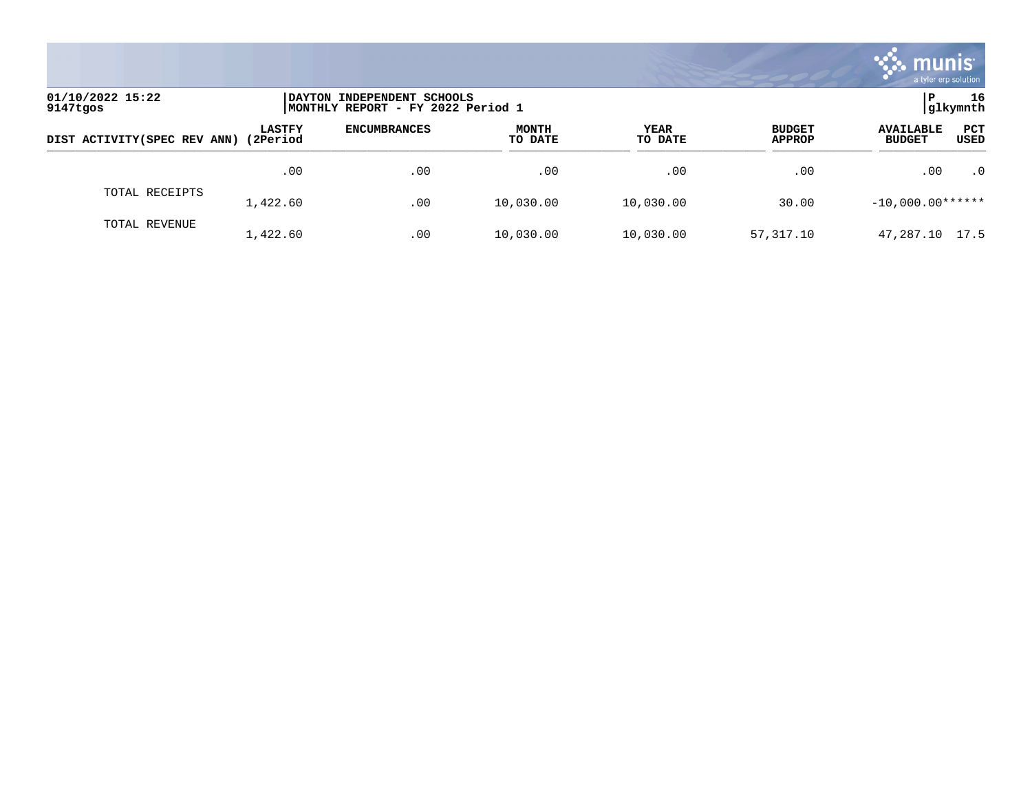01/10/2022 15:22
9147tgos

DAYTON INDEPENDENT SCHOOLS
MONTHLY REPORT - FY 2022 Period 1

P 16
glkymnth

| DIST ACTIVITY(SPEC REV ANN) | LASTFY (2Period | ENCUMBRANCES | MONTH TO DATE | YEAR TO DATE | BUDGET APPROP | AVAILABLE BUDGET | PCT USED |
|---|---|---|---|---|---|---|---|
| | .00 | .00 | .00 | .00 | .00 | .00 | .0 |
| TOTAL RECEIPTS | 1,422.60 | .00 | 10,030.00 | 10,030.00 | 30.00 | -10,000.00 | ****** |
| TOTAL REVENUE | 1,422.60 | .00 | 10,030.00 | 10,030.00 | 57,317.10 | 47,287.10 | 17.5 |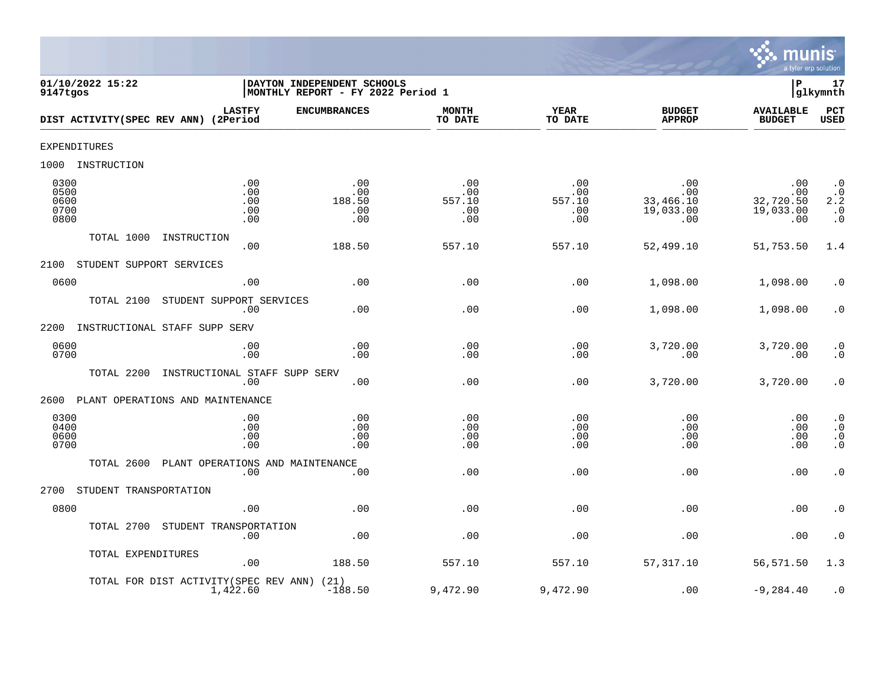01/10/2022 15:22 | DAYTON INDEPENDENT SCHOOLS
9147tgos | MONTHLY REPORT - FY 2022 Period 1

| DIST ACTIVITY(SPEC REV ANN) | LASTFY (2Period | ENCUMBRANCES | MONTH TO DATE | YEAR TO DATE | BUDGET APPROP | AVAILABLE BUDGET | PCT USED |
|---|---|---|---|---|---|---|---|
| EXPENDITURES | | | | | | | |
| 1000 INSTRUCTION | | | | | | | |
| 0300 | .00 | .00 | .00 | .00 | .00 | .00 | .0 |
| 0500 | .00 | .00 | .00 | .00 | .00 | .00 | .0 |
| 0600 | .00 | 188.50 | 557.10 | 557.10 | 33,466.10 | 32,720.50 | 2.2 |
| 0700 | .00 | .00 | .00 | .00 | 19,033.00 | 19,033.00 | .0 |
| 0800 | .00 | .00 | .00 | .00 | .00 | .00 | .0 |
| TOTAL 1000 INSTRUCTION | .00 | 188.50 | 557.10 | 557.10 | 52,499.10 | 51,753.50 | 1.4 |
| 2100 STUDENT SUPPORT SERVICES | | | | | | | |
| 0600 | .00 | .00 | .00 | .00 | 1,098.00 | 1,098.00 | .0 |
| TOTAL 2100 STUDENT SUPPORT SERVICES | .00 | .00 | .00 | .00 | 1,098.00 | 1,098.00 | .0 |
| 2200 INSTRUCTIONAL STAFF SUPP SERV | | | | | | | |
| 0600 | .00 | .00 | .00 | .00 | 3,720.00 | 3,720.00 | .0 |
| 0700 | .00 | .00 | .00 | .00 | .00 | .00 | .0 |
| TOTAL 2200 INSTRUCTIONAL STAFF SUPP SERV | .00 | .00 | .00 | .00 | 3,720.00 | 3,720.00 | .0 |
| 2600 PLANT OPERATIONS AND MAINTENANCE | | | | | | | |
| 0300 | .00 | .00 | .00 | .00 | .00 | .00 | .0 |
| 0400 | .00 | .00 | .00 | .00 | .00 | .00 | .0 |
| 0600 | .00 | .00 | .00 | .00 | .00 | .00 | .0 |
| 0700 | .00 | .00 | .00 | .00 | .00 | .00 | .0 |
| TOTAL 2600 PLANT OPERATIONS AND MAINTENANCE | .00 | .00 | .00 | .00 | .00 | .00 | .0 |
| 2700 STUDENT TRANSPORTATION | | | | | | | |
| 0800 | .00 | .00 | .00 | .00 | .00 | .00 | .0 |
| TOTAL 2700 STUDENT TRANSPORTATION | .00 | .00 | .00 | .00 | .00 | .00 | .0 |
| TOTAL EXPENDITURES | .00 | 188.50 | 557.10 | 557.10 | 57,317.10 | 56,571.50 | 1.3 |
| TOTAL FOR DIST ACTIVITY(SPEC REV ANN) (21) | 1,422.60 | -188.50 | 9,472.90 | 9,472.90 | .00 | -9,284.40 | .0 |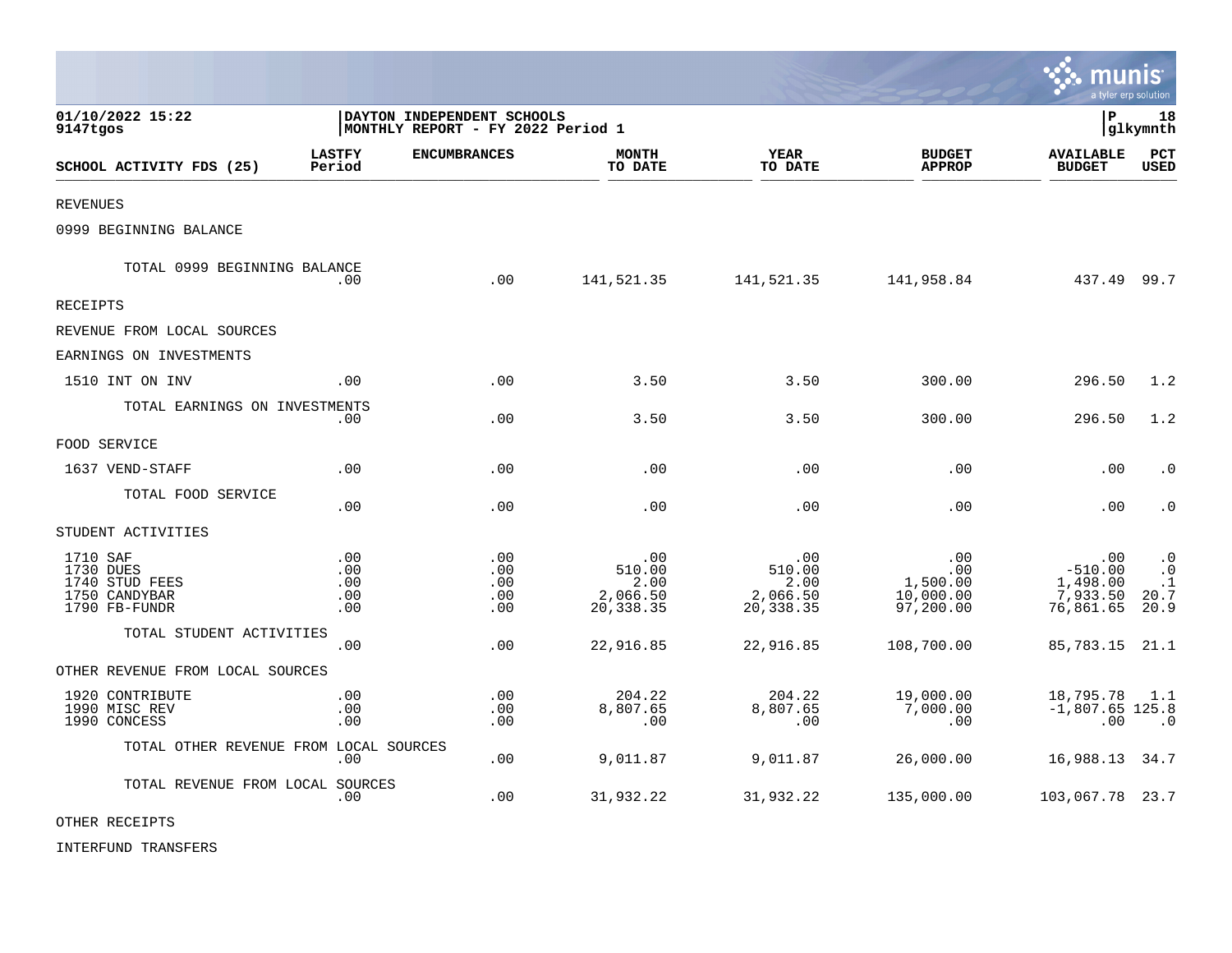01/10/2022 15:22
9147tgos

DAYTON INDEPENDENT SCHOOLS
MONTHLY REPORT - FY 2022 Period 1

P 18
glkymnth

| SCHOOL ACTIVITY FDS (25) | LASTFY Period | ENCUMBRANCES | MONTH TO DATE | YEAR TO DATE | BUDGET APPROP | AVAILABLE BUDGET | PCT USED |
|---|---|---|---|---|---|---|---|
| REVENUES | | | | | | | |
| 0999 BEGINNING BALANCE | | | | | | | |
| TOTAL 0999 BEGINNING BALANCE | .00 | .00 | 141,521.35 | 141,521.35 | 141,958.84 | 437.49 | 99.7 |
| RECEIPTS | | | | | | | |
| REVENUE FROM LOCAL SOURCES | | | | | | | |
| EARNINGS ON INVESTMENTS | | | | | | | |
| 1510 INT ON INV | .00 | .00 | 3.50 | 3.50 | 300.00 | 296.50 | 1.2 |
| TOTAL EARNINGS ON INVESTMENTS | .00 | .00 | 3.50 | 3.50 | 300.00 | 296.50 | 1.2 |
| FOOD SERVICE | | | | | | | |
| 1637 VEND-STAFF | .00 | .00 | .00 | .00 | .00 | .00 | .0 |
| TOTAL FOOD SERVICE | .00 | .00 | .00 | .00 | .00 | .00 | .0 |
| STUDENT ACTIVITIES | | | | | | | |
| 1710 SAF | .00 | .00 | .00 | .00 | .00 | .00 | .0 |
| 1730 DUES | .00 | .00 | 510.00 | 510.00 | .00 | -510.00 | .0 |
| 1740 STUD FEES | .00 | .00 | 2.00 | 2.00 | 1,500.00 | 1,498.00 | .1 |
| 1750 CANDYBAR | .00 | .00 | 2,066.50 | 2,066.50 | 10,000.00 | 7,933.50 | 20.7 |
| 1790 FB-FUNDR | .00 | .00 | 20,338.35 | 20,338.35 | 97,200.00 | 76,861.65 | 20.9 |
| TOTAL STUDENT ACTIVITIES | .00 | .00 | 22,916.85 | 22,916.85 | 108,700.00 | 85,783.15 | 21.1 |
| OTHER REVENUE FROM LOCAL SOURCES | | | | | | | |
| 1920 CONTRIBUTE | .00 | .00 | 204.22 | 204.22 | 19,000.00 | 18,795.78 | 1.1 |
| 1990 MISC REV | .00 | .00 | 8,807.65 | 8,807.65 | 7,000.00 | -1,807.65 | 125.8 |
| 1990 CONCESS | .00 | .00 | .00 | .00 | .00 | .00 | .0 |
| TOTAL OTHER REVENUE FROM LOCAL SOURCES | .00 | .00 | 9,011.87 | 9,011.87 | 26,000.00 | 16,988.13 | 34.7 |
| TOTAL REVENUE FROM LOCAL SOURCES | .00 | .00 | 31,932.22 | 31,932.22 | 135,000.00 | 103,067.78 | 23.7 |
| OTHER RECEIPTS | | | | | | | |
| INTERFUND TRANSFERS | | | | | | | |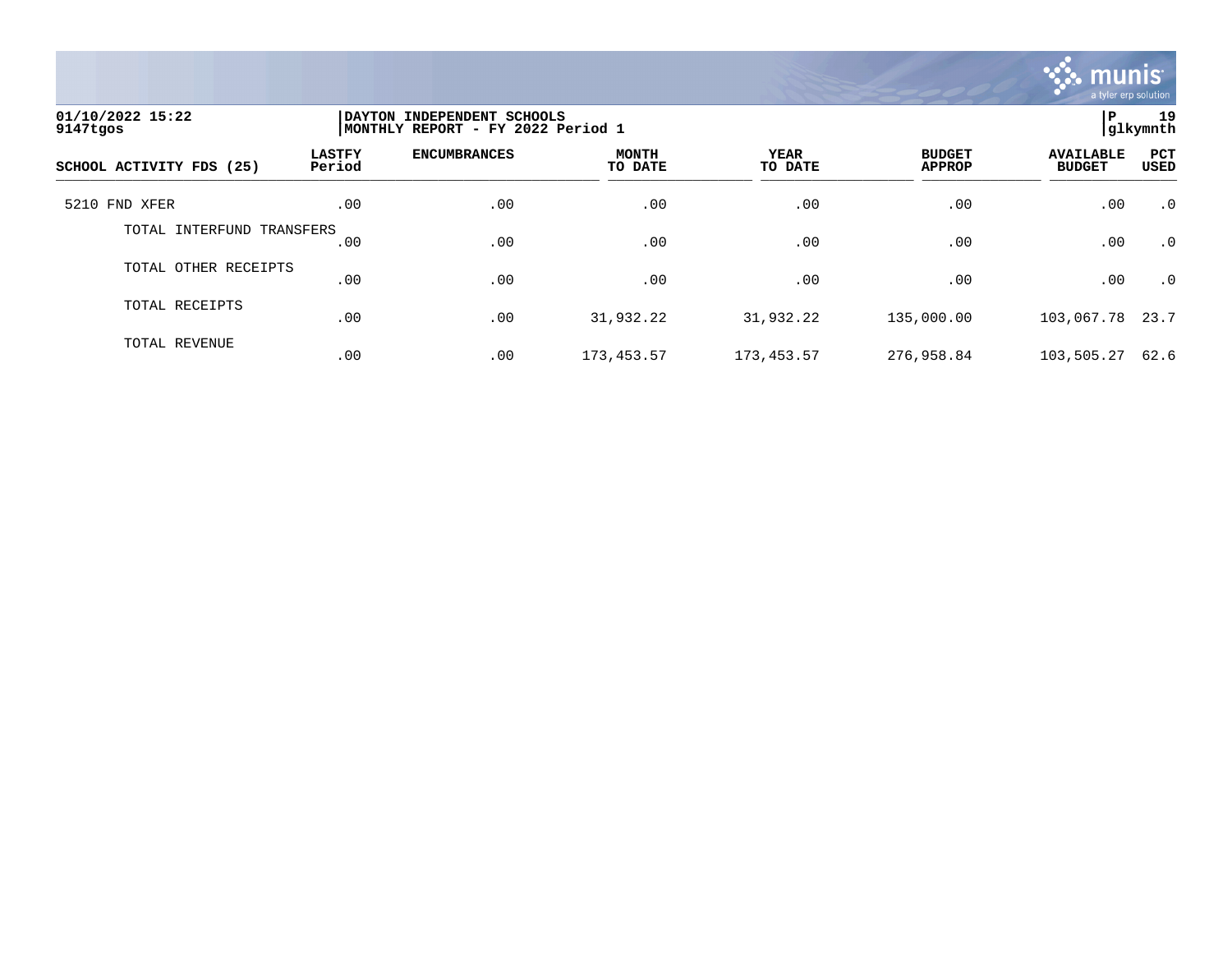01/10/2022 15:22
9147tgos

DAYTON INDEPENDENT SCHOOLS
MONTHLY REPORT - FY 2022 Period 1

P 19
glkymnth

| SCHOOL ACTIVITY FDS (25) | LASTFY Period | ENCUMBRANCES | MONTH TO DATE | YEAR TO DATE | BUDGET APPROP | AVAILABLE BUDGET | PCT USED |
|---|---|---|---|---|---|---|---|
| 5210 FND XFER | .00 | .00 | .00 | .00 | .00 | .00 | .0 |
| TOTAL INTERFUND TRANSFERS | .00 | .00 | .00 | .00 | .00 | .00 | .0 |
| TOTAL OTHER RECEIPTS | .00 | .00 | .00 | .00 | .00 | .00 | .0 |
| TOTAL RECEIPTS | .00 | .00 | 31,932.22 | 31,932.22 | 135,000.00 | 103,067.78 | 23.7 |
| TOTAL REVENUE | .00 | .00 | 173,453.57 | 173,453.57 | 276,958.84 | 103,505.27 | 62.6 |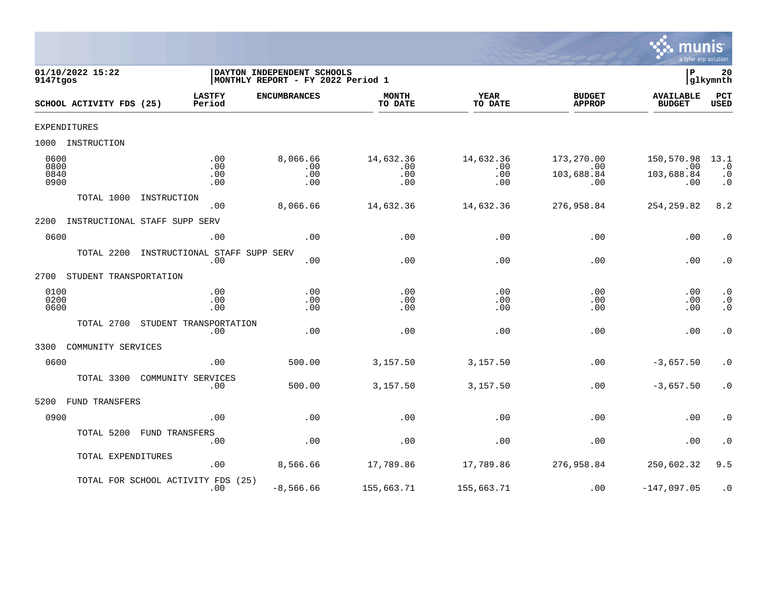01/10/2022 15:22 | DAYTON INDEPENDENT SCHOOLS | P 20
9147tgos | MONTHLY REPORT - FY 2022 Period 1 | glkymnth

| SCHOOL ACTIVITY FDS (25) | LASTFY Period | ENCUMBRANCES | MONTH TO DATE | YEAR TO DATE | BUDGET APPROP | AVAILABLE BUDGET | PCT USED |
|---|---|---|---|---|---|---|---|
| EXPENDITURES | | | | | | | |
| 1000 INSTRUCTION | | | | | | | |
| 0600 | .00 | 8,066.66 | 14,632.36 | 14,632.36 | 173,270.00 | 150,570.98 | 13.1 |
| 0800 | .00 | .00 | .00 | .00 | .00 | .00 | .0 |
| 0840 | .00 | .00 | .00 | .00 | 103,688.84 | 103,688.84 | .0 |
| 0900 | .00 | .00 | .00 | .00 | .00 | .00 | .0 |
| TOTAL 1000 INSTRUCTION | .00 | 8,066.66 | 14,632.36 | 14,632.36 | 276,958.84 | 254,259.82 | 8.2 |
| 2200 INSTRUCTIONAL STAFF SUPP SERV | | | | | | | |
| 0600 | .00 | .00 | .00 | .00 | .00 | .00 | .0 |
| TOTAL 2200 INSTRUCTIONAL STAFF SUPP SERV | .00 | .00 | .00 | .00 | .00 | .00 | .0 |
| 2700 STUDENT TRANSPORTATION | | | | | | | |
| 0100 | .00 | .00 | .00 | .00 | .00 | .00 | .0 |
| 0200 | .00 | .00 | .00 | .00 | .00 | .00 | .0 |
| 0600 | .00 | .00 | .00 | .00 | .00 | .00 | .0 |
| TOTAL 2700 STUDENT TRANSPORTATION | .00 | .00 | .00 | .00 | .00 | .00 | .0 |
| 3300 COMMUNITY SERVICES | | | | | | | |
| 0600 | .00 | 500.00 | 3,157.50 | 3,157.50 | .00 | -3,657.50 | .0 |
| TOTAL 3300 COMMUNITY SERVICES | .00 | 500.00 | 3,157.50 | 3,157.50 | .00 | -3,657.50 | .0 |
| 5200 FUND TRANSFERS | | | | | | | |
| 0900 | .00 | .00 | .00 | .00 | .00 | .00 | .0 |
| TOTAL 5200 FUND TRANSFERS | .00 | .00 | .00 | .00 | .00 | .00 | .0 |
| TOTAL EXPENDITURES | .00 | 8,566.66 | 17,789.86 | 17,789.86 | 276,958.84 | 250,602.32 | 9.5 |
| TOTAL FOR SCHOOL ACTIVITY FDS (25) | .00 | -8,566.66 | 155,663.71 | 155,663.71 | .00 | -147,097.05 | .0 |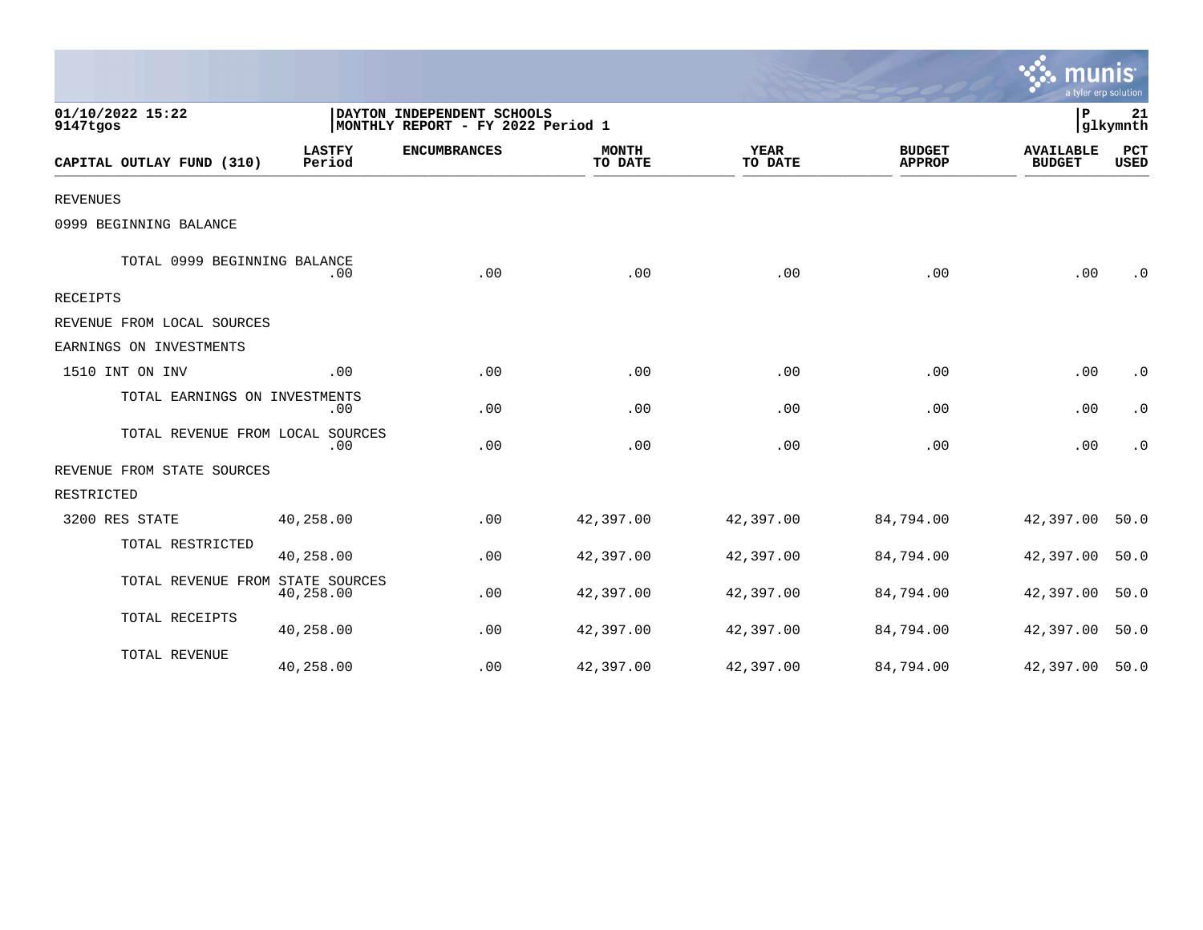01/10/2022 15:22
9147tgos

DAYTON INDEPENDENT SCHOOLS
MONTHLY REPORT - FY 2022 Period 1

P 21
glkymnth

| CAPITAL OUTLAY FUND (310) | LASTFY Period | ENCUMBRANCES | MONTH TO DATE | YEAR TO DATE | BUDGET APPROP | AVAILABLE BUDGET | PCT USED |
|---|---|---|---|---|---|---|---|
| REVENUES | | | | | | | |
| 0999 BEGINNING BALANCE | | | | | | | |
| TOTAL 0999 BEGINNING BALANCE | .00 | .00 | .00 | .00 | .00 | .00 | .0 |
| RECEIPTS | | | | | | | |
| REVENUE FROM LOCAL SOURCES | | | | | | | |
| EARNINGS ON INVESTMENTS | | | | | | | |
| 1510 INT ON INV | .00 | .00 | .00 | .00 | .00 | .00 | .0 |
| TOTAL EARNINGS ON INVESTMENTS | .00 | .00 | .00 | .00 | .00 | .00 | .0 |
| TOTAL REVENUE FROM LOCAL SOURCES | .00 | .00 | .00 | .00 | .00 | .00 | .0 |
| REVENUE FROM STATE SOURCES | | | | | | | |
| RESTRICTED | | | | | | | |
| 3200 RES STATE | 40,258.00 | .00 | 42,397.00 | 42,397.00 | 84,794.00 | 42,397.00 | 50.0 |
| TOTAL RESTRICTED | 40,258.00 | .00 | 42,397.00 | 42,397.00 | 84,794.00 | 42,397.00 | 50.0 |
| TOTAL REVENUE FROM STATE SOURCES | 40,258.00 | .00 | 42,397.00 | 42,397.00 | 84,794.00 | 42,397.00 | 50.0 |
| TOTAL RECEIPTS | 40,258.00 | .00 | 42,397.00 | 42,397.00 | 84,794.00 | 42,397.00 | 50.0 |
| TOTAL REVENUE | 40,258.00 | .00 | 42,397.00 | 42,397.00 | 84,794.00 | 42,397.00 | 50.0 |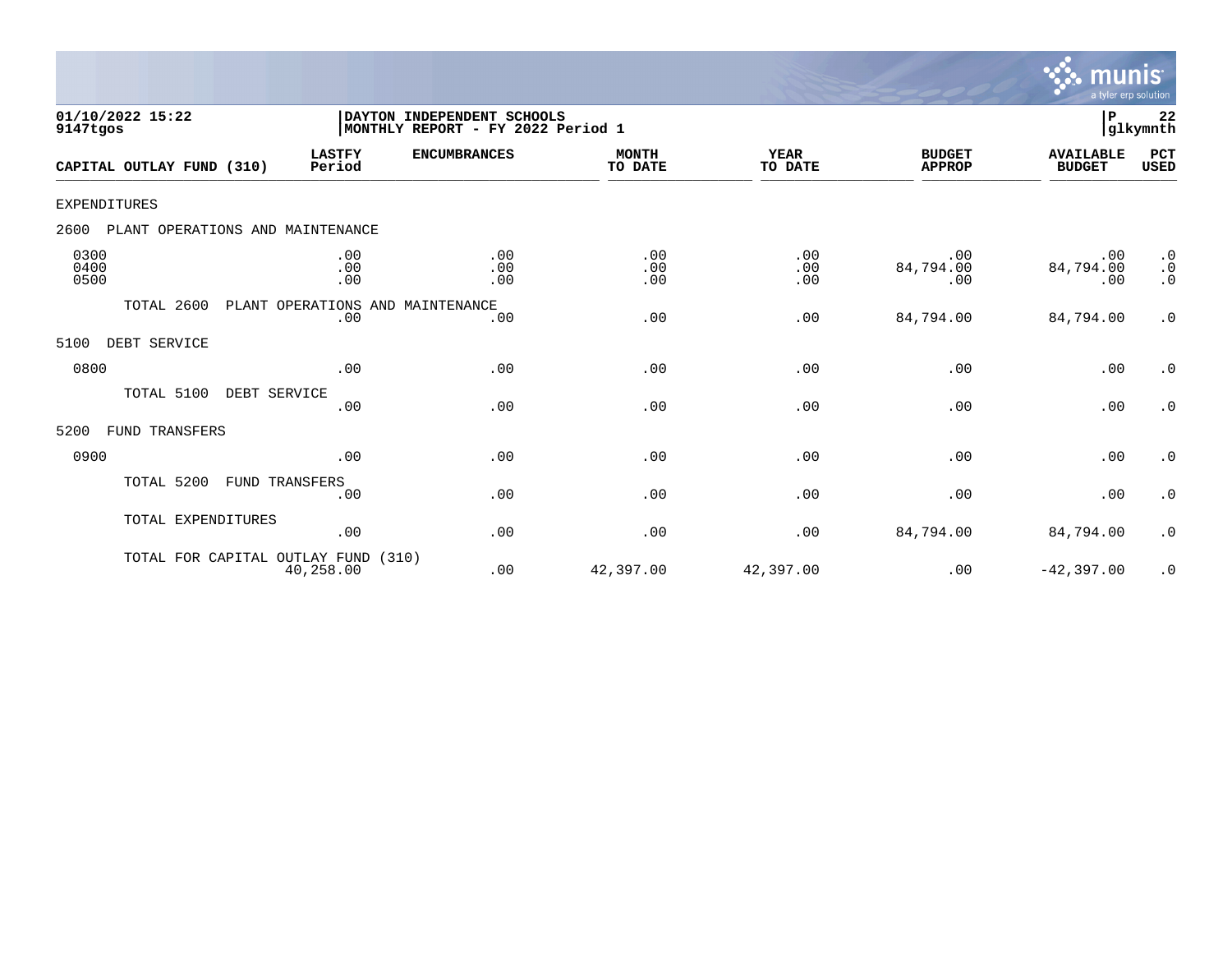01/10/2022 15:22 | DAYTON INDEPENDENT SCHOOLS
9147tgos | MONTHLY REPORT - FY 2022 Period 1

| CAPITAL OUTLAY FUND (310) | LASTFY Period | ENCUMBRANCES | MONTH TO DATE | YEAR TO DATE | BUDGET APPROP | AVAILABLE BUDGET | PCT USED |
|---|---|---|---|---|---|---|---|
| EXPENDITURES | | | | | | | |
| 2600 PLANT OPERATIONS AND MAINTENANCE | | | | | | | |
| 0300 | .00 | .00 | .00 | .00 | .00 | .00 | .0 |
| 0400 | .00 | .00 | .00 | .00 | 84,794.00 | 84,794.00 | .0 |
| 0500 | .00 | .00 | .00 | .00 | .00 | .00 | .0 |
| TOTAL 2600 PLANT OPERATIONS AND MAINTENANCE | .00 | .00 | .00 | .00 | 84,794.00 | 84,794.00 | .0 |
| 5100 DEBT SERVICE | | | | | | | |
| 0800 | .00 | .00 | .00 | .00 | .00 | .00 | .0 |
| TOTAL 5100 DEBT SERVICE | .00 | .00 | .00 | .00 | .00 | .00 | .0 |
| 5200 FUND TRANSFERS | | | | | | | |
| 0900 | .00 | .00 | .00 | .00 | .00 | .00 | .0 |
| TOTAL 5200 FUND TRANSFERS | .00 | .00 | .00 | .00 | .00 | .00 | .0 |
| TOTAL EXPENDITURES | .00 | .00 | .00 | .00 | 84,794.00 | 84,794.00 | .0 |
| TOTAL FOR CAPITAL OUTLAY FUND (310) | 40,258.00 | .00 | 42,397.00 | 42,397.00 | .00 | -42,397.00 | .0 |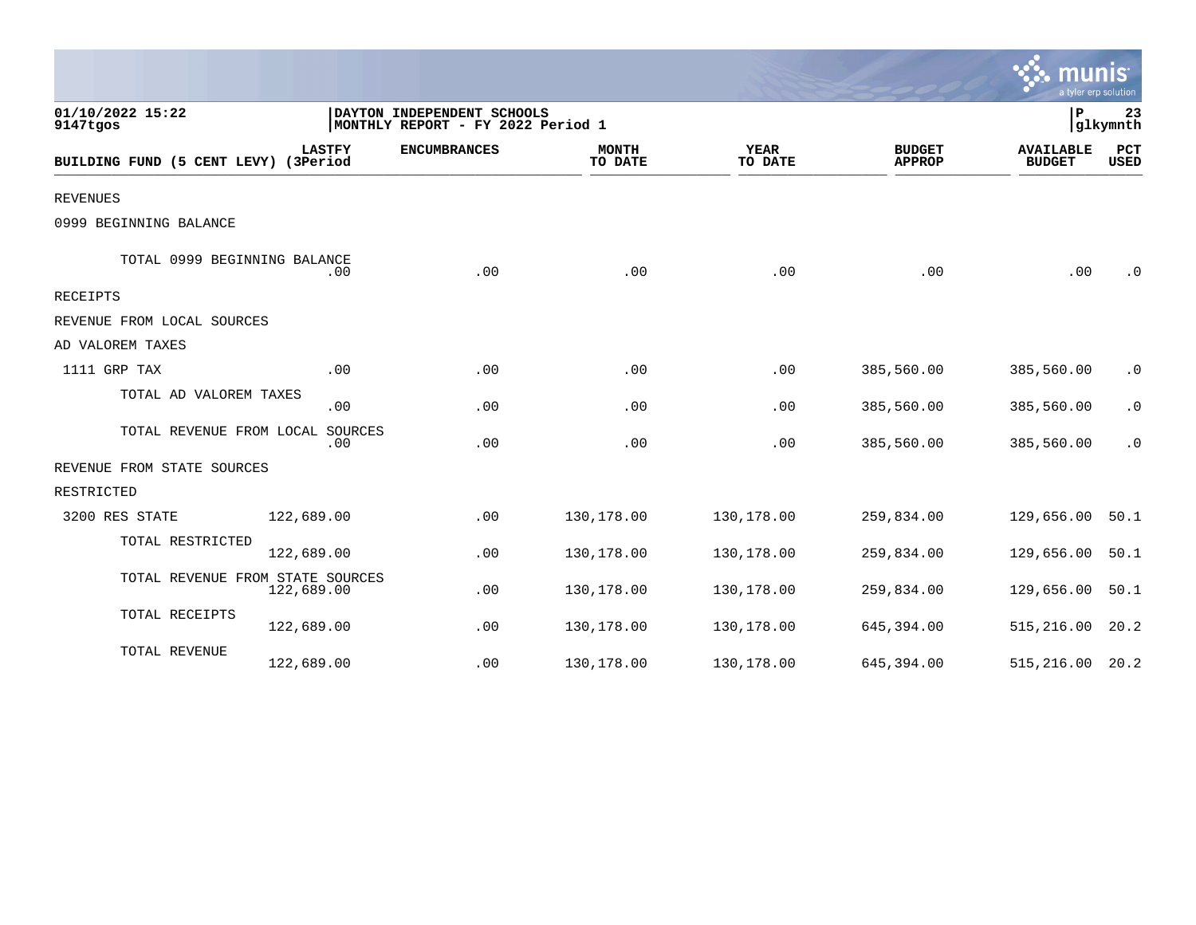01/10/2022 15:22
9147tgos

DAYTON INDEPENDENT SCHOOLS
MONTHLY REPORT - FY 2022 Period 1

| BUILDING FUND (5 CENT LEVY) | LASTFY (3Period | ENCUMBRANCES | MONTH TO DATE | YEAR TO DATE | BUDGET APPROP | AVAILABLE BUDGET | PCT USED |
|---|---|---|---|---|---|---|---|
| REVENUES | | | | | | | |
| 0999 BEGINNING BALANCE | | | | | | | |
| TOTAL 0999 BEGINNING BALANCE | .00 | .00 | .00 | .00 | .00 | .00 | .0 |
| RECEIPTS | | | | | | | |
| REVENUE FROM LOCAL SOURCES | | | | | | | |
| AD VALOREM TAXES | | | | | | | |
| 1111 GRP TAX | .00 | .00 | .00 | .00 | 385,560.00 | 385,560.00 | .0 |
| TOTAL AD VALOREM TAXES | .00 | .00 | .00 | .00 | 385,560.00 | 385,560.00 | .0 |
| TOTAL REVENUE FROM LOCAL SOURCES | .00 | .00 | .00 | .00 | 385,560.00 | 385,560.00 | .0 |
| REVENUE FROM STATE SOURCES | | | | | | | |
| RESTRICTED | | | | | | | |
| 3200 RES STATE | 122,689.00 | .00 | 130,178.00 | 130,178.00 | 259,834.00 | 129,656.00 | 50.1 |
| TOTAL RESTRICTED | 122,689.00 | .00 | 130,178.00 | 130,178.00 | 259,834.00 | 129,656.00 | 50.1 |
| TOTAL REVENUE FROM STATE SOURCES | 122,689.00 | .00 | 130,178.00 | 130,178.00 | 259,834.00 | 129,656.00 | 50.1 |
| TOTAL RECEIPTS | 122,689.00 | .00 | 130,178.00 | 130,178.00 | 645,394.00 | 515,216.00 | 20.2 |
| TOTAL REVENUE | 122,689.00 | .00 | 130,178.00 | 130,178.00 | 645,394.00 | 515,216.00 | 20.2 |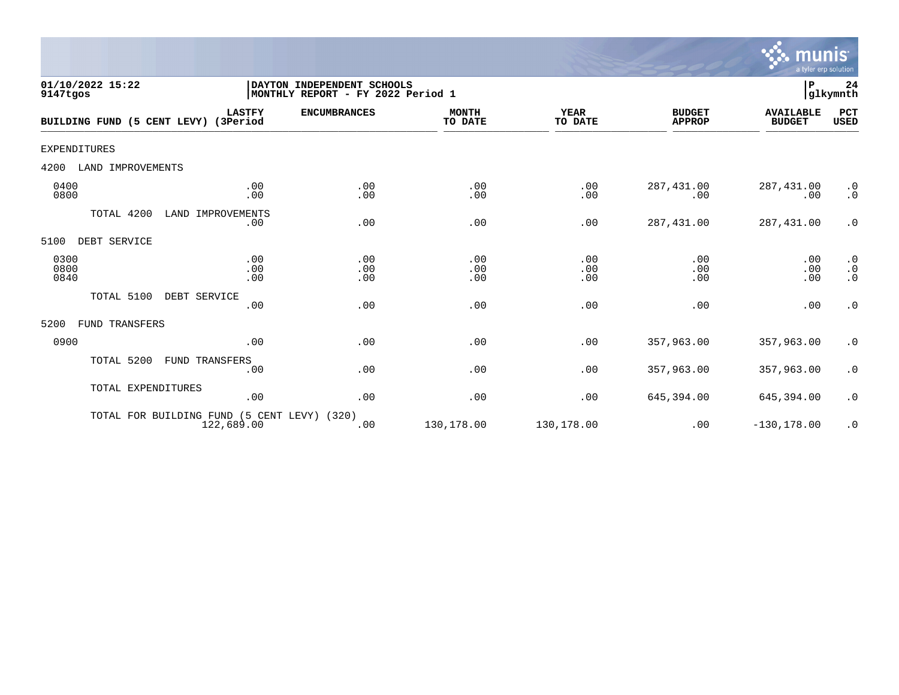01/10/2022 15:22 | DAYTON INDEPENDENT SCHOOLS | P 24
9147tgos | MONTHLY REPORT - FY 2022 Period 1 | glkymnth

| BUILDING FUND (5 CENT LEVY) | LASTFY (3Period | ENCUMBRANCES | MONTH TO DATE | YEAR TO DATE | BUDGET APPROP | AVAILABLE BUDGET | PCT USED |
|---|---|---|---|---|---|---|---|
| EXPENDITURES | | | | | | | |
| 4200 LAND IMPROVEMENTS | | | | | | | |
| 0400 | .00 | .00 | .00 | .00 | 287,431.00 | 287,431.00 | .0 |
| 0800 | .00 | .00 | .00 | .00 | .00 | .00 | .0 |
| TOTAL 4200 LAND IMPROVEMENTS | .00 | .00 | .00 | .00 | 287,431.00 | 287,431.00 | .0 |
| 5100 DEBT SERVICE | | | | | | | |
| 0300 | .00 | .00 | .00 | .00 | .00 | .00 | .0 |
| 0800 | .00 | .00 | .00 | .00 | .00 | .00 | .0 |
| 0840 | .00 | .00 | .00 | .00 | .00 | .00 | .0 |
| TOTAL 5100 DEBT SERVICE | .00 | .00 | .00 | .00 | .00 | .00 | .0 |
| 5200 FUND TRANSFERS | | | | | | | |
| 0900 | .00 | .00 | .00 | .00 | 357,963.00 | 357,963.00 | .0 |
| TOTAL 5200 FUND TRANSFERS | .00 | .00 | .00 | .00 | 357,963.00 | 357,963.00 | .0 |
| TOTAL EXPENDITURES | .00 | .00 | .00 | .00 | 645,394.00 | 645,394.00 | .0 |
| TOTAL FOR BUILDING FUND (5 CENT LEVY) (320) | 122,689.00 | .00 | 130,178.00 | 130,178.00 | .00 | -130,178.00 | .0 |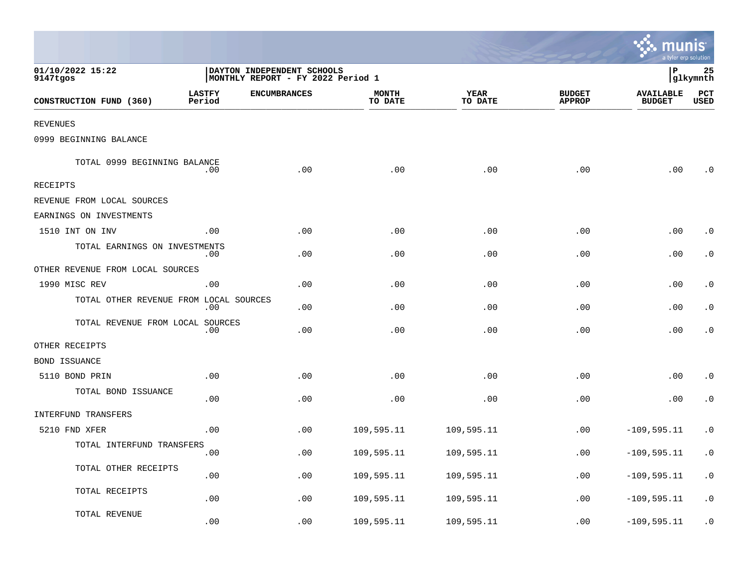01/10/2022 15:22
9147tgos

DAYTON INDEPENDENT SCHOOLS
MONTHLY REPORT - FY 2022 Period 1

P 25
glkymnth

| CONSTRUCTION FUND (360) | LASTFY Period | ENCUMBRANCES | MONTH TO DATE | YEAR TO DATE | BUDGET APPROP | AVAILABLE BUDGET | PCT USED |
|---|---|---|---|---|---|---|---|
| REVENUES | | | | | | | |
| 0999 BEGINNING BALANCE | | | | | | | |
| TOTAL 0999 BEGINNING BALANCE | .00 | .00 | .00 | .00 | .00 | .00 | .0 |
| RECEIPTS | | | | | | | |
| REVENUE FROM LOCAL SOURCES | | | | | | | |
| EARNINGS ON INVESTMENTS | | | | | | | |
| 1510 INT ON INV | .00 | .00 | .00 | .00 | .00 | .00 | .0 |
| TOTAL EARNINGS ON INVESTMENTS | .00 | .00 | .00 | .00 | .00 | .00 | .0 |
| OTHER REVENUE FROM LOCAL SOURCES | | | | | | | |
| 1990 MISC REV | .00 | .00 | .00 | .00 | .00 | .00 | .0 |
| TOTAL OTHER REVENUE FROM LOCAL SOURCES | .00 | .00 | .00 | .00 | .00 | .00 | .0 |
| TOTAL REVENUE FROM LOCAL SOURCES | .00 | .00 | .00 | .00 | .00 | .00 | .0 |
| OTHER RECEIPTS | | | | | | | |
| BOND ISSUANCE | | | | | | | |
| 5110 BOND PRIN | .00 | .00 | .00 | .00 | .00 | .00 | .0 |
| TOTAL BOND ISSUANCE | .00 | .00 | .00 | .00 | .00 | .00 | .0 |
| INTERFUND TRANSFERS | | | | | | | |
| 5210 FND XFER | .00 | .00 | 109,595.11 | 109,595.11 | .00 | -109,595.11 | .0 |
| TOTAL INTERFUND TRANSFERS | .00 | .00 | 109,595.11 | 109,595.11 | .00 | -109,595.11 | .0 |
| TOTAL OTHER RECEIPTS | .00 | .00 | 109,595.11 | 109,595.11 | .00 | -109,595.11 | .0 |
| TOTAL RECEIPTS | .00 | .00 | 109,595.11 | 109,595.11 | .00 | -109,595.11 | .0 |
| TOTAL REVENUE | .00 | .00 | 109,595.11 | 109,595.11 | .00 | -109,595.11 | .0 |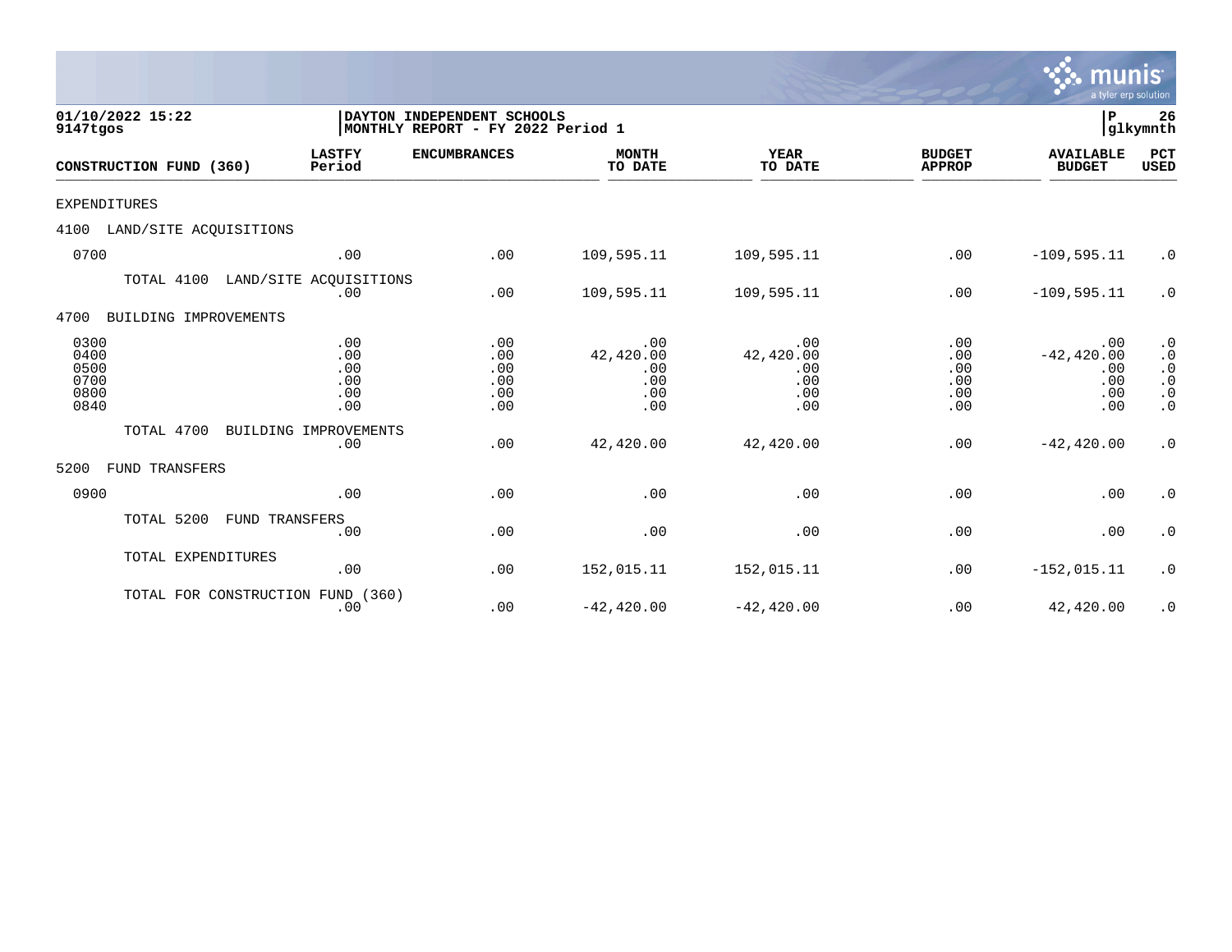01/10/2022 15:22
9147tgos

DAYTON INDEPENDENT SCHOOLS
MONTHLY REPORT - FY 2022 Period 1

P 26
glkymnth

| CONSTRUCTION FUND (360) | LASTFY Period | ENCUMBRANCES | MONTH TO DATE | YEAR TO DATE | BUDGET APPROP | AVAILABLE BUDGET | PCT USED |
|---|---|---|---|---|---|---|---|
| EXPENDITURES | | | | | | | |
| 4100 LAND/SITE ACQUISITIONS | | | | | | | |
| 0700 | .00 | .00 | 109,595.11 | 109,595.11 | .00 | -109,595.11 | .0 |
| TOTAL 4100 LAND/SITE ACQUISITIONS | .00 | .00 | 109,595.11 | 109,595.11 | .00 | -109,595.11 | .0 |
| 4700 BUILDING IMPROVEMENTS | | | | | | | |
| 0300 | .00 | .00 | .00 | .00 | .00 | .00 | .0 |
| 0400 | .00 | .00 | 42,420.00 | 42,420.00 | .00 | -42,420.00 | .0 |
| 0500 | .00 | .00 | .00 | .00 | .00 | .00 | .0 |
| 0700 | .00 | .00 | .00 | .00 | .00 | .00 | .0 |
| 0800 | .00 | .00 | .00 | .00 | .00 | .00 | .0 |
| 0840 | .00 | .00 | .00 | .00 | .00 | .00 | .0 |
| TOTAL 4700 BUILDING IMPROVEMENTS | .00 | .00 | 42,420.00 | 42,420.00 | .00 | -42,420.00 | .0 |
| 5200 FUND TRANSFERS | | | | | | | |
| 0900 | .00 | .00 | .00 | .00 | .00 | .00 | .0 |
| TOTAL 5200 FUND TRANSFERS | .00 | .00 | .00 | .00 | .00 | .00 | .0 |
| TOTAL EXPENDITURES | .00 | .00 | 152,015.11 | 152,015.11 | .00 | -152,015.11 | .0 |
| TOTAL FOR CONSTRUCTION FUND (360) | .00 | .00 | -42,420.00 | -42,420.00 | .00 | 42,420.00 | .0 |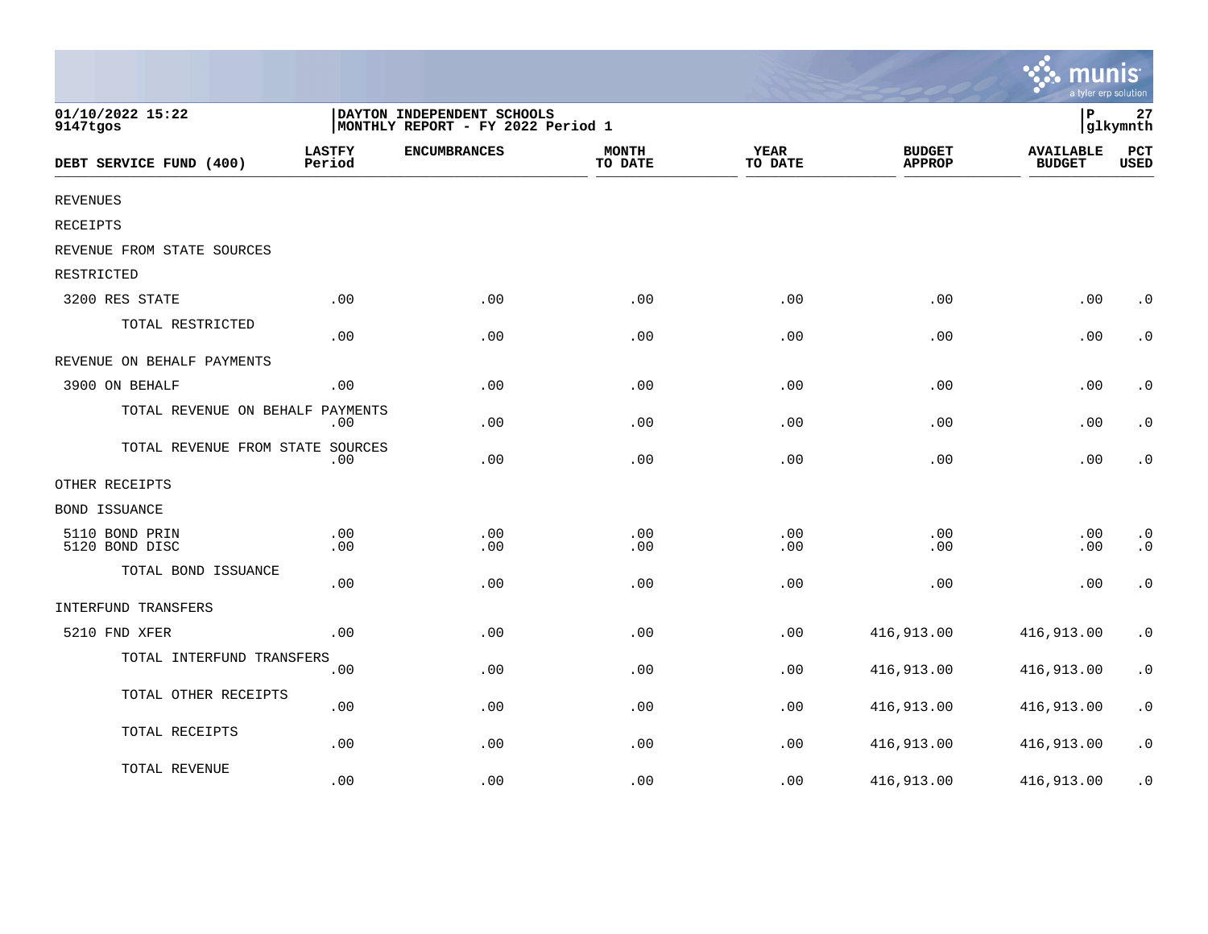01/10/2022 15:22
9147tgos

DAYTON INDEPENDENT SCHOOLS
MONTHLY REPORT - FY 2022 Period 1

P 27
glkymnth

| DEBT SERVICE FUND (400) | LASTFY Period | ENCUMBRANCES | MONTH TO DATE | YEAR TO DATE | BUDGET APPROP | AVAILABLE BUDGET | PCT USED |
|---|---|---|---|---|---|---|---|
| REVENUES | | | | | | | |
| RECEIPTS | | | | | | | |
| REVENUE FROM STATE SOURCES | | | | | | | |
| RESTRICTED | | | | | | | |
| 3200 RES STATE | .00 | .00 | .00 | .00 | .00 | .00 | .0 |
| TOTAL RESTRICTED | .00 | .00 | .00 | .00 | .00 | .00 | .0 |
| REVENUE ON BEHALF PAYMENTS | | | | | | | |
| 3900 ON BEHALF | .00 | .00 | .00 | .00 | .00 | .00 | .0 |
| TOTAL REVENUE ON BEHALF PAYMENTS | .00 | .00 | .00 | .00 | .00 | .00 | .0 |
| TOTAL REVENUE FROM STATE SOURCES | .00 | .00 | .00 | .00 | .00 | .00 | .0 |
| OTHER RECEIPTS | | | | | | | |
| BOND ISSUANCE | | | | | | | |
| 5110 BOND PRIN | .00 | .00 | .00 | .00 | .00 | .00 | .0 |
| 5120 BOND DISC | .00 | .00 | .00 | .00 | .00 | .00 | .0 |
| TOTAL BOND ISSUANCE | .00 | .00 | .00 | .00 | .00 | .00 | .0 |
| INTERFUND TRANSFERS | | | | | | | |
| 5210 FND XFER | .00 | .00 | .00 | .00 | 416,913.00 | 416,913.00 | .0 |
| TOTAL INTERFUND TRANSFERS | .00 | .00 | .00 | .00 | 416,913.00 | 416,913.00 | .0 |
| TOTAL OTHER RECEIPTS | .00 | .00 | .00 | .00 | 416,913.00 | 416,913.00 | .0 |
| TOTAL RECEIPTS | .00 | .00 | .00 | .00 | 416,913.00 | 416,913.00 | .0 |
| TOTAL REVENUE | .00 | .00 | .00 | .00 | 416,913.00 | 416,913.00 | .0 |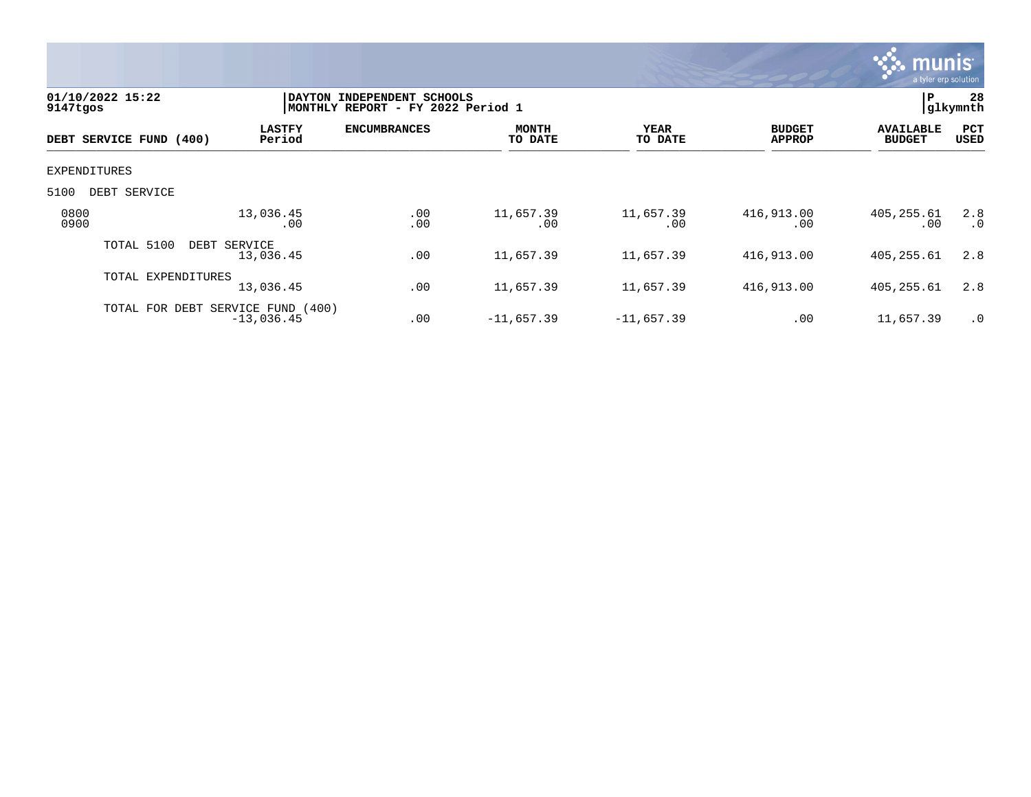01/10/2022 15:22
9147tgos

DAYTON INDEPENDENT SCHOOLS
MONTHLY REPORT - FY 2022 Period 1

P 28
glkymnth

| DEBT SERVICE FUND (400) | LASTFY Period | ENCUMBRANCES | MONTH TO DATE | YEAR TO DATE | BUDGET APPROP | AVAILABLE BUDGET | PCT USED |
|---|---|---|---|---|---|---|---|
| EXPENDITURES | | | | | | | |
| 5100 DEBT SERVICE | | | | | | | |
| 0800 | 13,036.45 | .00 | 11,657.39 | 11,657.39 | 416,913.00 | 405,255.61 | 2.8 |
| 0900 | .00 | .00 | .00 | .00 | .00 | .00 | .0 |
| TOTAL 5100 DEBT SERVICE | 13,036.45 | .00 | 11,657.39 | 11,657.39 | 416,913.00 | 405,255.61 | 2.8 |
| TOTAL EXPENDITURES | 13,036.45 | .00 | 11,657.39 | 11,657.39 | 416,913.00 | 405,255.61 | 2.8 |
| TOTAL FOR DEBT SERVICE FUND (400) | -13,036.45 | .00 | -11,657.39 | -11,657.39 | .00 | 11,657.39 | .0 |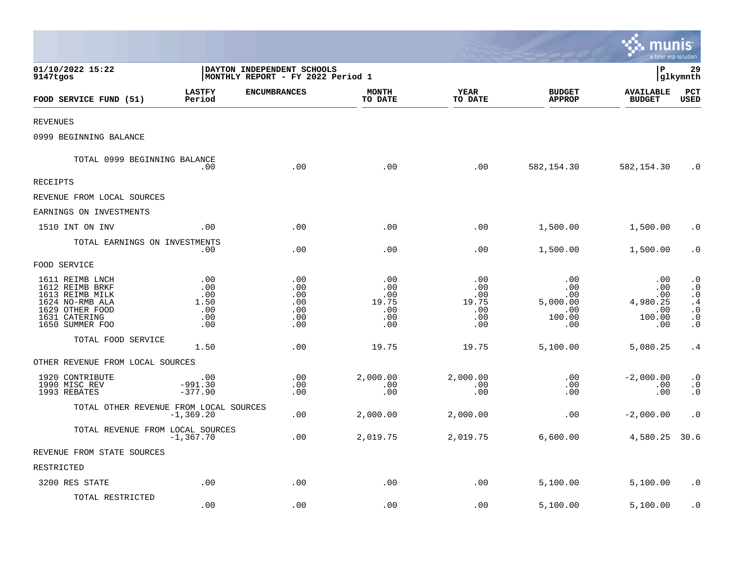01/10/2022 15:22
9147tgos

DAYTON INDEPENDENT SCHOOLS
MONTHLY REPORT - FY 2022 Period 1

glkymnth

| FOOD SERVICE FUND (51) | LASTFY Period | ENCUMBRANCES | MONTH TO DATE | YEAR TO DATE | BUDGET APPROP | AVAILABLE BUDGET | PCT USED |
|---|---|---|---|---|---|---|---|
| REVENUES | | | | | | | |
| 0999 BEGINNING BALANCE | | | | | | | |
| TOTAL 0999 BEGINNING BALANCE | .00 | .00 | .00 | .00 | 582,154.30 | 582,154.30 | .0 |
| RECEIPTS | | | | | | | |
| REVENUE FROM LOCAL SOURCES | | | | | | | |
| EARNINGS ON INVESTMENTS | | | | | | | |
| 1510 INT ON INV | .00 | .00 | .00 | .00 | 1,500.00 | 1,500.00 | .0 |
| TOTAL EARNINGS ON INVESTMENTS | .00 | .00 | .00 | .00 | 1,500.00 | 1,500.00 | .0 |
| FOOD SERVICE | | | | | | | |
| 1611 REIMB LNCH | .00 | .00 | .00 | .00 | .00 | .00 | .0 |
| 1612 REIMB BRKF | .00 | .00 | .00 | .00 | .00 | .00 | .0 |
| 1613 REIMB MILK | .00 | .00 | .00 | .00 | .00 | .00 | .0 |
| 1624 NO-RMB ALA | 1.50 | .00 | 19.75 | 19.75 | 5,000.00 | 4,980.25 | .4 |
| 1629 OTHER FOOD | .00 | .00 | .00 | .00 | .00 | .00 | .0 |
| 1631 CATERING | .00 | .00 | .00 | .00 | 100.00 | 100.00 | .0 |
| 1650 SUMMER FOO | .00 | .00 | .00 | .00 | .00 | .00 | .0 |
| TOTAL FOOD SERVICE | 1.50 | .00 | 19.75 | 19.75 | 5,100.00 | 5,080.25 | .4 |
| OTHER REVENUE FROM LOCAL SOURCES | | | | | | | |
| 1920 CONTRIBUTE | .00 | .00 | 2,000.00 | 2,000.00 | .00 | -2,000.00 | .0 |
| 1990 MISC REV | -991.30 | .00 | .00 | .00 | .00 | .00 | .0 |
| 1993 REBATES | -377.90 | .00 | .00 | .00 | .00 | .00 | .0 |
| TOTAL OTHER REVENUE FROM LOCAL SOURCES | -1,369.20 | .00 | 2,000.00 | 2,000.00 | .00 | -2,000.00 | .0 |
| TOTAL REVENUE FROM LOCAL SOURCES | -1,367.70 | .00 | 2,019.75 | 2,019.75 | 6,600.00 | 4,580.25 | 30.6 |
| REVENUE FROM STATE SOURCES | | | | | | | |
| RESTRICTED | | | | | | | |
| 3200 RES STATE | .00 | .00 | .00 | .00 | 5,100.00 | 5,100.00 | .0 |
| TOTAL RESTRICTED | .00 | .00 | .00 | .00 | 5,100.00 | 5,100.00 | .0 |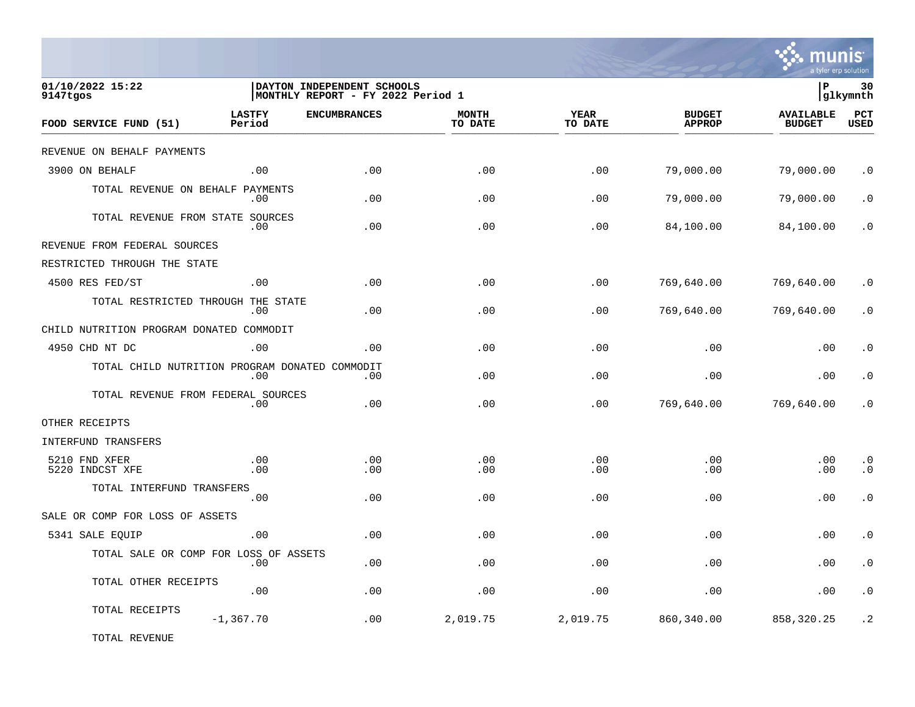01/10/2022 15:22 | DAYTON INDEPENDENT SCHOOLS | P 30
9147tgos | MONTHLY REPORT - FY 2022 Period 1 | glkymnth

| FOOD SERVICE FUND (51) | LASTFY Period | ENCUMBRANCES | MONTH TO DATE | YEAR TO DATE | BUDGET APPROP | AVAILABLE BUDGET | PCT USED |
|---|---|---|---|---|---|---|---|
| REVENUE ON BEHALF PAYMENTS | | | | | | | |
| 3900 ON BEHALF | .00 | .00 | .00 | .00 | 79,000.00 | 79,000.00 | .0 |
| TOTAL REVENUE ON BEHALF PAYMENTS | .00 | .00 | .00 | .00 | 79,000.00 | 79,000.00 | .0 |
| TOTAL REVENUE FROM STATE SOURCES | .00 | .00 | .00 | .00 | 84,100.00 | 84,100.00 | .0 |
| REVENUE FROM FEDERAL SOURCES | | | | | | | |
| RESTRICTED THROUGH THE STATE | | | | | | | |
| 4500 RES FED/ST | .00 | .00 | .00 | .00 | 769,640.00 | 769,640.00 | .0 |
| TOTAL RESTRICTED THROUGH THE STATE | .00 | .00 | .00 | .00 | 769,640.00 | 769,640.00 | .0 |
| CHILD NUTRITION PROGRAM DONATED COMMODIT | | | | | | | |
| 4950 CHD NT DC | .00 | .00 | .00 | .00 | .00 | .00 | .0 |
| TOTAL CHILD NUTRITION PROGRAM DONATED COMMODIT | .00 | .00 | .00 | .00 | .00 | .00 | .0 |
| TOTAL REVENUE FROM FEDERAL SOURCES | .00 | .00 | .00 | .00 | 769,640.00 | 769,640.00 | .0 |
| OTHER RECEIPTS | | | | | | | |
| INTERFUND TRANSFERS | | | | | | | |
| 5210 FND XFER | .00 | .00 | .00 | .00 | .00 | .00 | .0 |
| 5220 INDCST XFE | .00 | .00 | .00 | .00 | .00 | .00 | .0 |
| TOTAL INTERFUND TRANSFERS | .00 | .00 | .00 | .00 | .00 | .00 | .0 |
| SALE OR COMP FOR LOSS OF ASSETS | | | | | | | |
| 5341 SALE EQUIP | .00 | .00 | .00 | .00 | .00 | .00 | .0 |
| TOTAL SALE OR COMP FOR LOSS OF ASSETS | .00 | .00 | .00 | .00 | .00 | .00 | .0 |
| TOTAL OTHER RECEIPTS | .00 | .00 | .00 | .00 | .00 | .00 | .0 |
| TOTAL RECEIPTS | -1,367.70 | .00 | 2,019.75 | 2,019.75 | 860,340.00 | 858,320.25 | .2 |
| TOTAL REVENUE | | | | | | | |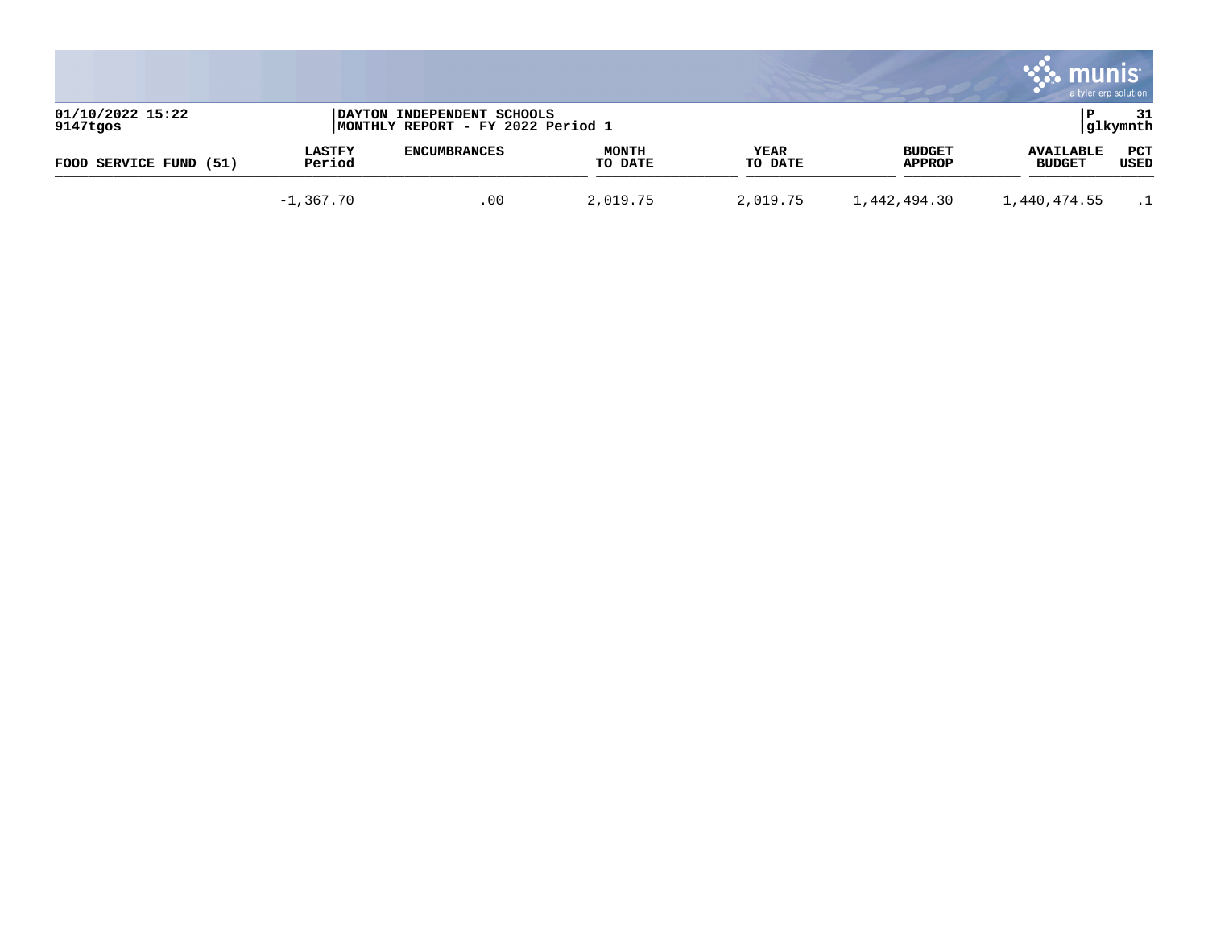01/10/2022 15:22 | DAYTON INDEPENDENT SCHOOLS | P 31
9147tgos | MONTHLY REPORT - FY 2022 Period 1 | glkymnth

| FOOD SERVICE FUND (51) | LASTFY Period | ENCUMBRANCES | MONTH TO DATE | YEAR TO DATE | BUDGET APPROP | AVAILABLE BUDGET | PCT USED |
|---|---|---|---|---|---|---|---|
| | -1,367.70 | .00 | 2,019.75 | 2,019.75 | 1,442,494.30 | 1,440,474.55 | .1 |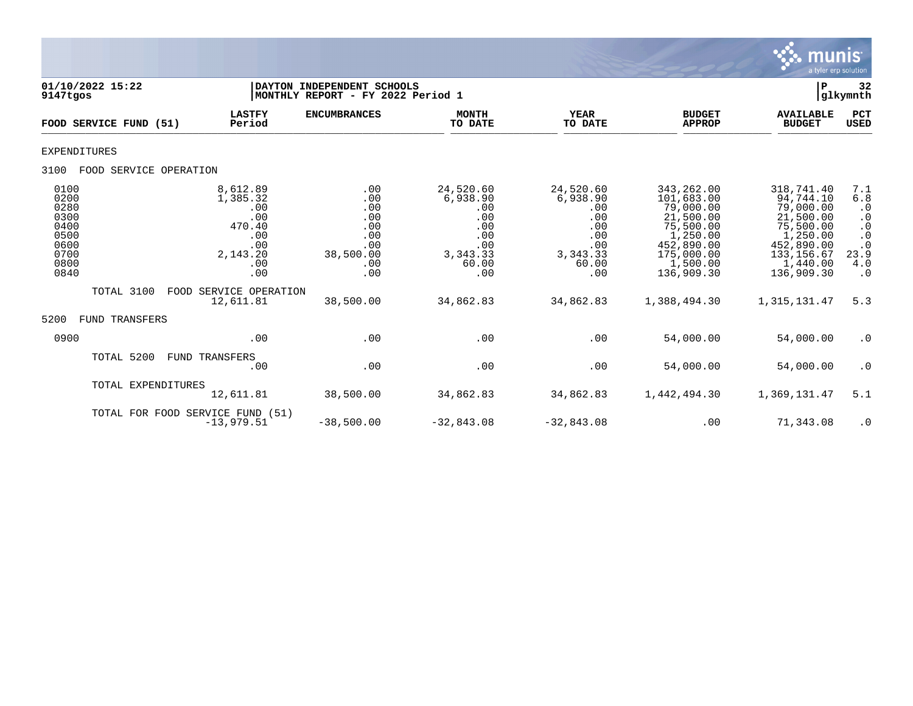01/10/2022 15:22
9147tgos

DAYTON INDEPENDENT SCHOOLS
MONTHLY REPORT - FY 2022 Period 1

P 32
glkymnth

| FOOD SERVICE FUND (51) | LASTFY Period | ENCUMBRANCES | MONTH TO DATE | YEAR TO DATE | BUDGET APPROP | AVAILABLE BUDGET | PCT USED |
|---|---|---|---|---|---|---|---|
| EXPENDITURES | | | | | | | |
| 3100 FOOD SERVICE OPERATION | | | | | | | |
| 0100 | 8,612.89 | .00 | 24,520.60 | 24,520.60 | 343,262.00 | 318,741.40 | 7.1 |
| 0200 | 1,385.32 | .00 | 6,938.90 | 6,938.90 | 101,683.00 | 94,744.10 | 6.8 |
| 0280 | .00 | .00 | .00 | .00 | 79,000.00 | 79,000.00 | .0 |
| 0300 | .00 | .00 | .00 | .00 | 21,500.00 | 21,500.00 | .0 |
| 0400 | 470.40 | .00 | .00 | .00 | 75,500.00 | 75,500.00 | .0 |
| 0500 | .00 | .00 | .00 | .00 | 1,250.00 | 1,250.00 | .0 |
| 0600 | .00 | .00 | .00 | .00 | 452,890.00 | 452,890.00 | .0 |
| 0700 | 2,143.20 | 38,500.00 | 3,343.33 | 3,343.33 | 175,000.00 | 133,156.67 | 23.9 |
| 0800 | .00 | .00 | 60.00 | 60.00 | 1,500.00 | 1,440.00 | 4.0 |
| 0840 | .00 | .00 | .00 | .00 | 136,909.30 | 136,909.30 | .0 |
| TOTAL 3100 FOOD SERVICE OPERATION | 12,611.81 | 38,500.00 | 34,862.83 | 34,862.83 | 1,388,494.30 | 1,315,131.47 | 5.3 |
| 5200 FUND TRANSFERS | | | | | | | |
| 0900 | .00 | .00 | .00 | .00 | 54,000.00 | 54,000.00 | .0 |
| TOTAL 5200 FUND TRANSFERS | .00 | .00 | .00 | .00 | 54,000.00 | 54,000.00 | .0 |
| TOTAL EXPENDITURES | 12,611.81 | 38,500.00 | 34,862.83 | 34,862.83 | 1,442,494.30 | 1,369,131.47 | 5.1 |
| TOTAL FOR FOOD SERVICE FUND (51) | -13,979.51 | -38,500.00 | -32,843.08 | -32,843.08 | .00 | 71,343.08 | .0 |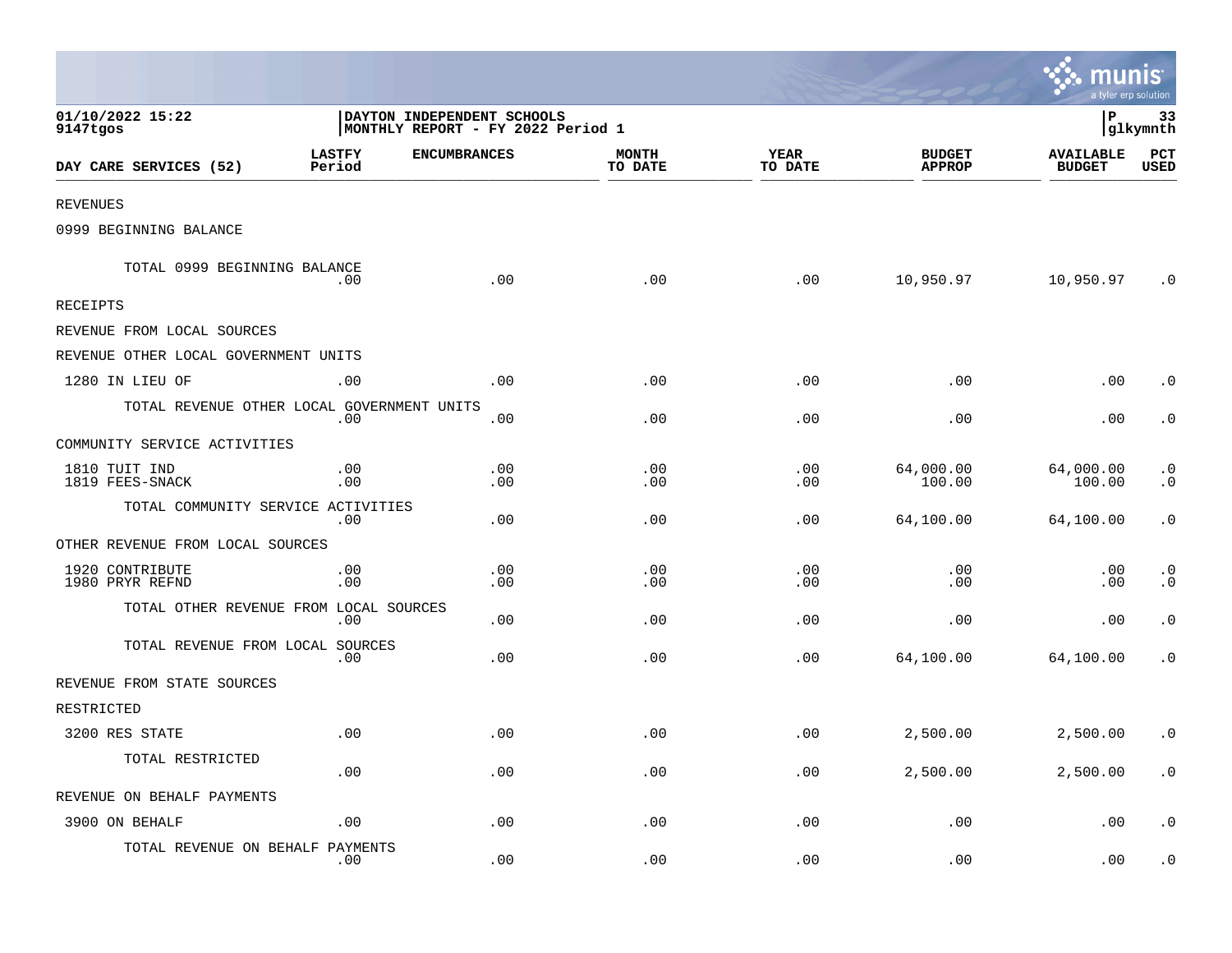01/10/2022 15:22
9147tgos

DAYTON INDEPENDENT SCHOOLS
MONTHLY REPORT - FY 2022 Period 1

P 33
glkymnth

| DAY CARE SERVICES (52) | LASTFY Period | ENCUMBRANCES | MONTH TO DATE | YEAR TO DATE | BUDGET APPROP | AVAILABLE BUDGET | PCT USED |
|---|---|---|---|---|---|---|---|
| REVENUES | | | | | | | |
| 0999 BEGINNING BALANCE | | | | | | | |
| TOTAL 0999 BEGINNING BALANCE | .00 | .00 | .00 | .00 | 10,950.97 | 10,950.97 | .0 |
| RECEIPTS | | | | | | | |
| REVENUE FROM LOCAL SOURCES | | | | | | | |
| REVENUE OTHER LOCAL GOVERNMENT UNITS | | | | | | | |
| 1280 IN LIEU OF | .00 | .00 | .00 | .00 | .00 | .00 | .0 |
| TOTAL REVENUE OTHER LOCAL GOVERNMENT UNITS | .00 | .00 | .00 | .00 | .00 | .00 | .0 |
| COMMUNITY SERVICE ACTIVITIES | | | | | | | |
| 1810 TUIT IND | .00 | .00 | .00 | .00 | 64,000.00 | 64,000.00 | .0 |
| 1819 FEES-SNACK | .00 | .00 | .00 | .00 | 100.00 | 100.00 | .0 |
| TOTAL COMMUNITY SERVICE ACTIVITIES | .00 | .00 | .00 | .00 | 64,100.00 | 64,100.00 | .0 |
| OTHER REVENUE FROM LOCAL SOURCES | | | | | | | |
| 1920 CONTRIBUTE | .00 | .00 | .00 | .00 | .00 | .00 | .0 |
| 1980 PRYR REFND | .00 | .00 | .00 | .00 | .00 | .00 | .0 |
| TOTAL OTHER REVENUE FROM LOCAL SOURCES | .00 | .00 | .00 | .00 | .00 | .00 | .0 |
| TOTAL REVENUE FROM LOCAL SOURCES | .00 | .00 | .00 | .00 | 64,100.00 | 64,100.00 | .0 |
| REVENUE FROM STATE SOURCES | | | | | | | |
| RESTRICTED | | | | | | | |
| 3200 RES STATE | .00 | .00 | .00 | .00 | 2,500.00 | 2,500.00 | .0 |
| TOTAL RESTRICTED | .00 | .00 | .00 | .00 | 2,500.00 | 2,500.00 | .0 |
| REVENUE ON BEHALF PAYMENTS | | | | | | | |
| 3900 ON BEHALF | .00 | .00 | .00 | .00 | .00 | .00 | .0 |
| TOTAL REVENUE ON BEHALF PAYMENTS | .00 | .00 | .00 | .00 | .00 | .00 | .0 |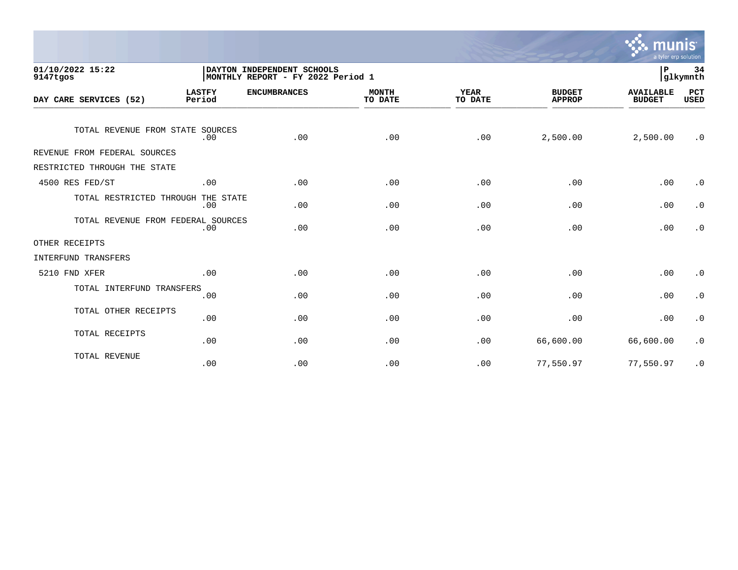01/10/2022 15:22 | DAYTON INDEPENDENT SCHOOLS
9147tgos | MONTHLY REPORT - FY 2022 Period 1

glkymnth

| DAY CARE SERVICES (52) | LASTFY Period | ENCUMBRANCES | MONTH TO DATE | YEAR TO DATE | BUDGET APPROP | AVAILABLE BUDGET | PCT USED |
|---|---|---|---|---|---|---|---|
| TOTAL REVENUE FROM STATE SOURCES | .00 | .00 | .00 | .00 | 2,500.00 | 2,500.00 | .0 |
| REVENUE FROM FEDERAL SOURCES | | | | | | | |
| RESTRICTED THROUGH THE STATE | | | | | | | |
| 4500 RES FED/ST | .00 | .00 | .00 | .00 | .00 | .00 | .0 |
| TOTAL RESTRICTED THROUGH THE STATE | .00 | .00 | .00 | .00 | .00 | .00 | .0 |
| TOTAL REVENUE FROM FEDERAL SOURCES | .00 | .00 | .00 | .00 | .00 | .00 | .0 |
| OTHER RECEIPTS | | | | | | | |
| INTERFUND TRANSFERS | | | | | | | |
| 5210 FND XFER | .00 | .00 | .00 | .00 | .00 | .00 | .0 |
| TOTAL INTERFUND TRANSFERS | .00 | .00 | .00 | .00 | .00 | .00 | .0 |
| TOTAL OTHER RECEIPTS | .00 | .00 | .00 | .00 | .00 | .00 | .0 |
| TOTAL RECEIPTS | .00 | .00 | .00 | .00 | 66,600.00 | 66,600.00 | .0 |
| TOTAL REVENUE | .00 | .00 | .00 | .00 | 77,550.97 | 77,550.97 | .0 |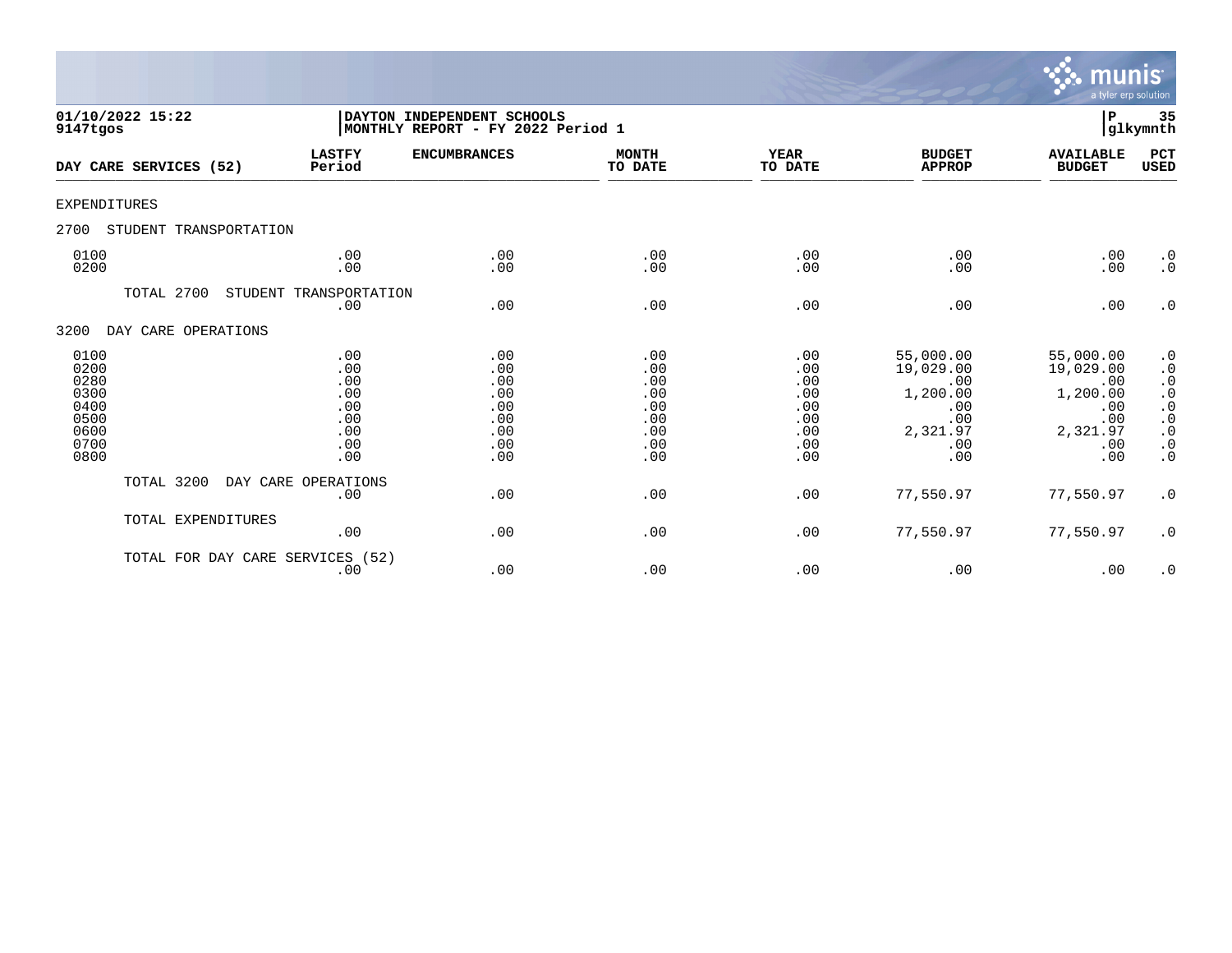01/10/2022 15:22
9147tgos

DAYTON INDEPENDENT SCHOOLS
MONTHLY REPORT - FY 2022 Period 1

P 35
glkymnth

| DAY CARE SERVICES (52) | LASTFY Period | ENCUMBRANCES | MONTH TO DATE | YEAR TO DATE | BUDGET APPROP | AVAILABLE BUDGET | PCT USED |
|---|---|---|---|---|---|---|---|
| EXPENDITURES | | | | | | | |
| 2700 STUDENT TRANSPORTATION | | | | | | | |
| 0100 | .00 | .00 | .00 | .00 | .00 | .00 | .0 |
| 0200 | .00 | .00 | .00 | .00 | .00 | .00 | .0 |
| TOTAL 2700 STUDENT TRANSPORTATION | .00 | .00 | .00 | .00 | .00 | .00 | .0 |
| 3200 DAY CARE OPERATIONS | | | | | | | |
| 0100 | .00 | .00 | .00 | .00 | 55,000.00 | 55,000.00 | .0 |
| 0200 | .00 | .00 | .00 | .00 | 19,029.00 | 19,029.00 | .0 |
| 0280 | .00 | .00 | .00 | .00 | .00 | .00 | .0 |
| 0300 | .00 | .00 | .00 | .00 | 1,200.00 | 1,200.00 | .0 |
| 0400 | .00 | .00 | .00 | .00 | .00 | .00 | .0 |
| 0500 | .00 | .00 | .00 | .00 | .00 | .00 | .0 |
| 0600 | .00 | .00 | .00 | .00 | 2,321.97 | 2,321.97 | .0 |
| 0700 | .00 | .00 | .00 | .00 | .00 | .00 | .0 |
| 0800 | .00 | .00 | .00 | .00 | .00 | .00 | .0 |
| TOTAL 3200 DAY CARE OPERATIONS | .00 | .00 | .00 | .00 | 77,550.97 | 77,550.97 | .0 |
| TOTAL EXPENDITURES | .00 | .00 | .00 | .00 | 77,550.97 | 77,550.97 | .0 |
| TOTAL FOR DAY CARE SERVICES (52) | .00 | .00 | .00 | .00 | .00 | .00 | .0 |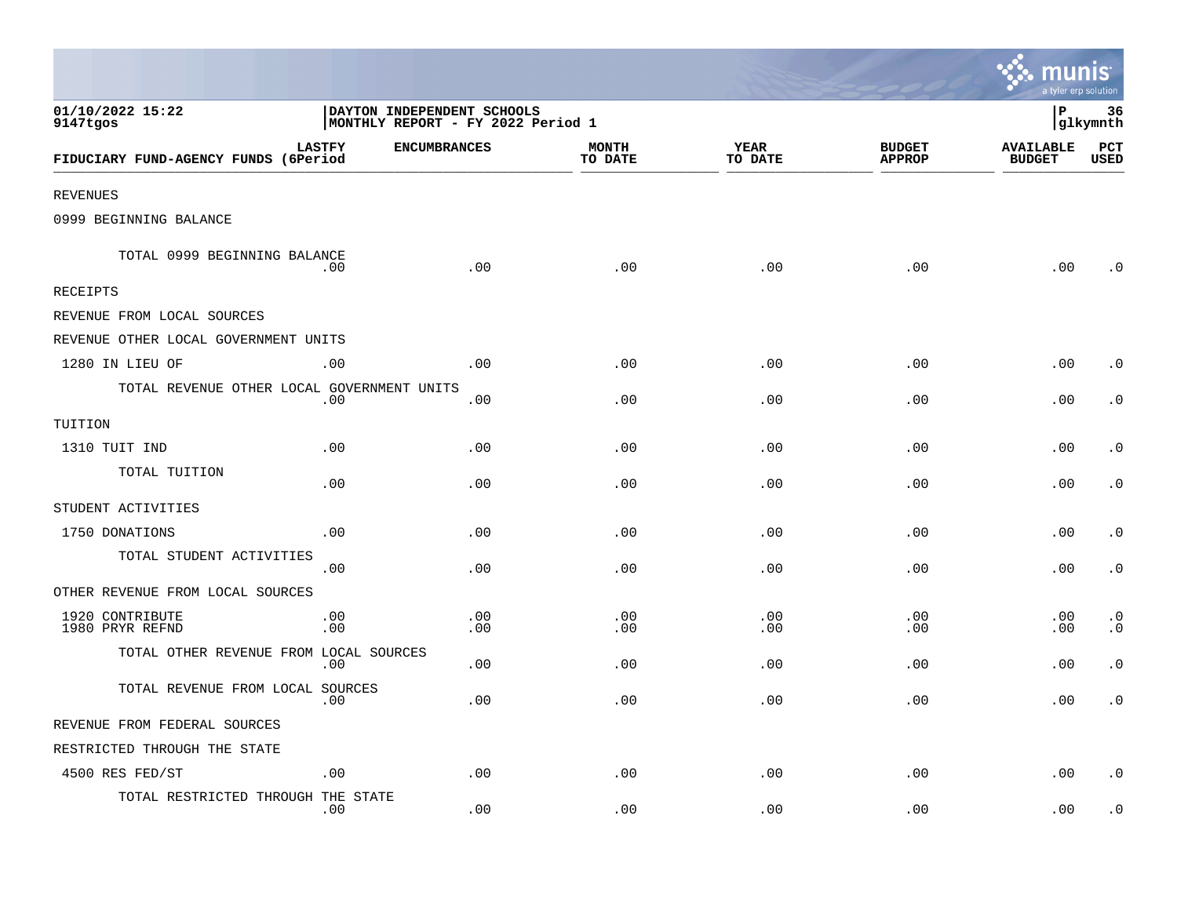01/10/2022 15:22 | DAYTON INDEPENDENT SCHOOLS | P 36
9147tgos | MONTHLY REPORT - FY 2022 Period 1 | glkymnth

| FIDUCIARY FUND-AGENCY FUNDS | LASTFY (6Period | ENCUMBRANCES | MONTH TO DATE | YEAR TO DATE | BUDGET APPROP | AVAILABLE BUDGET | PCT USED |
|---|---|---|---|---|---|---|---|
| REVENUES | | | | | | | |
| 0999 BEGINNING BALANCE | | | | | | | |
| TOTAL 0999 BEGINNING BALANCE | .00 | .00 | .00 | .00 | .00 | .00 | .0 |
| RECEIPTS | | | | | | | |
| REVENUE FROM LOCAL SOURCES | | | | | | | |
| REVENUE OTHER LOCAL GOVERNMENT UNITS | | | | | | | |
| 1280 IN LIEU OF | .00 | .00 | .00 | .00 | .00 | .00 | .0 |
| TOTAL REVENUE OTHER LOCAL GOVERNMENT UNITS | .00 | .00 | .00 | .00 | .00 | .00 | .0 |
| TUITION | | | | | | | |
| 1310 TUIT IND | .00 | .00 | .00 | .00 | .00 | .00 | .0 |
| TOTAL TUITION | .00 | .00 | .00 | .00 | .00 | .00 | .0 |
| STUDENT ACTIVITIES | | | | | | | |
| 1750 DONATIONS | .00 | .00 | .00 | .00 | .00 | .00 | .0 |
| TOTAL STUDENT ACTIVITIES | .00 | .00 | .00 | .00 | .00 | .00 | .0 |
| OTHER REVENUE FROM LOCAL SOURCES | | | | | | | |
| 1920 CONTRIBUTE | .00 | .00 | .00 | .00 | .00 | .00 | .0 |
| 1980 PRYR REFND | .00 | .00 | .00 | .00 | .00 | .00 | .0 |
| TOTAL OTHER REVENUE FROM LOCAL SOURCES | .00 | .00 | .00 | .00 | .00 | .00 | .0 |
| TOTAL REVENUE FROM LOCAL SOURCES | .00 | .00 | .00 | .00 | .00 | .00 | .0 |
| REVENUE FROM FEDERAL SOURCES | | | | | | | |
| RESTRICTED THROUGH THE STATE | | | | | | | |
| 4500 RES FED/ST | .00 | .00 | .00 | .00 | .00 | .00 | .0 |
| TOTAL RESTRICTED THROUGH THE STATE | .00 | .00 | .00 | .00 | .00 | .00 | .0 |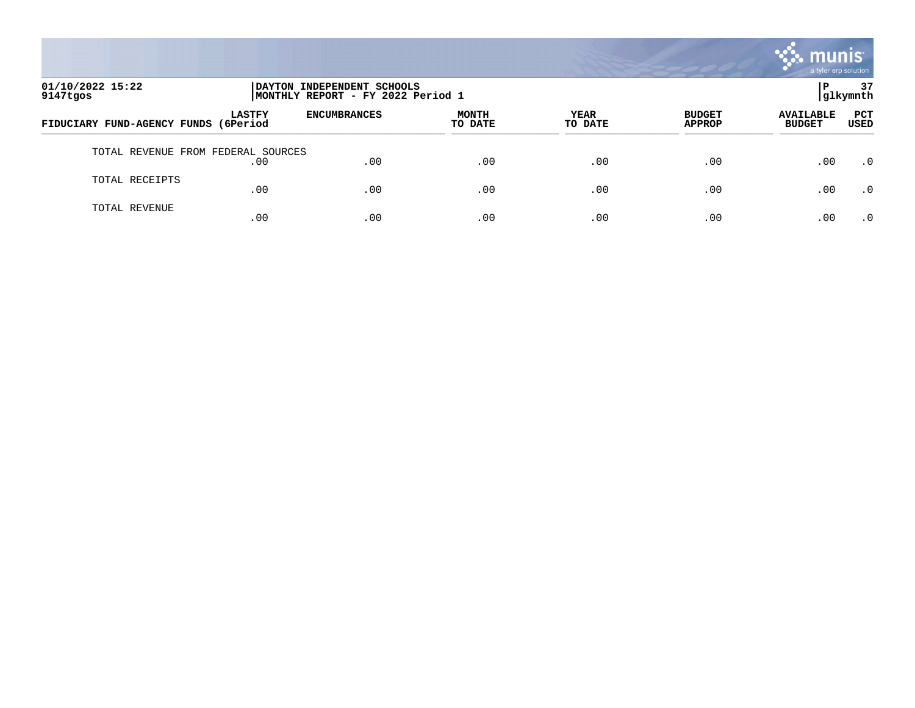01/10/2022 15:22
9147tgos

DAYTON INDEPENDENT SCHOOLS
MONTHLY REPORT - FY 2022 Period 1

P 37
glkymnth

| FIDUCIARY FUND-AGENCY FUNDS | LASTFY (6Period | ENCUMBRANCES | MONTH TO DATE | YEAR TO DATE | BUDGET APPROP | AVAILABLE BUDGET | PCT USED |
|---|---|---|---|---|---|---|---|
| TOTAL REVENUE FROM FEDERAL SOURCES | .00 | .00 | .00 | .00 | .00 | .00 | .0 |
| TOTAL RECEIPTS | .00 | .00 | .00 | .00 | .00 | .00 | .0 |
| TOTAL REVENUE | .00 | .00 | .00 | .00 | .00 | .00 | .0 |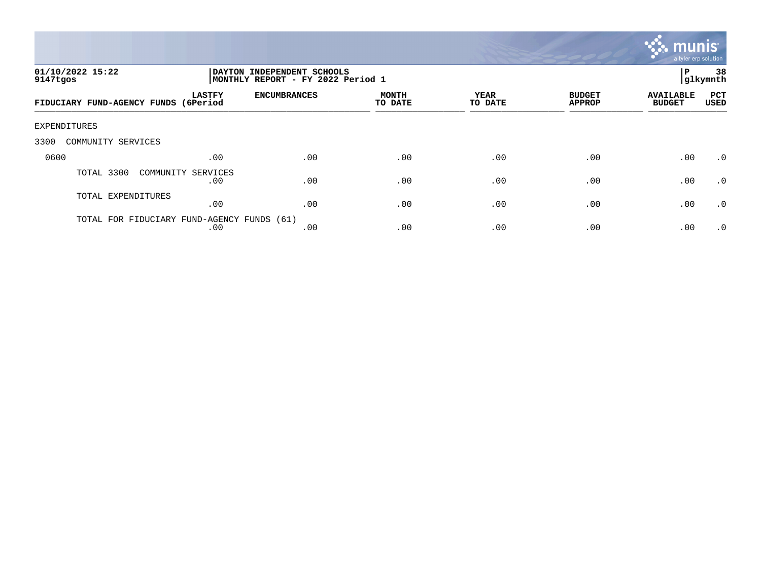01/10/2022 15:22 | DAYTON INDEPENDENT SCHOOLS | P 38
9147tgos | MONTHLY REPORT - FY 2022 Period 1 | glkymnth

| FIDUCIARY FUND-AGENCY FUNDS (6Period | LASTFY | ENCUMBRANCES | MONTH TO DATE | YEAR TO DATE | BUDGET APPROP | AVAILABLE BUDGET | PCT USED |
|---|---|---|---|---|---|---|---|
| EXPENDITURES | | | | | | | |
| 3300 COMMUNITY SERVICES | | | | | | | |
| 0600 | .00 | .00 | .00 | .00 | .00 | .00 | .0 |
| TOTAL 3300 COMMUNITY SERVICES | .00 | .00 | .00 | .00 | .00 | .00 | .0 |
| TOTAL EXPENDITURES | .00 | .00 | .00 | .00 | .00 | .00 | .0 |
| TOTAL FOR FIDUCIARY FUND-AGENCY FUNDS (61) | .00 | .00 | .00 | .00 | .00 | .00 | .0 |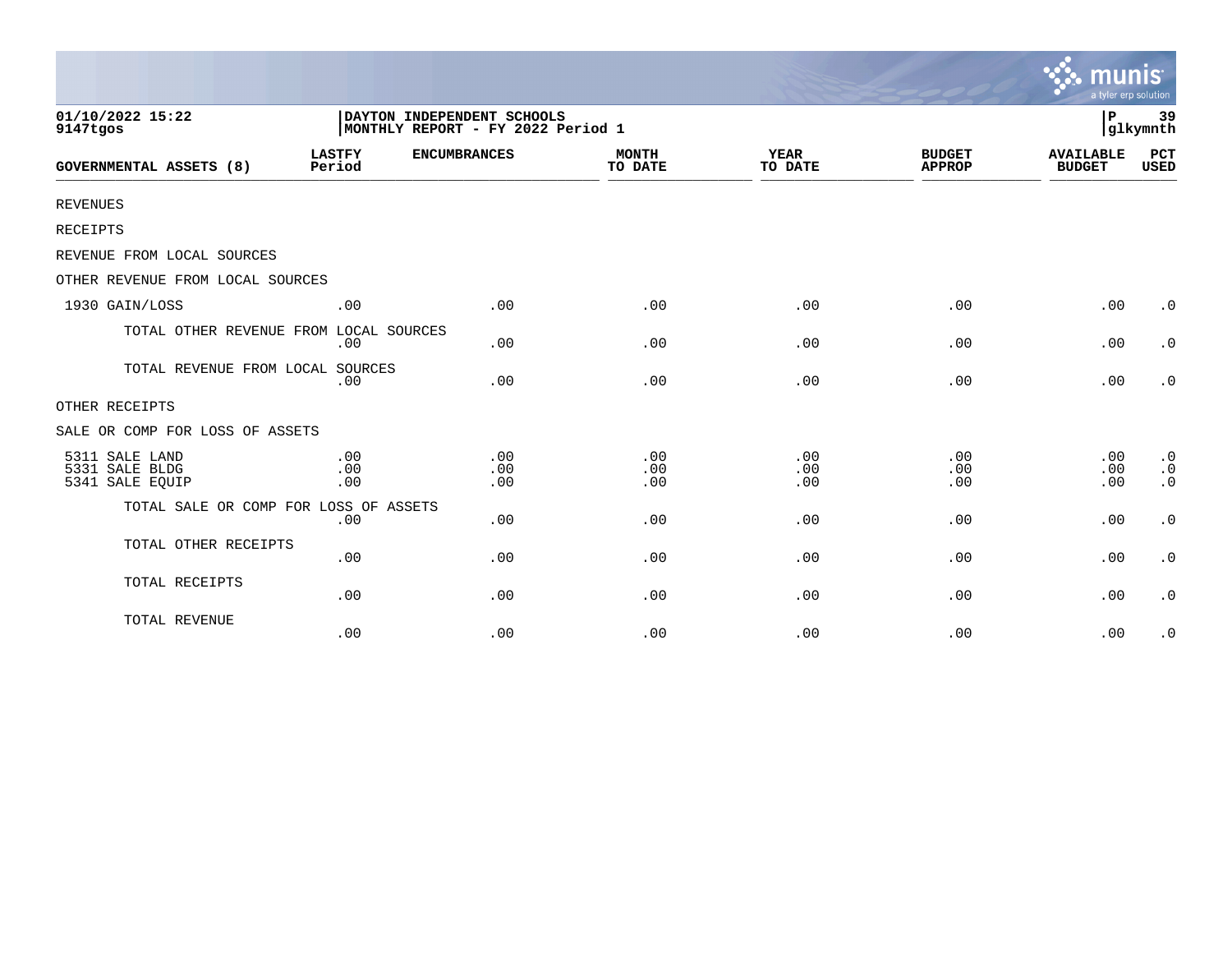01/10/2022 15:22
9147tgos

DAYTON INDEPENDENT SCHOOLS
MONTHLY REPORT - FY 2022 Period 1

P 39
glkymnth

| GOVERNMENTAL ASSETS (8) | LASTFY Period | ENCUMBRANCES | MONTH TO DATE | YEAR TO DATE | BUDGET APPROP | AVAILABLE BUDGET | PCT USED |
|---|---|---|---|---|---|---|---|
| REVENUES | | | | | | | |
| RECEIPTS | | | | | | | |
| REVENUE FROM LOCAL SOURCES | | | | | | | |
| OTHER REVENUE FROM LOCAL SOURCES | | | | | | | |
| 1930 GAIN/LOSS | .00 | .00 | .00 | .00 | .00 | .00 | .0 |
| TOTAL OTHER REVENUE FROM LOCAL SOURCES | .00 | .00 | .00 | .00 | .00 | .00 | .0 |
| TOTAL REVENUE FROM LOCAL SOURCES | .00 | .00 | .00 | .00 | .00 | .00 | .0 |
| OTHER RECEIPTS | | | | | | | |
| SALE OR COMP FOR LOSS OF ASSETS | | | | | | | |
| 5311 SALE LAND | .00 | .00 | .00 | .00 | .00 | .00 | .0 |
| 5331 SALE BLDG | .00 | .00 | .00 | .00 | .00 | .00 | .0 |
| 5341 SALE EQUIP | .00 | .00 | .00 | .00 | .00 | .00 | .0 |
| TOTAL SALE OR COMP FOR LOSS OF ASSETS | .00 | .00 | .00 | .00 | .00 | .00 | .0 |
| TOTAL OTHER RECEIPTS | .00 | .00 | .00 | .00 | .00 | .00 | .0 |
| TOTAL RECEIPTS | .00 | .00 | .00 | .00 | .00 | .00 | .0 |
| TOTAL REVENUE | .00 | .00 | .00 | .00 | .00 | .00 | .0 |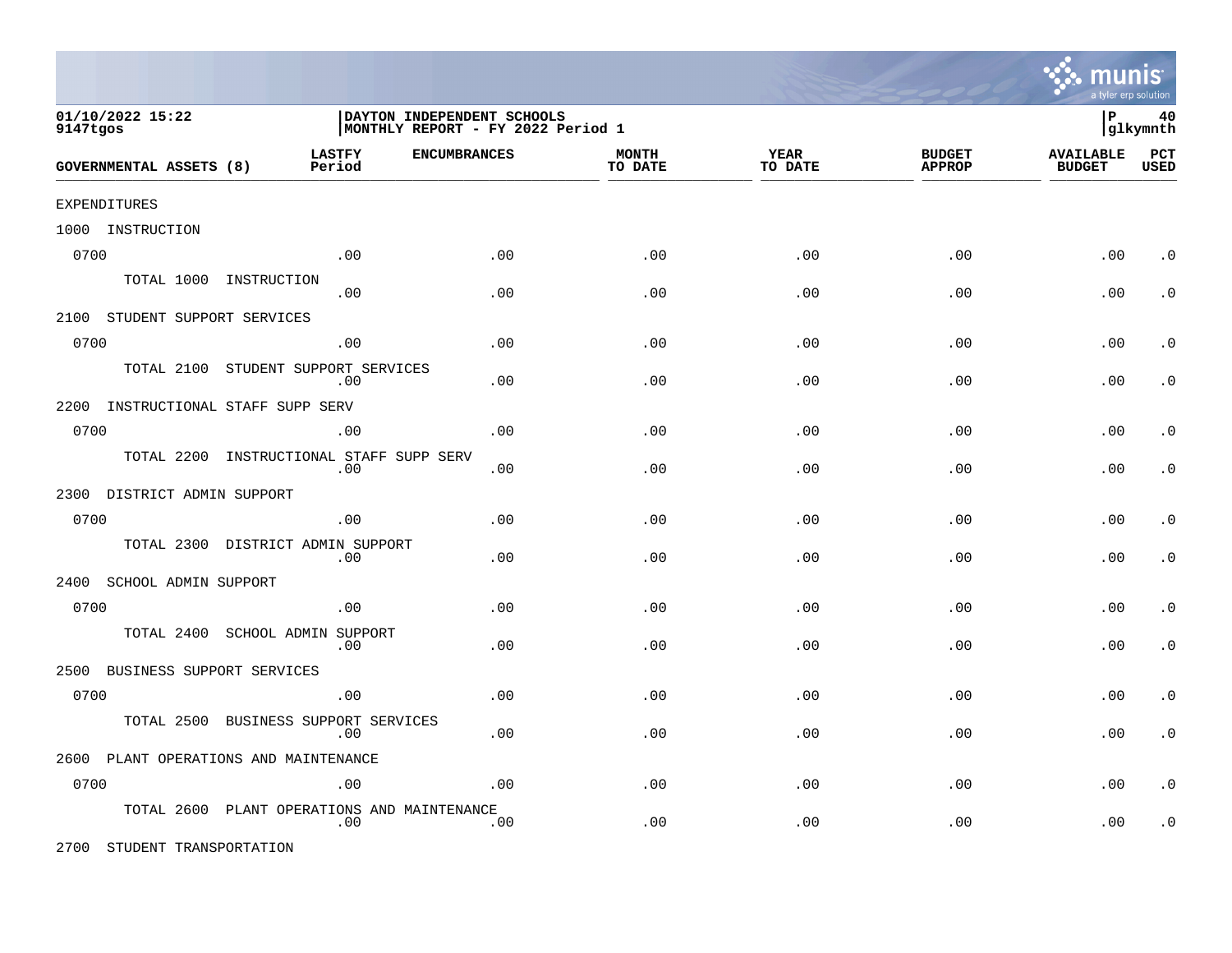DAYTON INDEPENDENT SCHOOLS
MONTHLY REPORT - FY 2022 Period 1

01/10/2022 15:22
9147tgos

glkymnth

| GOVERNMENTAL ASSETS (8) | LASTFY Period | ENCUMBRANCES | MONTH TO DATE | YEAR TO DATE | BUDGET APPROP | AVAILABLE BUDGET | PCT USED |
|---|---|---|---|---|---|---|---|
| EXPENDITURES | | | | | | | |
| 1000 INSTRUCTION | | | | | | | |
| 0700 | .00 | .00 | .00 | .00 | .00 | .00 | .0 |
| TOTAL 1000 INSTRUCTION | .00 | .00 | .00 | .00 | .00 | .00 | .0 |
| 2100 STUDENT SUPPORT SERVICES | | | | | | | |
| 0700 | .00 | .00 | .00 | .00 | .00 | .00 | .0 |
| TOTAL 2100 STUDENT SUPPORT SERVICES | .00 | .00 | .00 | .00 | .00 | .00 | .0 |
| 2200 INSTRUCTIONAL STAFF SUPP SERV | | | | | | | |
| 0700 | .00 | .00 | .00 | .00 | .00 | .00 | .0 |
| TOTAL 2200 INSTRUCTIONAL STAFF SUPP SERV | .00 | .00 | .00 | .00 | .00 | .00 | .0 |
| 2300 DISTRICT ADMIN SUPPORT | | | | | | | |
| 0700 | .00 | .00 | .00 | .00 | .00 | .00 | .0 |
| TOTAL 2300 DISTRICT ADMIN SUPPORT | .00 | .00 | .00 | .00 | .00 | .00 | .0 |
| 2400 SCHOOL ADMIN SUPPORT | | | | | | | |
| 0700 | .00 | .00 | .00 | .00 | .00 | .00 | .0 |
| TOTAL 2400 SCHOOL ADMIN SUPPORT | .00 | .00 | .00 | .00 | .00 | .00 | .0 |
| 2500 BUSINESS SUPPORT SERVICES | | | | | | | |
| 0700 | .00 | .00 | .00 | .00 | .00 | .00 | .0 |
| TOTAL 2500 BUSINESS SUPPORT SERVICES | .00 | .00 | .00 | .00 | .00 | .00 | .0 |
| 2600 PLANT OPERATIONS AND MAINTENANCE | | | | | | | |
| 0700 | .00 | .00 | .00 | .00 | .00 | .00 | .0 |
| TOTAL 2600 PLANT OPERATIONS AND MAINTENANCE | .00 | .00 | .00 | .00 | .00 | .00 | .0 |
| 2700 STUDENT TRANSPORTATION | | | | | | | |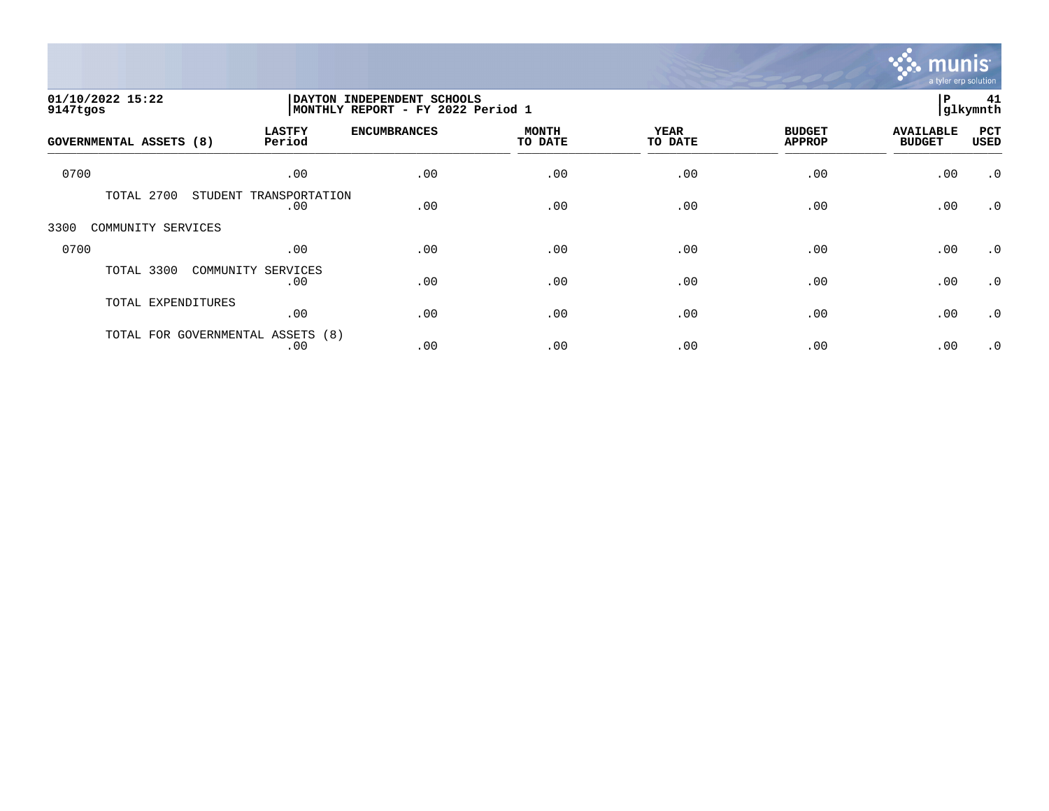01/10/2022 15:22
9147tgos

DAYTON INDEPENDENT SCHOOLS
MONTHLY REPORT - FY 2022 Period 1

P 41
glkymnth

| GOVERNMENTAL ASSETS (8) | LASTFY Period | ENCUMBRANCES | MONTH TO DATE | YEAR TO DATE | BUDGET APPROP | AVAILABLE BUDGET | PCT USED |
|---|---|---|---|---|---|---|---|
| 0700 | .00 | .00 | .00 | .00 | .00 | .00 | .0 |
| TOTAL 2700 STUDENT TRANSPORTATION | .00 | .00 | .00 | .00 | .00 | .00 | .0 |
| 3300 COMMUNITY SERVICES | | | | | | | |
| 0700 | .00 | .00 | .00 | .00 | .00 | .00 | .0 |
| TOTAL 3300 COMMUNITY SERVICES | .00 | .00 | .00 | .00 | .00 | .00 | .0 |
| TOTAL EXPENDITURES | .00 | .00 | .00 | .00 | .00 | .00 | .0 |
| TOTAL FOR GOVERNMENTAL ASSETS (8) | .00 | .00 | .00 | .00 | .00 | .00 | .0 |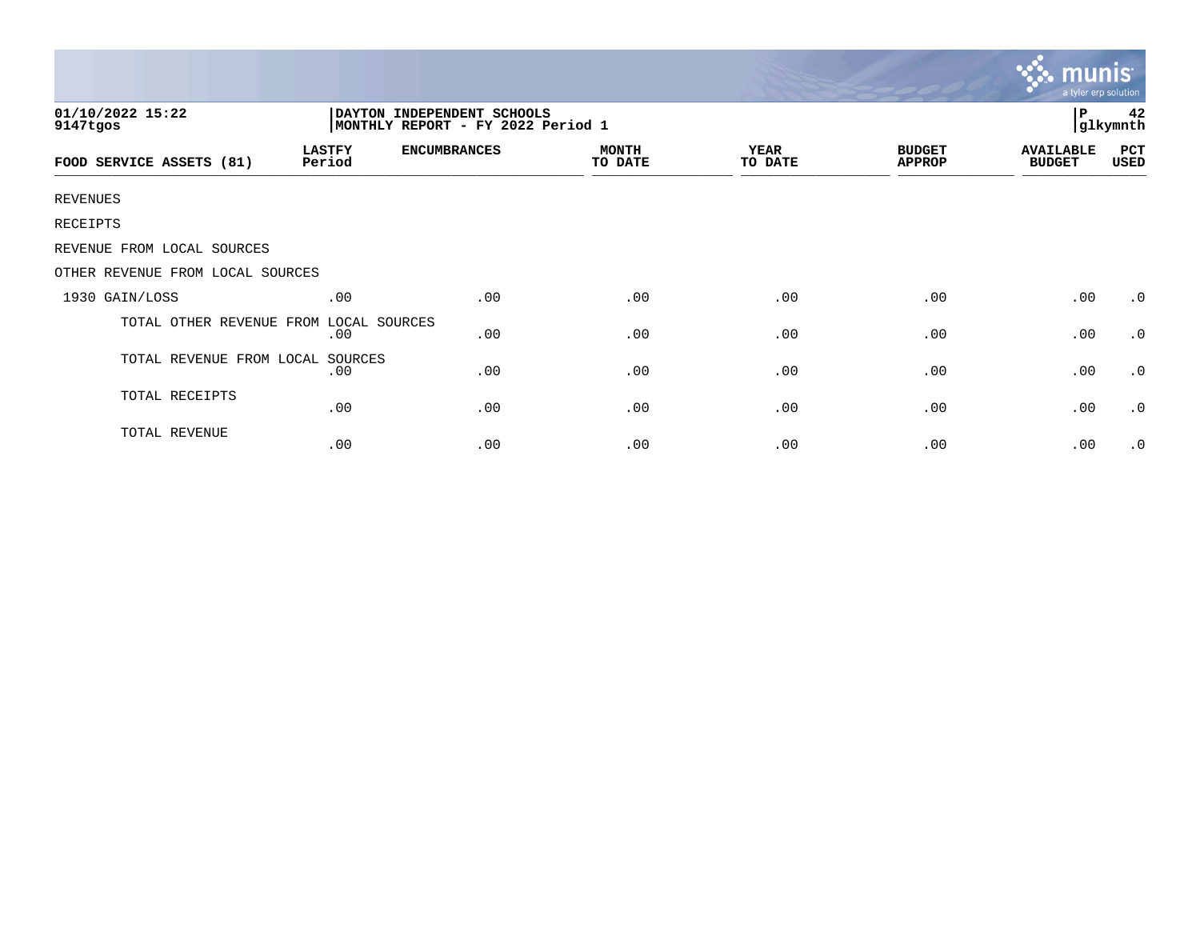01/10/2022 15:22
9147tgos

DAYTON INDEPENDENT SCHOOLS
MONTHLY REPORT - FY 2022 Period 1

P 42
glkymnth

| FOOD SERVICE ASSETS (81) | LASTFY Period | ENCUMBRANCES | MONTH TO DATE | YEAR TO DATE | BUDGET APPROP | AVAILABLE BUDGET | PCT USED |
|---|---|---|---|---|---|---|---|
| REVENUES | | | | | | | |
| RECEIPTS | | | | | | | |
| REVENUE FROM LOCAL SOURCES | | | | | | | |
| OTHER REVENUE FROM LOCAL SOURCES | | | | | | | |
| 1930 GAIN/LOSS | .00 | .00 | .00 | .00 | .00 | .00 | .0 |
| TOTAL OTHER REVENUE FROM LOCAL SOURCES | .00 | .00 | .00 | .00 | .00 | .00 | .0 |
| TOTAL REVENUE FROM LOCAL SOURCES | .00 | .00 | .00 | .00 | .00 | .00 | .0 |
| TOTAL RECEIPTS | .00 | .00 | .00 | .00 | .00 | .00 | .0 |
| TOTAL REVENUE | .00 | .00 | .00 | .00 | .00 | .00 | .0 |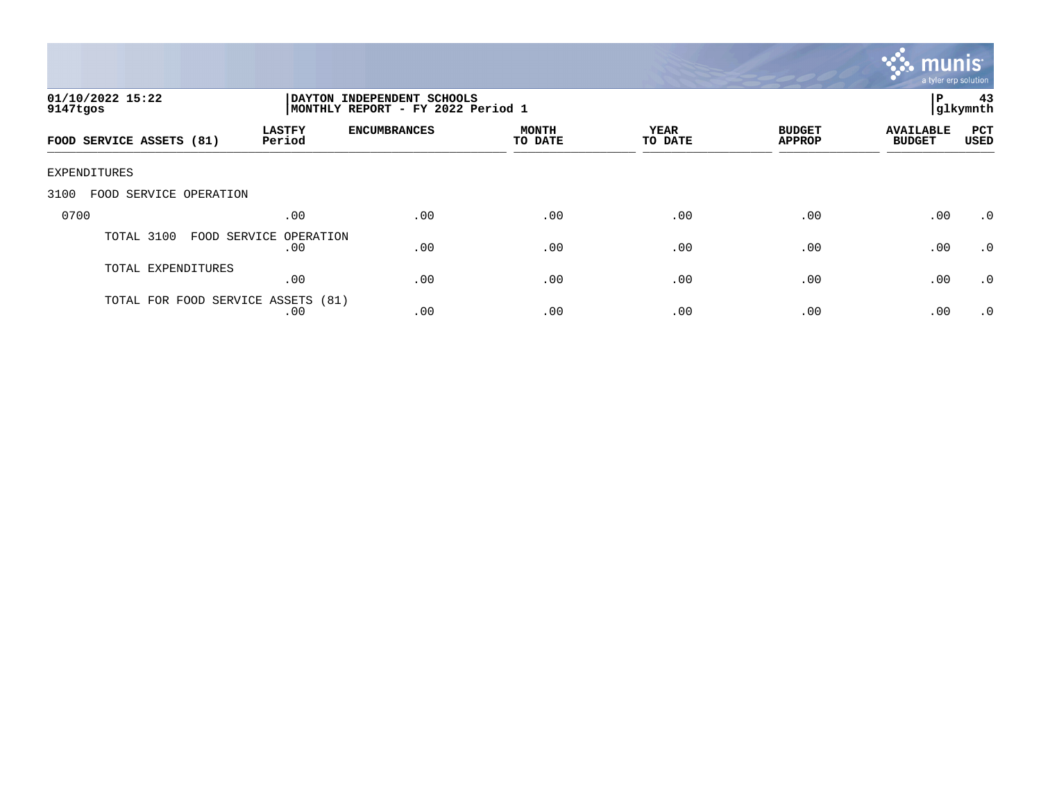01/10/2022 15:22
9147tgos

DAYTON INDEPENDENT SCHOOLS
MONTHLY REPORT - FY 2022 Period 1

P 43
glkymnth

| FOOD SERVICE ASSETS (81) | LASTFY Period | ENCUMBRANCES | MONTH TO DATE | YEAR TO DATE | BUDGET APPROP | AVAILABLE BUDGET | PCT USED |
|---|---|---|---|---|---|---|---|
| EXPENDITURES | | | | | | | |
| 3100 FOOD SERVICE OPERATION | | | | | | | |
| 0700 | .00 | .00 | .00 | .00 | .00 | .00 | .0 |
| TOTAL 3100 FOOD SERVICE OPERATION | .00 | .00 | .00 | .00 | .00 | .00 | .0 |
| TOTAL EXPENDITURES | .00 | .00 | .00 | .00 | .00 | .00 | .0 |
| TOTAL FOR FOOD SERVICE ASSETS (81) | .00 | .00 | .00 | .00 | .00 | .00 | .0 |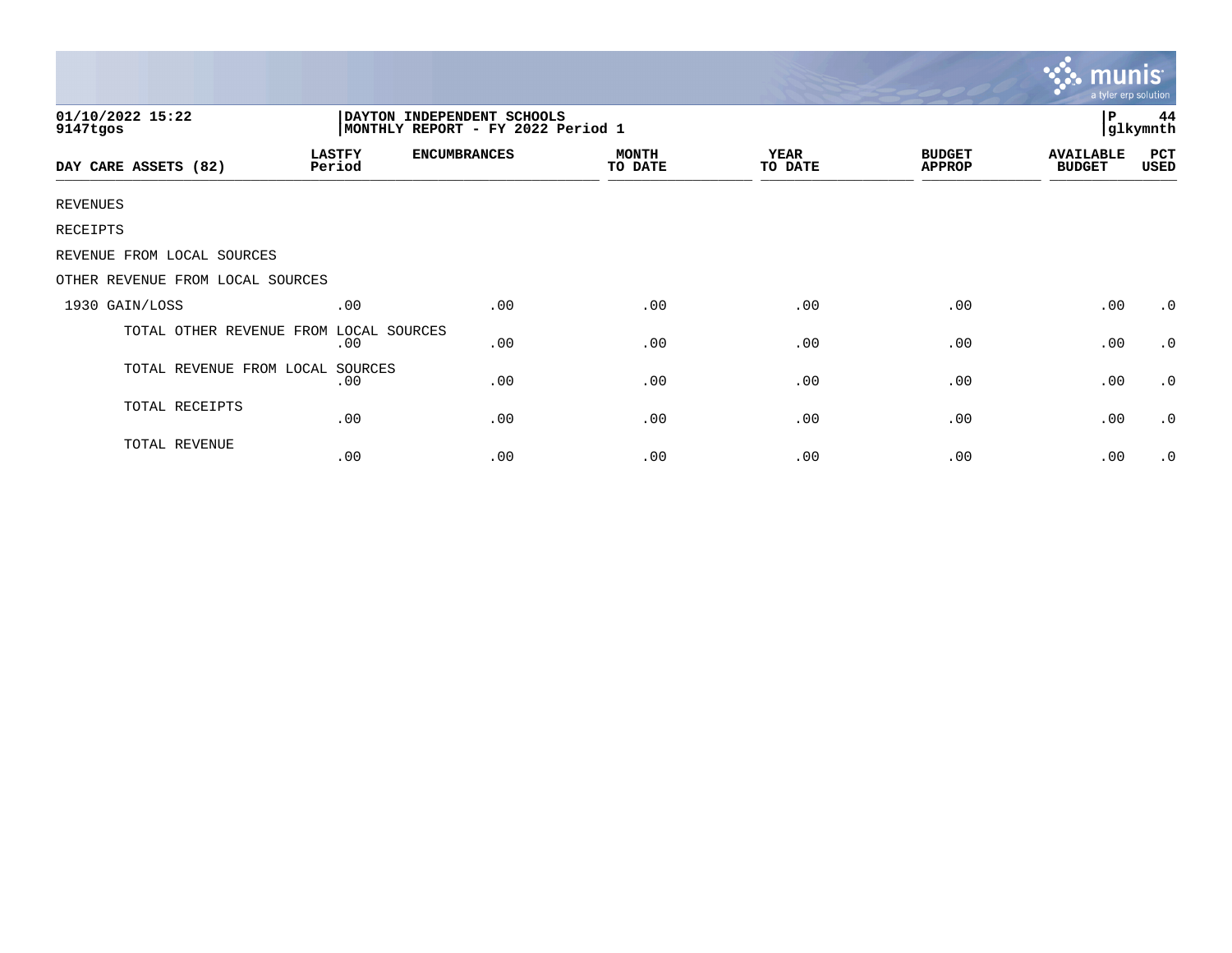01/10/2022 15:22
9147tgos

DAYTON INDEPENDENT SCHOOLS
MONTHLY REPORT - FY 2022 Period 1

P 44
glkymnth

| DAY CARE ASSETS (82) | LASTFY Period | ENCUMBRANCES | MONTH TO DATE | YEAR TO DATE | BUDGET APPROP | AVAILABLE BUDGET | PCT USED |
|---|---|---|---|---|---|---|---|
| REVENUES | | | | | | | |
| RECEIPTS | | | | | | | |
| REVENUE FROM LOCAL SOURCES | | | | | | | |
| OTHER REVENUE FROM LOCAL SOURCES | | | | | | | |
| 1930 GAIN/LOSS | .00 | .00 | .00 | .00 | .00 | .00 | .0 |
| TOTAL OTHER REVENUE FROM LOCAL SOURCES | .00 | .00 | .00 | .00 | .00 | .00 | .0 |
| TOTAL REVENUE FROM LOCAL SOURCES | .00 | .00 | .00 | .00 | .00 | .00 | .0 |
| TOTAL RECEIPTS | .00 | .00 | .00 | .00 | .00 | .00 | .0 |
| TOTAL REVENUE | .00 | .00 | .00 | .00 | .00 | .00 | .0 |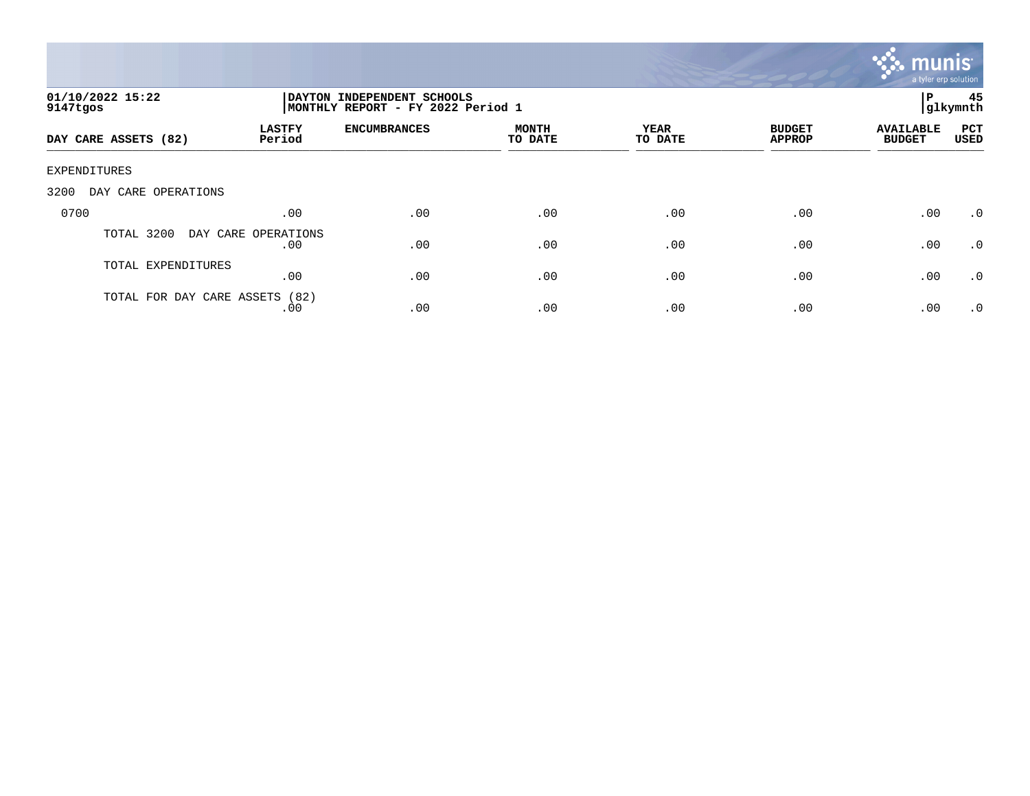01/10/2022 15:22
9147tgos

DAYTON INDEPENDENT SCHOOLS
MONTHLY REPORT - FY 2022 Period 1

P 45
glkymnth

| DAY CARE ASSETS (82) | LASTFY Period | ENCUMBRANCES | MONTH TO DATE | YEAR TO DATE | BUDGET APPROP | AVAILABLE BUDGET | PCT USED |
|---|---|---|---|---|---|---|---|
| EXPENDITURES | | | | | | | |
| 3200 DAY CARE OPERATIONS | | | | | | | |
| 0700 | .00 | .00 | .00 | .00 | .00 | .00 | .0 |
| TOTAL 3200 DAY CARE OPERATIONS | .00 | .00 | .00 | .00 | .00 | .00 | .0 |
| TOTAL EXPENDITURES | .00 | .00 | .00 | .00 | .00 | .00 | .0 |
| TOTAL FOR DAY CARE ASSETS (82) | .00 | .00 | .00 | .00 | .00 | .00 | .0 |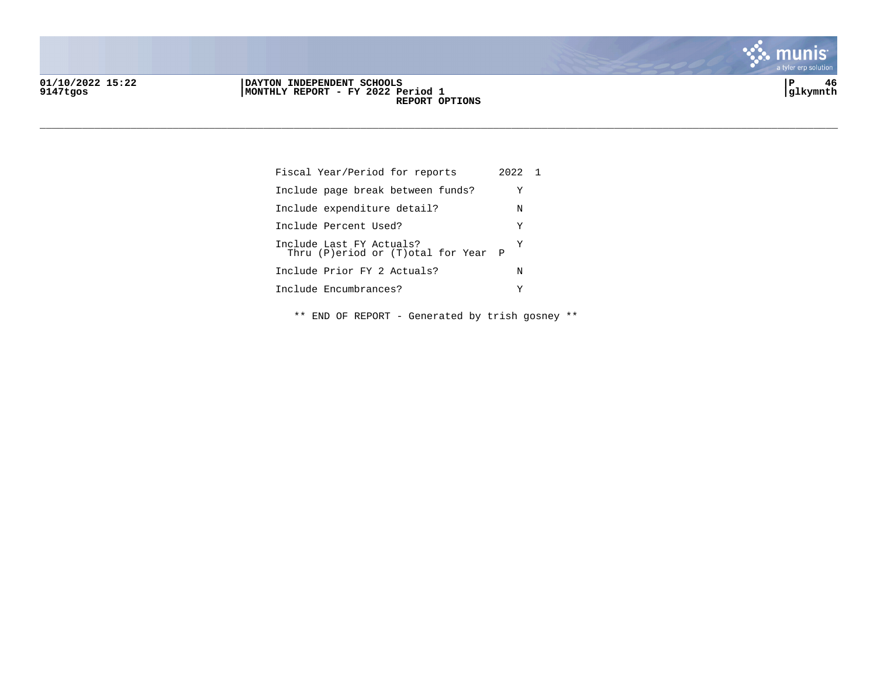# REPORT OPTIONS

| | |
|---|---|
| Fiscal Year/Period for reports | 2022 1 |
| Include page break between funds? | Y |
| Include expenditure detail? | N |
| Include Percent Used? | Y |
| Include Last FY Actuals? | Y |
| Thru (P)eriod or (T)otal for Year | P |
| Include Prior FY 2 Actuals? | N |
| Include Encumbrances? | Y |

** END OF REPORT - Generated by trish gosney **